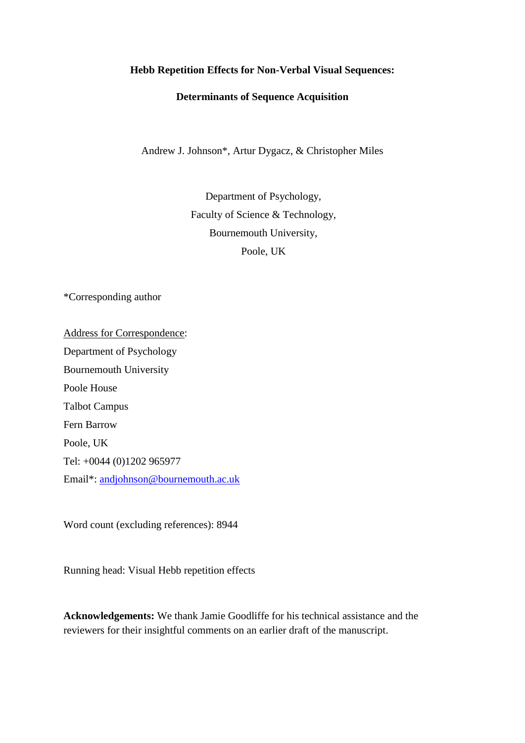**Hebb Repetition Effects for Non-Verbal Visual Sequences:**

**Determinants of Sequence Acquisition**

Andrew J. Johnson*, Artur Dygacz, & Christopher Miles

Department of Psychology,
Faculty of Science & Technology,
Bournemouth University,
Poole, UK

*Corresponding author

Address for Correspondence:
Department of Psychology
Bournemouth University
Poole House
Talbot Campus
Fern Barrow
Poole, UK
Tel: +0044 (0)1202 965977
Email*: andjohnson@bournemouth.ac.uk

Word count (excluding references): 8944

Running head: Visual Hebb repetition effects

**Acknowledgements:** We thank Jamie Goodliffe for his technical assistance and the reviewers for their insightful comments on an earlier draft of the manuscript.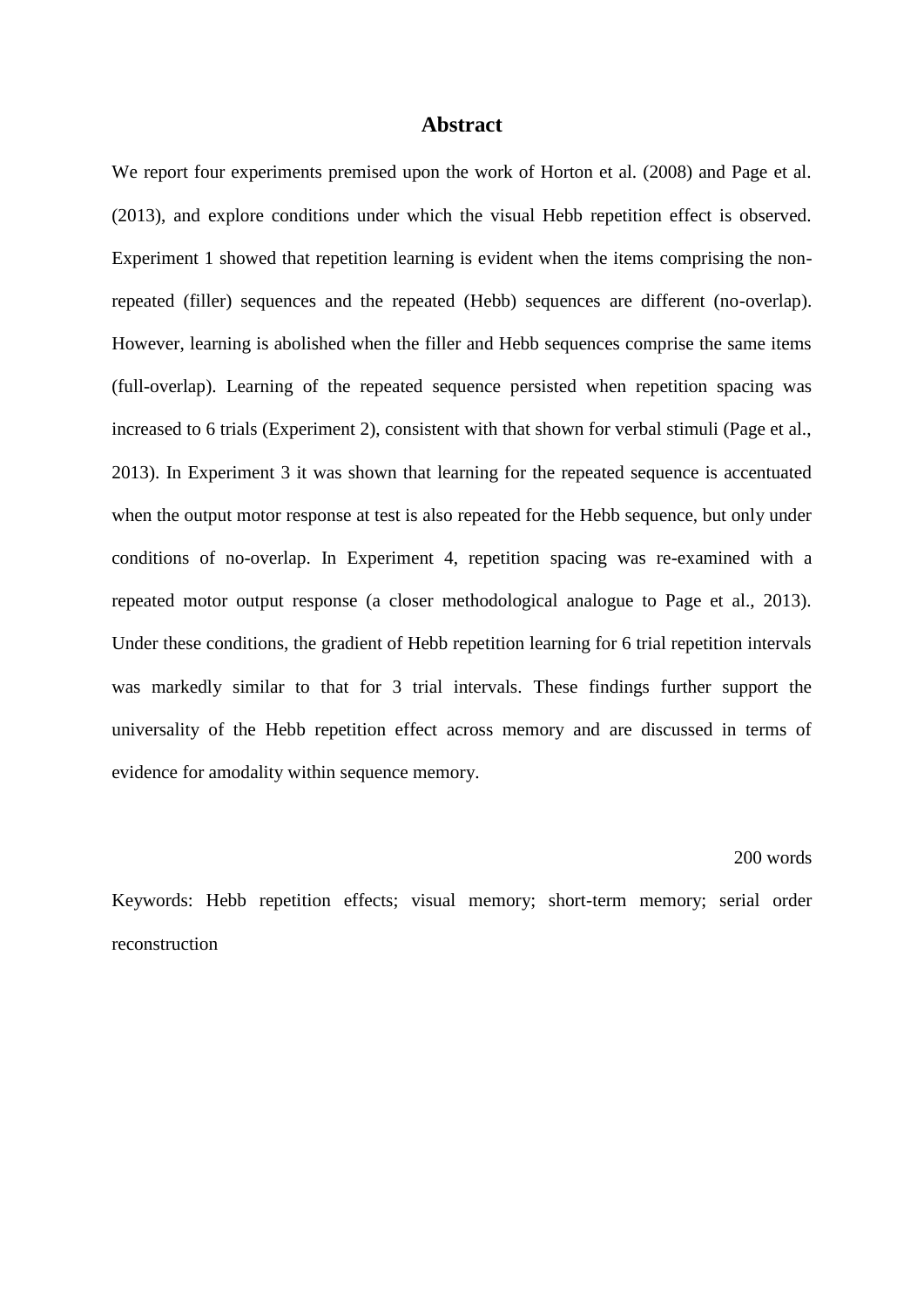# Abstract

We report four experiments premised upon the work of Horton et al. (2008) and Page et al. (2013), and explore conditions under which the visual Hebb repetition effect is observed. Experiment 1 showed that repetition learning is evident when the items comprising the non-repeated (filler) sequences and the repeated (Hebb) sequences are different (no-overlap). However, learning is abolished when the filler and Hebb sequences comprise the same items (full-overlap). Learning of the repeated sequence persisted when repetition spacing was increased to 6 trials (Experiment 2), consistent with that shown for verbal stimuli (Page et al., 2013). In Experiment 3 it was shown that learning for the repeated sequence is accentuated when the output motor response at test is also repeated for the Hebb sequence, but only under conditions of no-overlap. In Experiment 4, repetition spacing was re-examined with a repeated motor output response (a closer methodological analogue to Page et al., 2013). Under these conditions, the gradient of Hebb repetition learning for 6 trial repetition intervals was markedly similar to that for 3 trial intervals. These findings further support the universality of the Hebb repetition effect across memory and are discussed in terms of evidence for amodality within sequence memory.

200 words

Keywords: Hebb repetition effects; visual memory; short-term memory; serial order reconstruction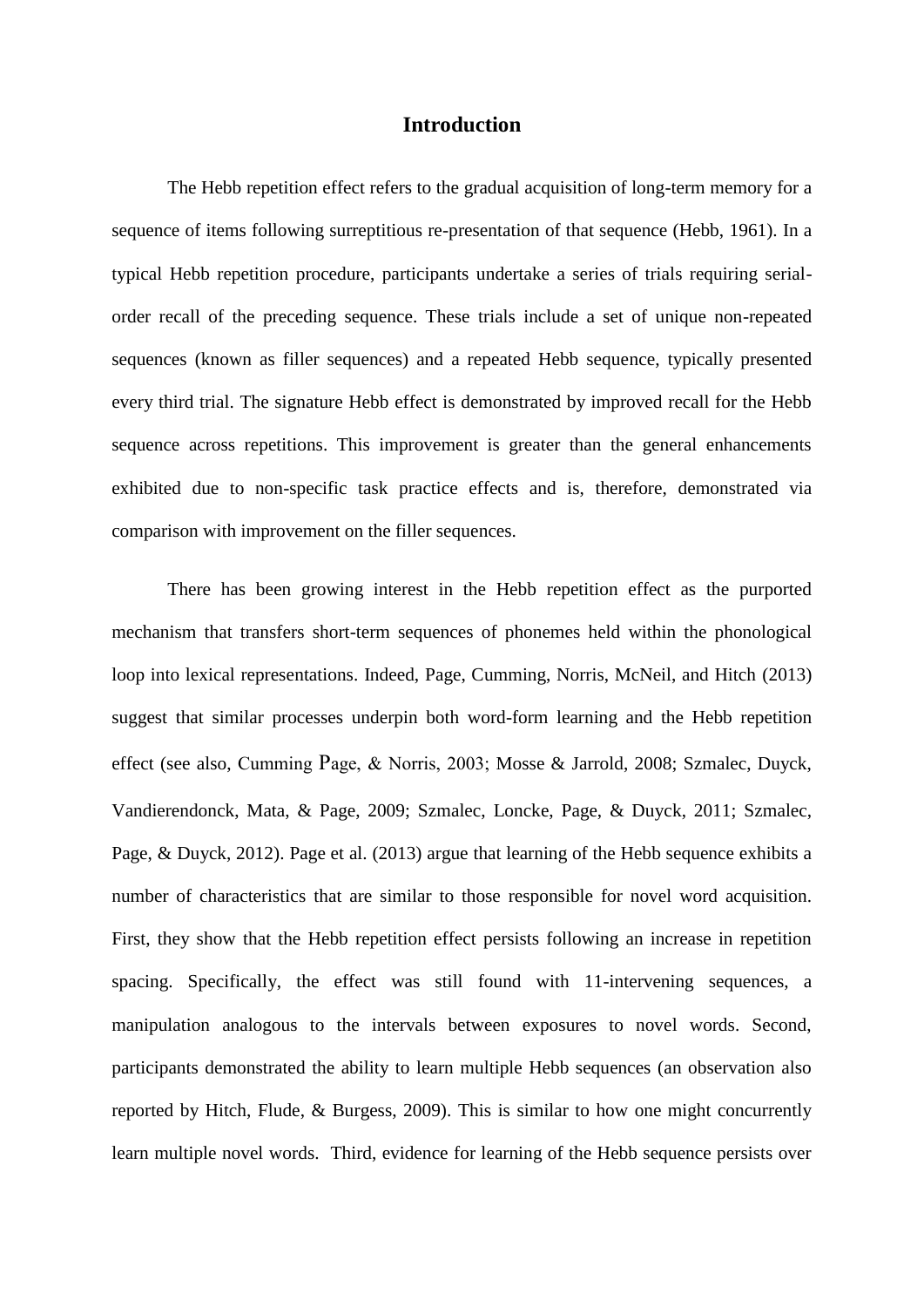# Introduction

The Hebb repetition effect refers to the gradual acquisition of long-term memory for a sequence of items following surreptitious re-presentation of that sequence (Hebb, 1961). In a typical Hebb repetition procedure, participants undertake a series of trials requiring serial-order recall of the preceding sequence. These trials include a set of unique non-repeated sequences (known as filler sequences) and a repeated Hebb sequence, typically presented every third trial. The signature Hebb effect is demonstrated by improved recall for the Hebb sequence across repetitions. This improvement is greater than the general enhancements exhibited due to non-specific task practice effects and is, therefore, demonstrated via comparison with improvement on the filler sequences.

There has been growing interest in the Hebb repetition effect as the purported mechanism that transfers short-term sequences of phonemes held within the phonological loop into lexical representations. Indeed, Page, Cumming, Norris, McNeil, and Hitch (2013) suggest that similar processes underpin both word-form learning and the Hebb repetition effect (see also, Cumming Page, & Norris, 2003; Mosse & Jarrold, 2008; Szmalec, Duyck, Vandierendonck, Mata, & Page, 2009; Szmalec, Loncke, Page, & Duyck, 2011; Szmalec, Page, & Duyck, 2012). Page et al. (2013) argue that learning of the Hebb sequence exhibits a number of characteristics that are similar to those responsible for novel word acquisition. First, they show that the Hebb repetition effect persists following an increase in repetition spacing. Specifically, the effect was still found with 11-intervening sequences, a manipulation analogous to the intervals between exposures to novel words. Second, participants demonstrated the ability to learn multiple Hebb sequences (an observation also reported by Hitch, Flude, & Burgess, 2009). This is similar to how one might concurrently learn multiple novel words. Third, evidence for learning of the Hebb sequence persists over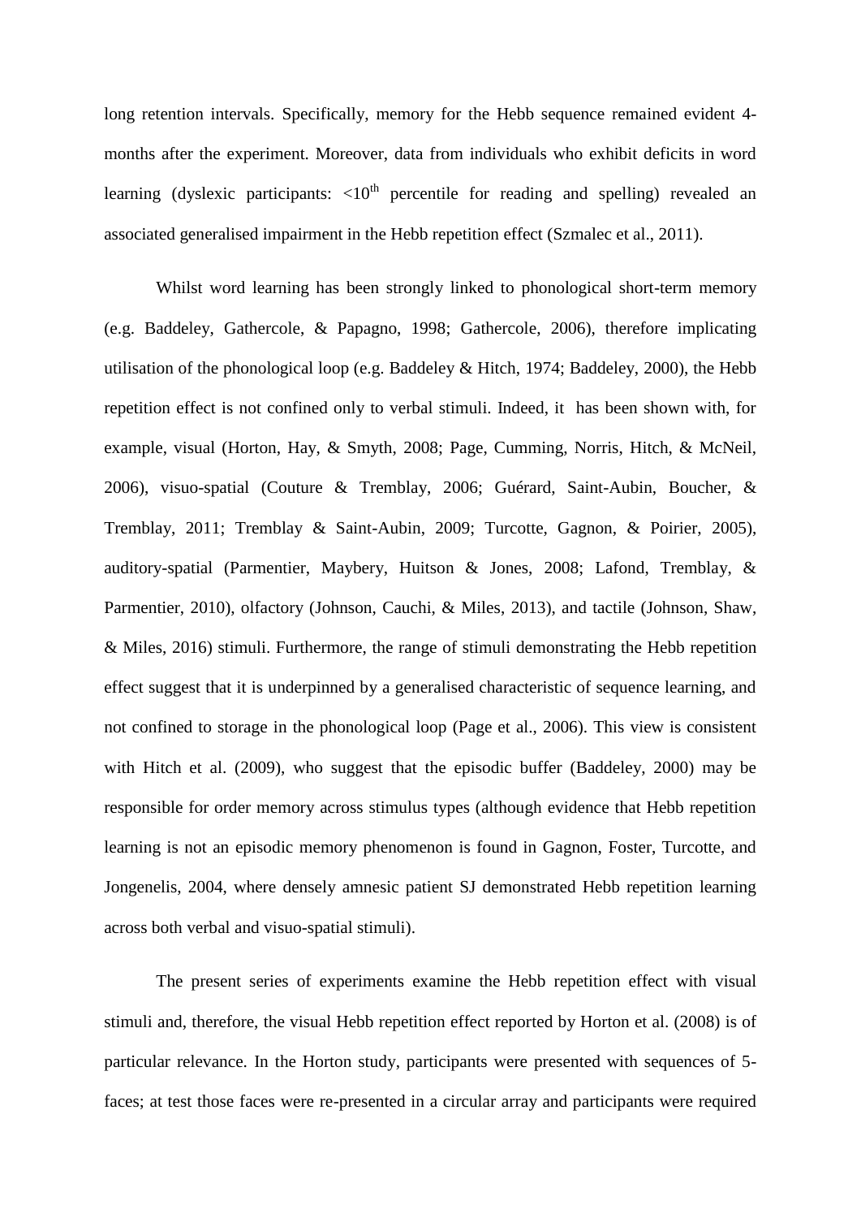long retention intervals. Specifically, memory for the Hebb sequence remained evident 4-months after the experiment. Moreover, data from individuals who exhibit deficits in word learning (dyslexic participants: <10$^{th}$ percentile for reading and spelling) revealed an associated generalised impairment in the Hebb repetition effect (Szmalec et al., 2011).

Whilst word learning has been strongly linked to phonological short-term memory (e.g. Baddeley, Gathercole, & Papagno, 1998; Gathercole, 2006), therefore implicating utilisation of the phonological loop (e.g. Baddeley & Hitch, 1974; Baddeley, 2000), the Hebb repetition effect is not confined only to verbal stimuli. Indeed, it has been shown with, for example, visual (Horton, Hay, & Smyth, 2008; Page, Cumming, Norris, Hitch, & McNeil, 2006), visuo-spatial (Couture & Tremblay, 2006; Guérard, Saint-Aubin, Boucher, & Tremblay, 2011; Tremblay & Saint-Aubin, 2009; Turcotte, Gagnon, & Poirier, 2005), auditory-spatial (Parmentier, Maybery, Huitson & Jones, 2008; Lafond, Tremblay, & Parmentier, 2010), olfactory (Johnson, Cauchi, & Miles, 2013), and tactile (Johnson, Shaw, & Miles, 2016) stimuli. Furthermore, the range of stimuli demonstrating the Hebb repetition effect suggest that it is underpinned by a generalised characteristic of sequence learning, and not confined to storage in the phonological loop (Page et al., 2006). This view is consistent with Hitch et al. (2009), who suggest that the episodic buffer (Baddeley, 2000) may be responsible for order memory across stimulus types (although evidence that Hebb repetition learning is not an episodic memory phenomenon is found in Gagnon, Foster, Turcotte, and Jongenelis, 2004, where densely amnesic patient SJ demonstrated Hebb repetition learning across both verbal and visuo-spatial stimuli).

The present series of experiments examine the Hebb repetition effect with visual stimuli and, therefore, the visual Hebb repetition effect reported by Horton et al. (2008) is of particular relevance. In the Horton study, participants were presented with sequences of 5-faces; at test those faces were re-presented in a circular array and participants were required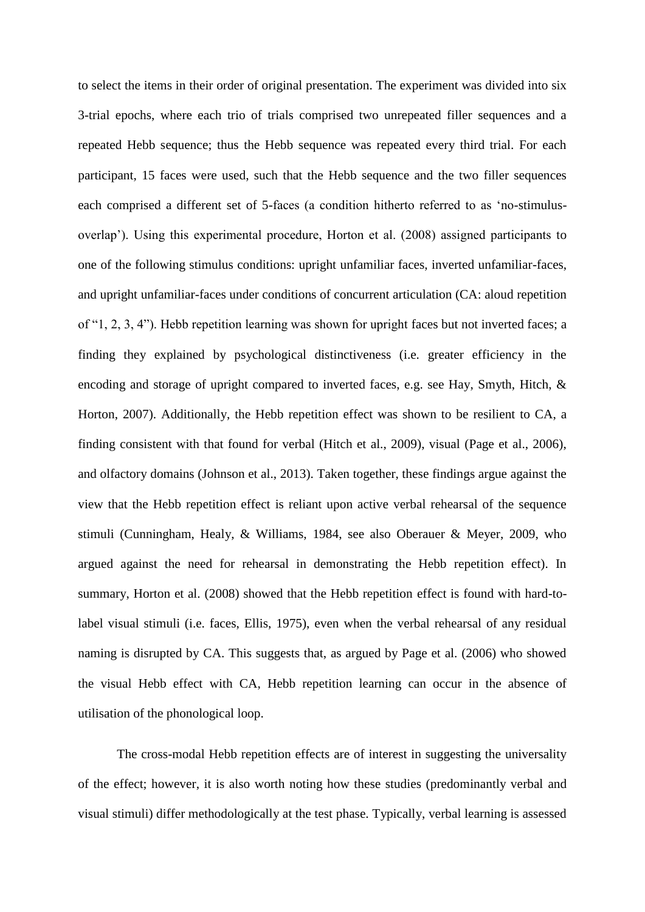to select the items in their order of original presentation. The experiment was divided into six 3-trial epochs, where each trio of trials comprised two unrepeated filler sequences and a repeated Hebb sequence; thus the Hebb sequence was repeated every third trial. For each participant, 15 faces were used, such that the Hebb sequence and the two filler sequences each comprised a different set of 5-faces (a condition hitherto referred to as 'no-stimulus-overlap'). Using this experimental procedure, Horton et al. (2008) assigned participants to one of the following stimulus conditions: upright unfamiliar faces, inverted unfamiliar-faces, and upright unfamiliar-faces under conditions of concurrent articulation (CA: aloud repetition of "1, 2, 3, 4"). Hebb repetition learning was shown for upright faces but not inverted faces; a finding they explained by psychological distinctiveness (i.e. greater efficiency in the encoding and storage of upright compared to inverted faces, e.g. see Hay, Smyth, Hitch, & Horton, 2007). Additionally, the Hebb repetition effect was shown to be resilient to CA, a finding consistent with that found for verbal (Hitch et al., 2009), visual (Page et al., 2006), and olfactory domains (Johnson et al., 2013). Taken together, these findings argue against the view that the Hebb repetition effect is reliant upon active verbal rehearsal of the sequence stimuli (Cunningham, Healy, & Williams, 1984, see also Oberauer & Meyer, 2009, who argued against the need for rehearsal in demonstrating the Hebb repetition effect). In summary, Horton et al. (2008) showed that the Hebb repetition effect is found with hard-to-label visual stimuli (i.e. faces, Ellis, 1975), even when the verbal rehearsal of any residual naming is disrupted by CA. This suggests that, as argued by Page et al. (2006) who showed the visual Hebb effect with CA, Hebb repetition learning can occur in the absence of utilisation of the phonological loop.

The cross-modal Hebb repetition effects are of interest in suggesting the universality of the effect; however, it is also worth noting how these studies (predominantly verbal and visual stimuli) differ methodologically at the test phase. Typically, verbal learning is assessed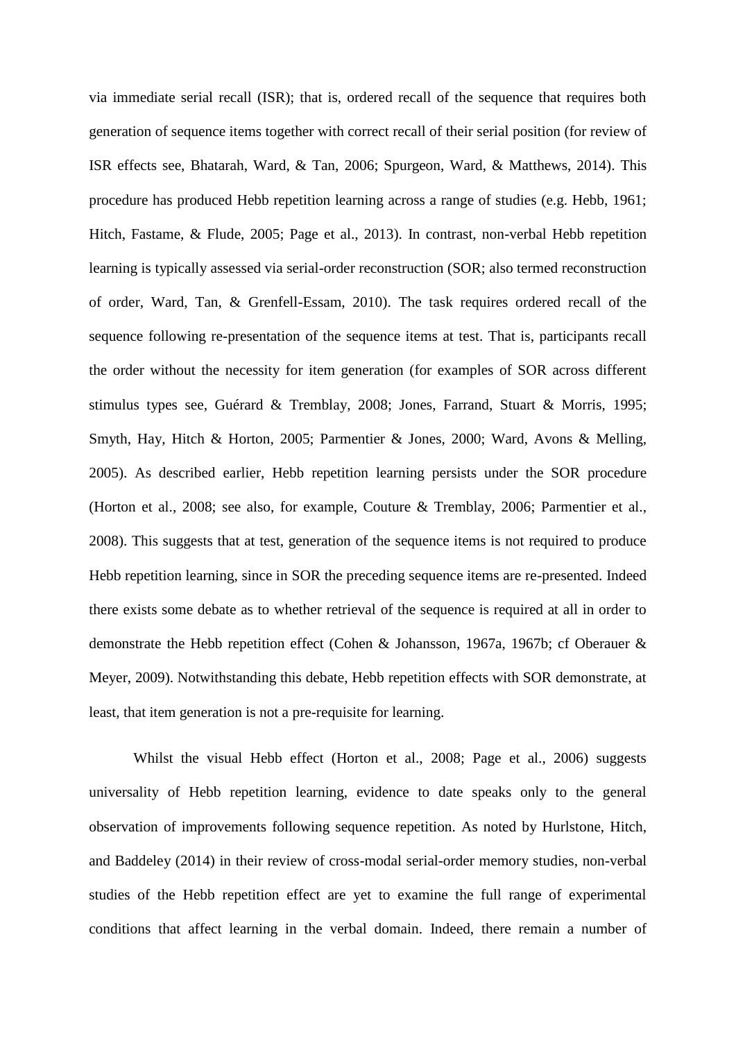via immediate serial recall (ISR); that is, ordered recall of the sequence that requires both generation of sequence items together with correct recall of their serial position (for review of ISR effects see, Bhatarah, Ward, & Tan, 2006; Spurgeon, Ward, & Matthews, 2014). This procedure has produced Hebb repetition learning across a range of studies (e.g. Hebb, 1961; Hitch, Fastame, & Flude, 2005; Page et al., 2013). In contrast, non-verbal Hebb repetition learning is typically assessed via serial-order reconstruction (SOR; also termed reconstruction of order, Ward, Tan, & Grenfell-Essam, 2010). The task requires ordered recall of the sequence following re-presentation of the sequence items at test. That is, participants recall the order without the necessity for item generation (for examples of SOR across different stimulus types see, Guérard & Tremblay, 2008; Jones, Farrand, Stuart & Morris, 1995; Smyth, Hay, Hitch & Horton, 2005; Parmentier & Jones, 2000; Ward, Avons & Melling, 2005). As described earlier, Hebb repetition learning persists under the SOR procedure (Horton et al., 2008; see also, for example, Couture & Tremblay, 2006; Parmentier et al., 2008). This suggests that at test, generation of the sequence items is not required to produce Hebb repetition learning, since in SOR the preceding sequence items are re-presented. Indeed there exists some debate as to whether retrieval of the sequence is required at all in order to demonstrate the Hebb repetition effect (Cohen & Johansson, 1967a, 1967b; cf Oberauer & Meyer, 2009). Notwithstanding this debate, Hebb repetition effects with SOR demonstrate, at least, that item generation is not a pre-requisite for learning.

Whilst the visual Hebb effect (Horton et al., 2008; Page et al., 2006) suggests universality of Hebb repetition learning, evidence to date speaks only to the general observation of improvements following sequence repetition. As noted by Hurlstone, Hitch, and Baddeley (2014) in their review of cross-modal serial-order memory studies, non-verbal studies of the Hebb repetition effect are yet to examine the full range of experimental conditions that affect learning in the verbal domain. Indeed, there remain a number of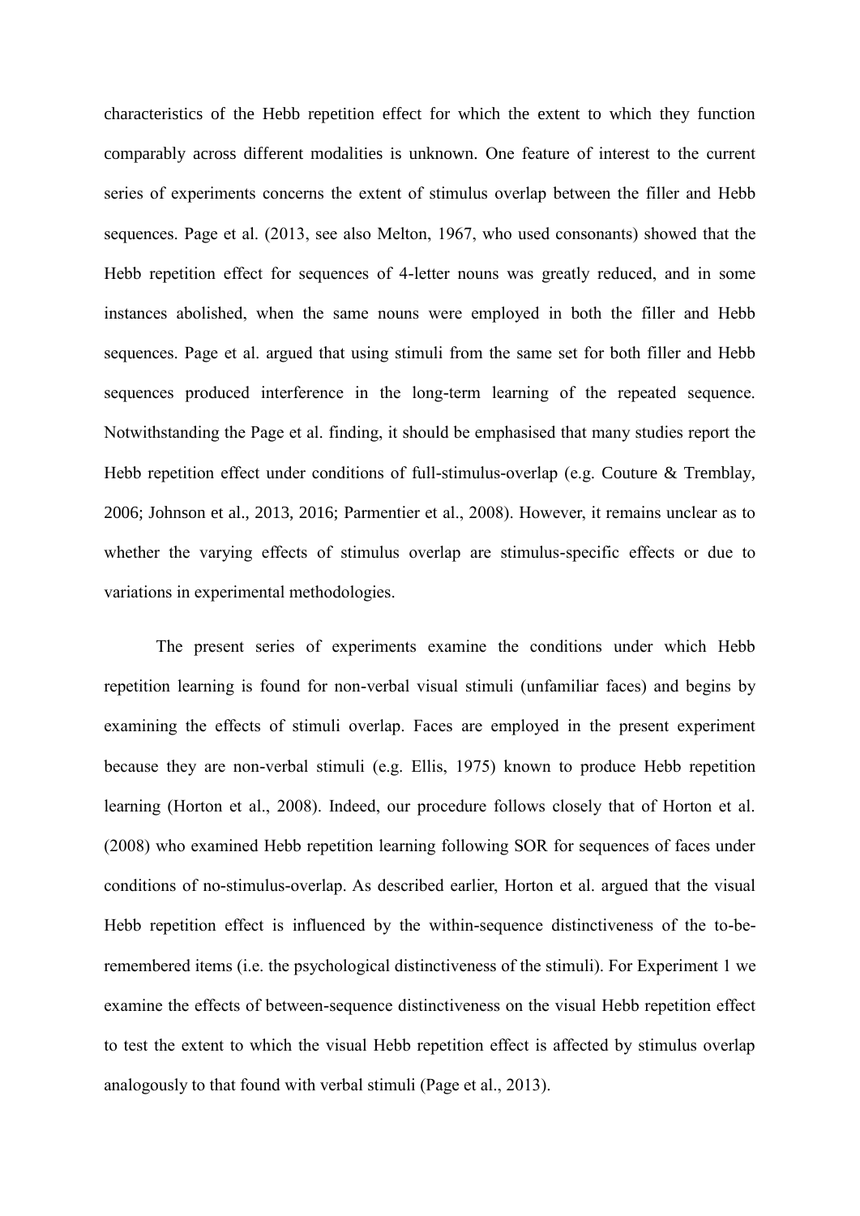characteristics of the Hebb repetition effect for which the extent to which they function comparably across different modalities is unknown. One feature of interest to the current series of experiments concerns the extent of stimulus overlap between the filler and Hebb sequences. Page et al. (2013, see also Melton, 1967, who used consonants) showed that the Hebb repetition effect for sequences of 4-letter nouns was greatly reduced, and in some instances abolished, when the same nouns were employed in both the filler and Hebb sequences. Page et al. argued that using stimuli from the same set for both filler and Hebb sequences produced interference in the long-term learning of the repeated sequence. Notwithstanding the Page et al. finding, it should be emphasised that many studies report the Hebb repetition effect under conditions of full-stimulus-overlap (e.g. Couture & Tremblay, 2006; Johnson et al., 2013, 2016; Parmentier et al., 2008). However, it remains unclear as to whether the varying effects of stimulus overlap are stimulus-specific effects or due to variations in experimental methodologies.

The present series of experiments examine the conditions under which Hebb repetition learning is found for non-verbal visual stimuli (unfamiliar faces) and begins by examining the effects of stimuli overlap. Faces are employed in the present experiment because they are non-verbal stimuli (e.g. Ellis, 1975) known to produce Hebb repetition learning (Horton et al., 2008). Indeed, our procedure follows closely that of Horton et al. (2008) who examined Hebb repetition learning following SOR for sequences of faces under conditions of no-stimulus-overlap. As described earlier, Horton et al. argued that the visual Hebb repetition effect is influenced by the within-sequence distinctiveness of the to-be-remembered items (i.e. the psychological distinctiveness of the stimuli). For Experiment 1 we examine the effects of between-sequence distinctiveness on the visual Hebb repetition effect to test the extent to which the visual Hebb repetition effect is affected by stimulus overlap analogously to that found with verbal stimuli (Page et al., 2013).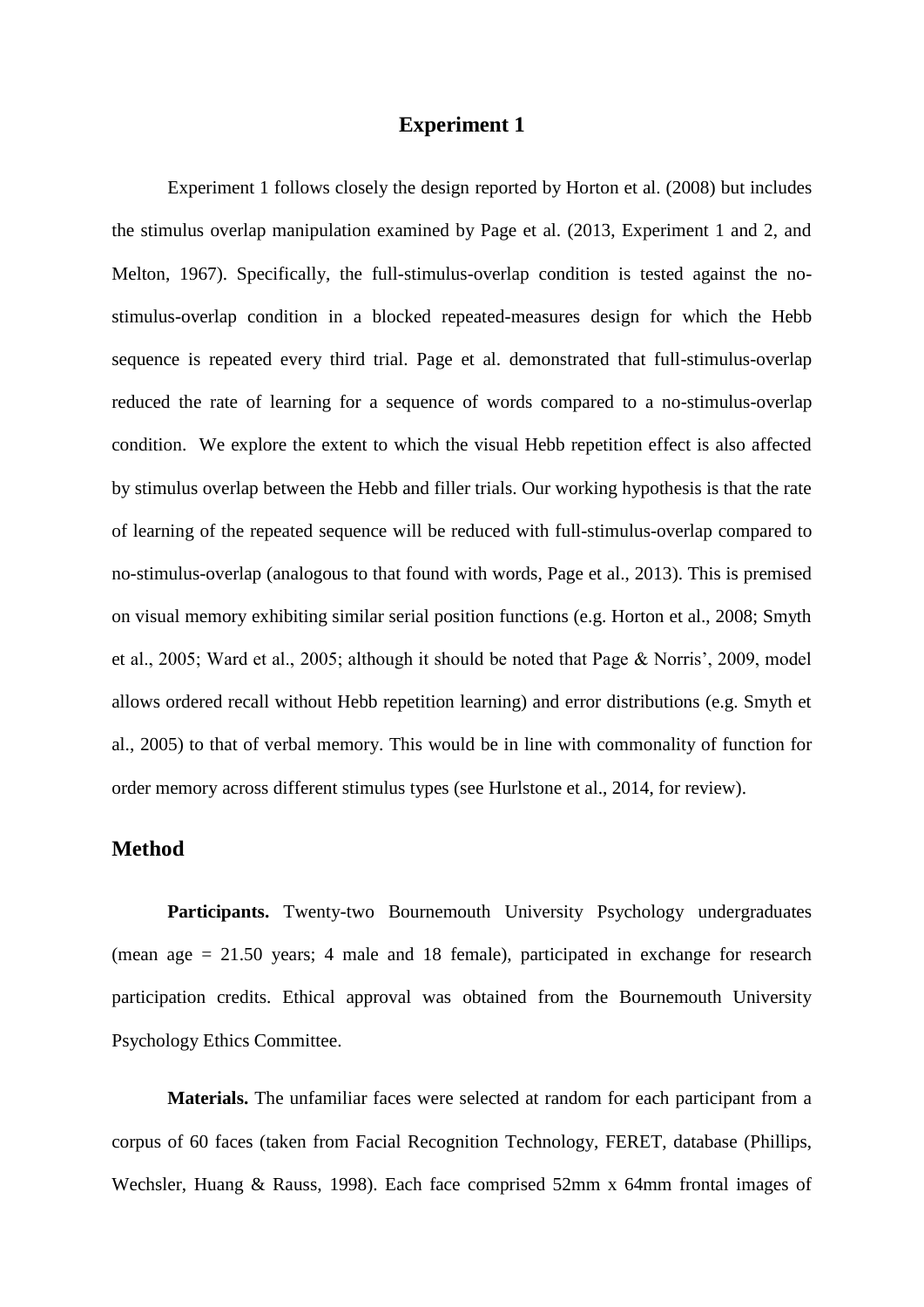# Experiment 1

Experiment 1 follows closely the design reported by Horton et al. (2008) but includes the stimulus overlap manipulation examined by Page et al. (2013, Experiment 1 and 2, and Melton, 1967). Specifically, the full-stimulus-overlap condition is tested against the no-stimulus-overlap condition in a blocked repeated-measures design for which the Hebb sequence is repeated every third trial. Page et al. demonstrated that full-stimulus-overlap reduced the rate of learning for a sequence of words compared to a no-stimulus-overlap condition. We explore the extent to which the visual Hebb repetition effect is also affected by stimulus overlap between the Hebb and filler trials. Our working hypothesis is that the rate of learning of the repeated sequence will be reduced with full-stimulus-overlap compared to no-stimulus-overlap (analogous to that found with words, Page et al., 2013). This is premised on visual memory exhibiting similar serial position functions (e.g. Horton et al., 2008; Smyth et al., 2005; Ward et al., 2005; although it should be noted that Page & Norris', 2009, model allows ordered recall without Hebb repetition learning) and error distributions (e.g. Smyth et al., 2005) to that of verbal memory. This would be in line with commonality of function for order memory across different stimulus types (see Hurlstone et al., 2014, for review).

## Method

**Participants.** Twenty-two Bournemouth University Psychology undergraduates (mean age = 21.50 years; 4 male and 18 female), participated in exchange for research participation credits. Ethical approval was obtained from the Bournemouth University Psychology Ethics Committee.

**Materials.** The unfamiliar faces were selected at random for each participant from a corpus of 60 faces (taken from Facial Recognition Technology, FERET, database (Phillips, Wechsler, Huang & Rauss, 1998). Each face comprised 52mm x 64mm frontal images of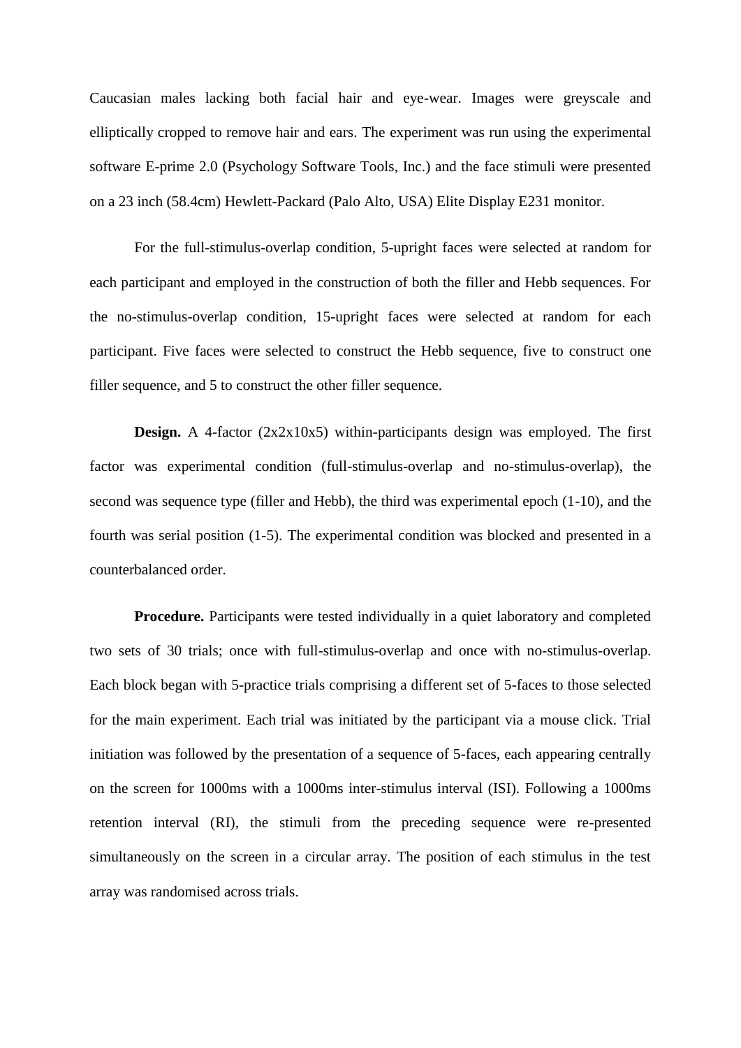Caucasian males lacking both facial hair and eye-wear. Images were greyscale and elliptically cropped to remove hair and ears. The experiment was run using the experimental software E-prime 2.0 (Psychology Software Tools, Inc.) and the face stimuli were presented on a 23 inch (58.4cm) Hewlett-Packard (Palo Alto, USA) Elite Display E231 monitor.

For the full-stimulus-overlap condition, 5-upright faces were selected at random for each participant and employed in the construction of both the filler and Hebb sequences. For the no-stimulus-overlap condition, 15-upright faces were selected at random for each participant. Five faces were selected to construct the Hebb sequence, five to construct one filler sequence, and 5 to construct the other filler sequence.

**Design.** A 4-factor (2x2x10x5) within-participants design was employed. The first factor was experimental condition (full-stimulus-overlap and no-stimulus-overlap), the second was sequence type (filler and Hebb), the third was experimental epoch (1-10), and the fourth was serial position (1-5). The experimental condition was blocked and presented in a counterbalanced order.

**Procedure.** Participants were tested individually in a quiet laboratory and completed two sets of 30 trials; once with full-stimulus-overlap and once with no-stimulus-overlap. Each block began with 5-practice trials comprising a different set of 5-faces to those selected for the main experiment. Each trial was initiated by the participant via a mouse click. Trial initiation was followed by the presentation of a sequence of 5-faces, each appearing centrally on the screen for 1000ms with a 1000ms inter-stimulus interval (ISI). Following a 1000ms retention interval (RI), the stimuli from the preceding sequence were re-presented simultaneously on the screen in a circular array. The position of each stimulus in the test array was randomised across trials.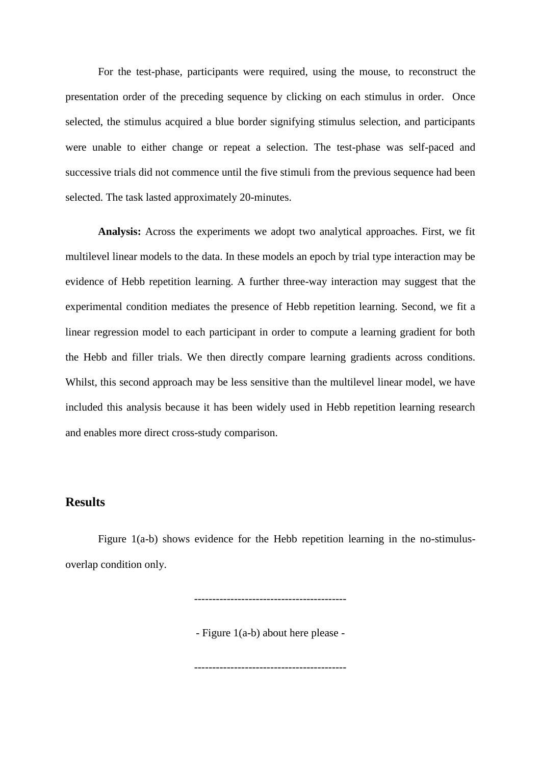For the test-phase, participants were required, using the mouse, to reconstruct the presentation order of the preceding sequence by clicking on each stimulus in order. Once selected, the stimulus acquired a blue border signifying stimulus selection, and participants were unable to either change or repeat a selection. The test-phase was self-paced and successive trials did not commence until the five stimuli from the previous sequence had been selected. The task lasted approximately 20-minutes.

**Analysis:** Across the experiments we adopt two analytical approaches. First, we fit multilevel linear models to the data. In these models an epoch by trial type interaction may be evidence of Hebb repetition learning. A further three-way interaction may suggest that the experimental condition mediates the presence of Hebb repetition learning. Second, we fit a linear regression model to each participant in order to compute a learning gradient for both the Hebb and filler trials. We then directly compare learning gradients across conditions. Whilst, this second approach may be less sensitive than the multilevel linear model, we have included this analysis because it has been widely used in Hebb repetition learning research and enables more direct cross-study comparison.

## Results

Figure 1(a-b) shows evidence for the Hebb repetition learning in the no-stimulus-overlap condition only.

-----------------------------------------

- Figure 1(a-b) about here please -

-----------------------------------------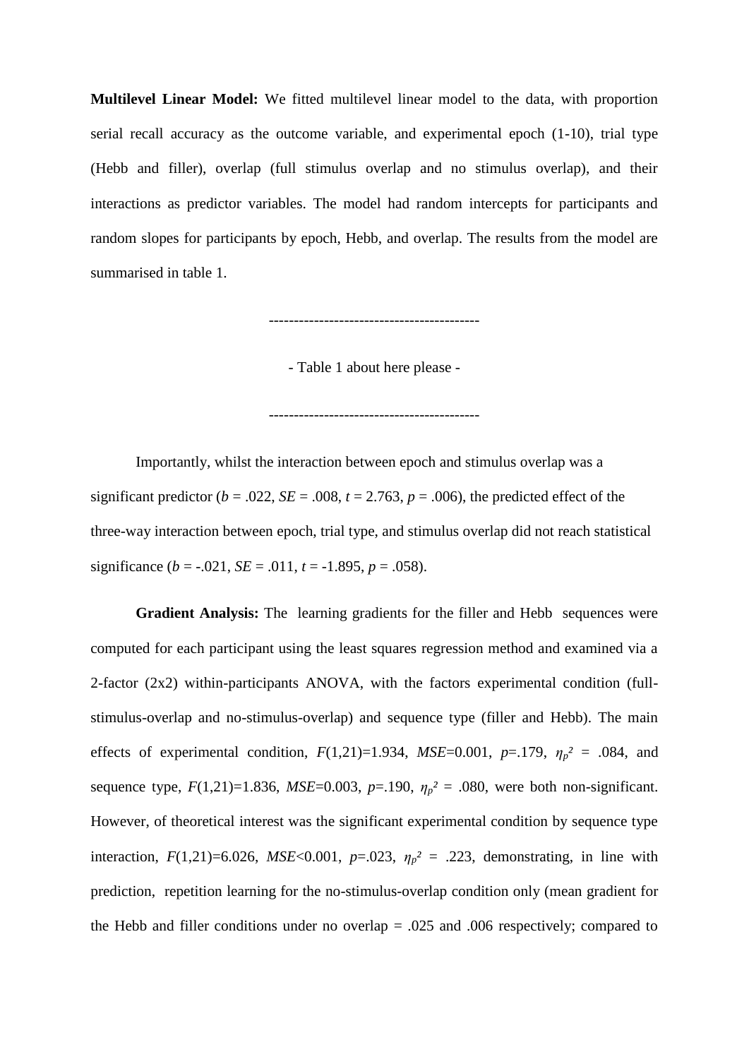**Multilevel Linear Model:** We fitted multilevel linear model to the data, with proportion serial recall accuracy as the outcome variable, and experimental epoch (1-10), trial type (Hebb and filler), overlap (full stimulus overlap and no stimulus overlap), and their interactions as predictor variables. The model had random intercepts for participants and random slopes for participants by epoch, Hebb, and overlap. The results from the model are summarised in table 1.

-----------------------------------------

- Table 1 about here please -

-----------------------------------------

Importantly, whilst the interaction between epoch and stimulus overlap was a significant predictor ($b$ = .022, $SE$ = .008, $t$ = 2.763, $p$ = .006), the predicted effect of the three-way interaction between epoch, trial type, and stimulus overlap did not reach statistical significance ($b$ = -.021, $SE$ = .011, $t$ = -1.895, $p$ = .058).

**Gradient Analysis:** The learning gradients for the filler and Hebb sequences were computed for each participant using the least squares regression method and examined via a 2-factor (2x2) within-participants ANOVA, with the factors experimental condition (full-stimulus-overlap and no-stimulus-overlap) and sequence type (filler and Hebb). The main effects of experimental condition, $F(1,21)=1.934$, $MSE=0.001$, $p=.179$, $\eta_p^2$ = .084, and sequence type, $F(1,21)=1.836$, $MSE=0.003$, $p=.190$, $\eta_p^2$ = .080, were both non-significant. However, of theoretical interest was the significant experimental condition by sequence type interaction, $F(1,21)=6.026$, $MSE<0.001$, $p=.023$, $\eta_p^2$ = .223, demonstrating, in line with prediction, repetition learning for the no-stimulus-overlap condition only (mean gradient for the Hebb and filler conditions under no overlap = .025 and .006 respectively; compared to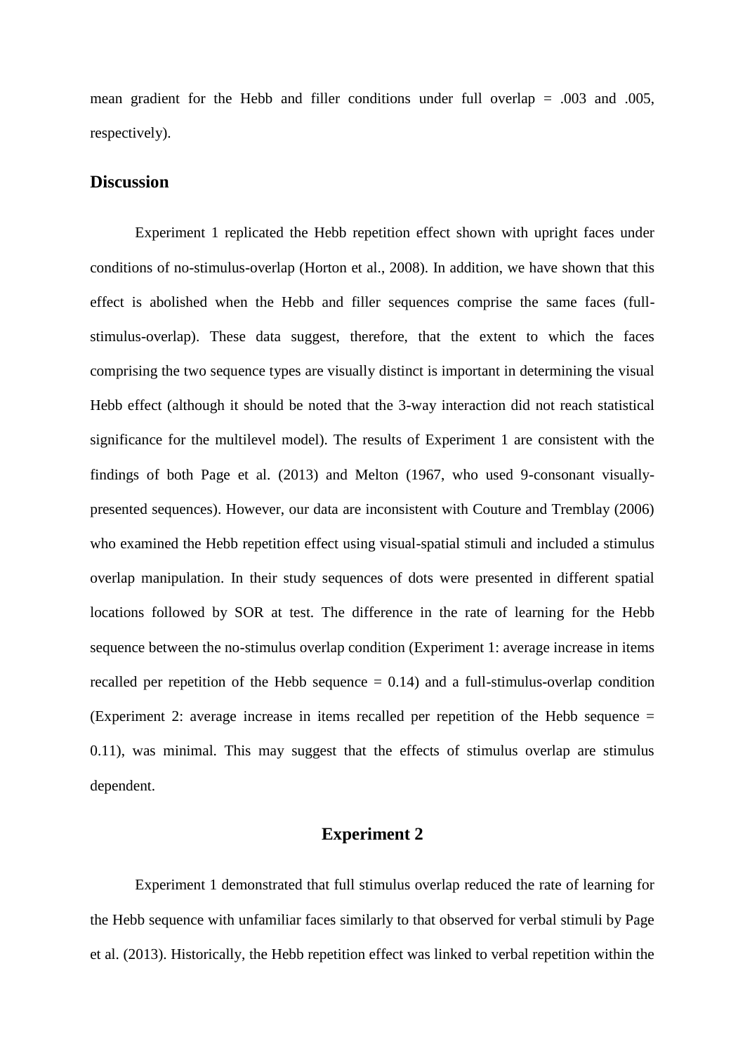mean gradient for the Hebb and filler conditions under full overlap = .003 and .005, respectively).

## Discussion

Experiment 1 replicated the Hebb repetition effect shown with upright faces under conditions of no-stimulus-overlap (Horton et al., 2008). In addition, we have shown that this effect is abolished when the Hebb and filler sequences comprise the same faces (full-stimulus-overlap). These data suggest, therefore, that the extent to which the faces comprising the two sequence types are visually distinct is important in determining the visual Hebb effect (although it should be noted that the 3-way interaction did not reach statistical significance for the multilevel model). The results of Experiment 1 are consistent with the findings of both Page et al. (2013) and Melton (1967, who used 9-consonant visually-presented sequences). However, our data are inconsistent with Couture and Tremblay (2006) who examined the Hebb repetition effect using visual-spatial stimuli and included a stimulus overlap manipulation. In their study sequences of dots were presented in different spatial locations followed by SOR at test. The difference in the rate of learning for the Hebb sequence between the no-stimulus overlap condition (Experiment 1: average increase in items recalled per repetition of the Hebb sequence = 0.14) and a full-stimulus-overlap condition (Experiment 2: average increase in items recalled per repetition of the Hebb sequence = 0.11), was minimal. This may suggest that the effects of stimulus overlap are stimulus dependent.

## Experiment 2

Experiment 1 demonstrated that full stimulus overlap reduced the rate of learning for the Hebb sequence with unfamiliar faces similarly to that observed for verbal stimuli by Page et al. (2013). Historically, the Hebb repetition effect was linked to verbal repetition within the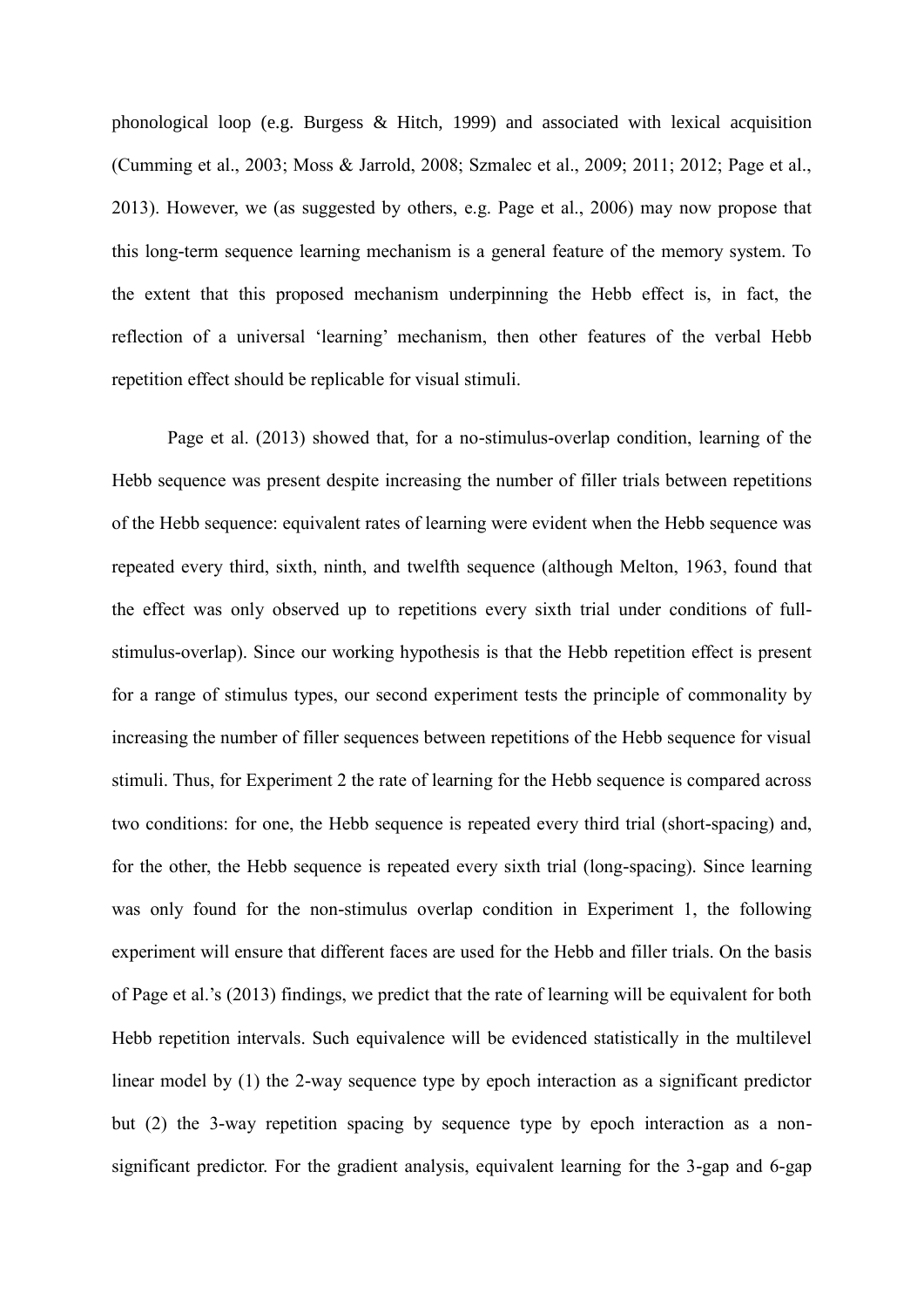phonological loop (e.g. Burgess & Hitch, 1999) and associated with lexical acquisition (Cumming et al., 2003; Moss & Jarrold, 2008; Szmalec et al., 2009; 2011; 2012; Page et al., 2013). However, we (as suggested by others, e.g. Page et al., 2006) may now propose that this long-term sequence learning mechanism is a general feature of the memory system. To the extent that this proposed mechanism underpinning the Hebb effect is, in fact, the reflection of a universal 'learning' mechanism, then other features of the verbal Hebb repetition effect should be replicable for visual stimuli.

Page et al. (2013) showed that, for a no-stimulus-overlap condition, learning of the Hebb sequence was present despite increasing the number of filler trials between repetitions of the Hebb sequence: equivalent rates of learning were evident when the Hebb sequence was repeated every third, sixth, ninth, and twelfth sequence (although Melton, 1963, found that the effect was only observed up to repetitions every sixth trial under conditions of full-stimulus-overlap). Since our working hypothesis is that the Hebb repetition effect is present for a range of stimulus types, our second experiment tests the principle of commonality by increasing the number of filler sequences between repetitions of the Hebb sequence for visual stimuli. Thus, for Experiment 2 the rate of learning for the Hebb sequence is compared across two conditions: for one, the Hebb sequence is repeated every third trial (short-spacing) and, for the other, the Hebb sequence is repeated every sixth trial (long-spacing). Since learning was only found for the non-stimulus overlap condition in Experiment 1, the following experiment will ensure that different faces are used for the Hebb and filler trials. On the basis of Page et al.'s (2013) findings, we predict that the rate of learning will be equivalent for both Hebb repetition intervals. Such equivalence will be evidenced statistically in the multilevel linear model by (1) the 2-way sequence type by epoch interaction as a significant predictor but (2) the 3-way repetition spacing by sequence type by epoch interaction as a non-significant predictor. For the gradient analysis, equivalent learning for the 3-gap and 6-gap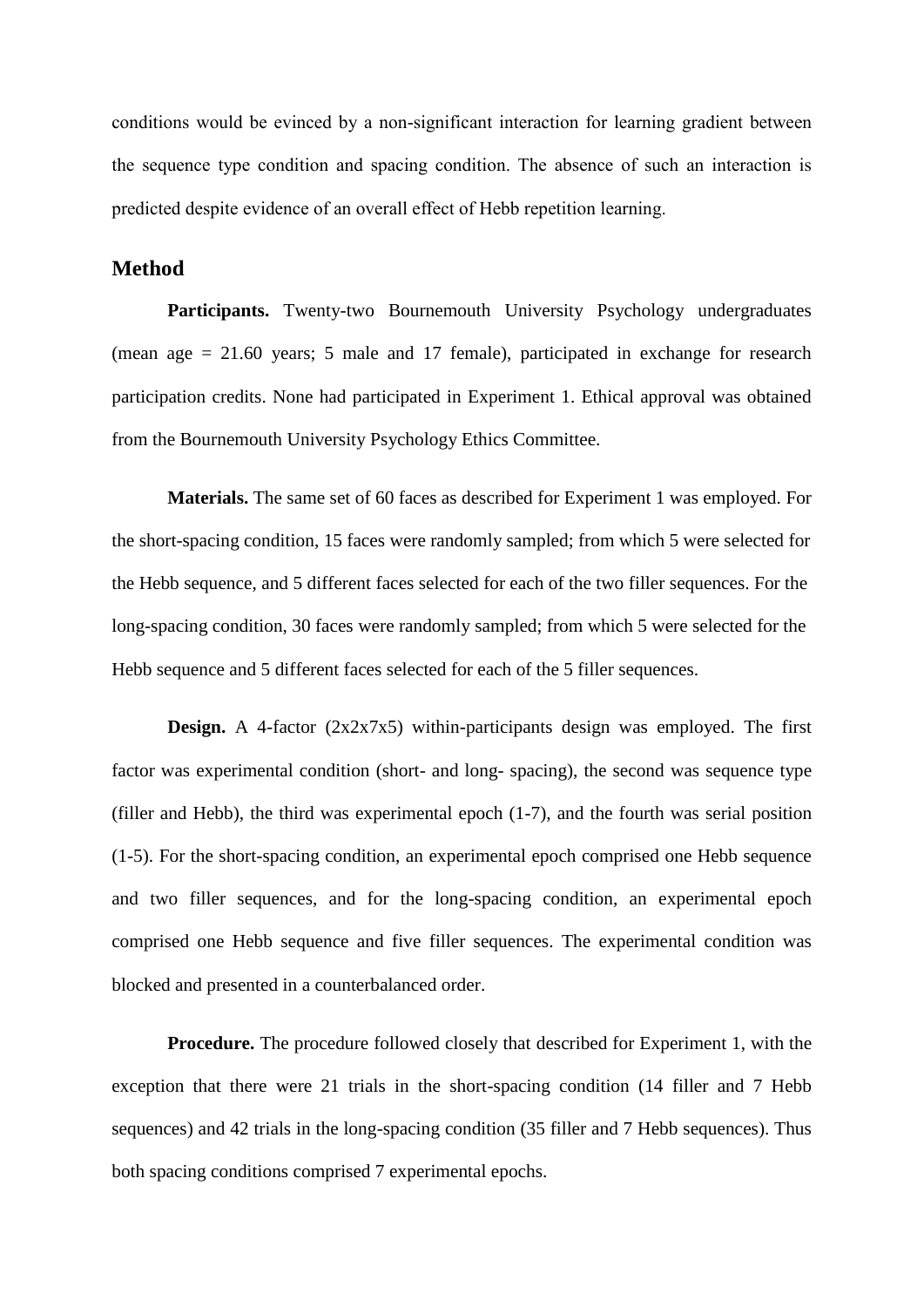conditions would be evinced by a non-significant interaction for learning gradient between the sequence type condition and spacing condition. The absence of such an interaction is predicted despite evidence of an overall effect of Hebb repetition learning.

## Method

**Participants.** Twenty-two Bournemouth University Psychology undergraduates (mean age = 21.60 years; 5 male and 17 female), participated in exchange for research participation credits. None had participated in Experiment 1. Ethical approval was obtained from the Bournemouth University Psychology Ethics Committee.

**Materials.** The same set of 60 faces as described for Experiment 1 was employed. For the short-spacing condition, 15 faces were randomly sampled; from which 5 were selected for the Hebb sequence, and 5 different faces selected for each of the two filler sequences. For the long-spacing condition, 30 faces were randomly sampled; from which 5 were selected for the Hebb sequence and 5 different faces selected for each of the 5 filler sequences.

**Design.** A 4-factor (2x2x7x5) within-participants design was employed. The first factor was experimental condition (short- and long- spacing), the second was sequence type (filler and Hebb), the third was experimental epoch (1-7), and the fourth was serial position (1-5). For the short-spacing condition, an experimental epoch comprised one Hebb sequence and two filler sequences, and for the long-spacing condition, an experimental epoch comprised one Hebb sequence and five filler sequences. The experimental condition was blocked and presented in a counterbalanced order.

**Procedure.** The procedure followed closely that described for Experiment 1, with the exception that there were 21 trials in the short-spacing condition (14 filler and 7 Hebb sequences) and 42 trials in the long-spacing condition (35 filler and 7 Hebb sequences). Thus both spacing conditions comprised 7 experimental epochs.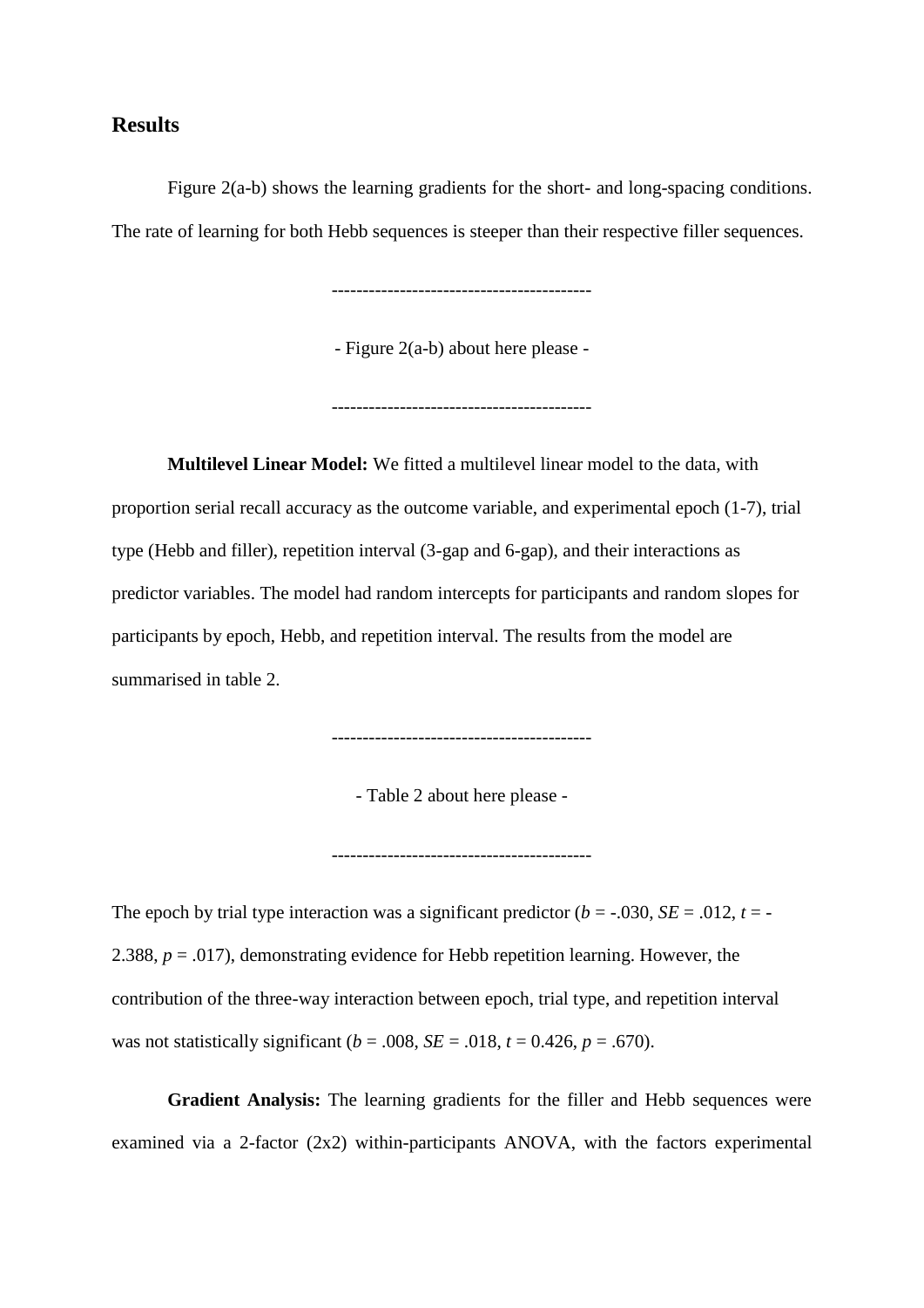## Results

Figure 2(a-b) shows the learning gradients for the short- and long-spacing conditions. The rate of learning for both Hebb sequences is steeper than their respective filler sequences.

-----------------------------------------

- Figure 2(a-b) about here please -

-----------------------------------------

**Multilevel Linear Model:** We fitted a multilevel linear model to the data, with proportion serial recall accuracy as the outcome variable, and experimental epoch (1-7), trial type (Hebb and filler), repetition interval (3-gap and 6-gap), and their interactions as predictor variables. The model had random intercepts for participants and random slopes for participants by epoch, Hebb, and repetition interval. The results from the model are summarised in table 2.

-----------------------------------------

- Table 2 about here please -

-----------------------------------------

The epoch by trial type interaction was a significant predictor ($b$ = -.030, $SE$ = .012, $t$ = -2.388, $p$ = .017), demonstrating evidence for Hebb repetition learning. However, the contribution of the three-way interaction between epoch, trial type, and repetition interval was not statistically significant ($b$ = .008, $SE$ = .018, $t$ = 0.426, $p$ = .670).

**Gradient Analysis:** The learning gradients for the filler and Hebb sequences were examined via a 2-factor (2x2) within-participants ANOVA, with the factors experimental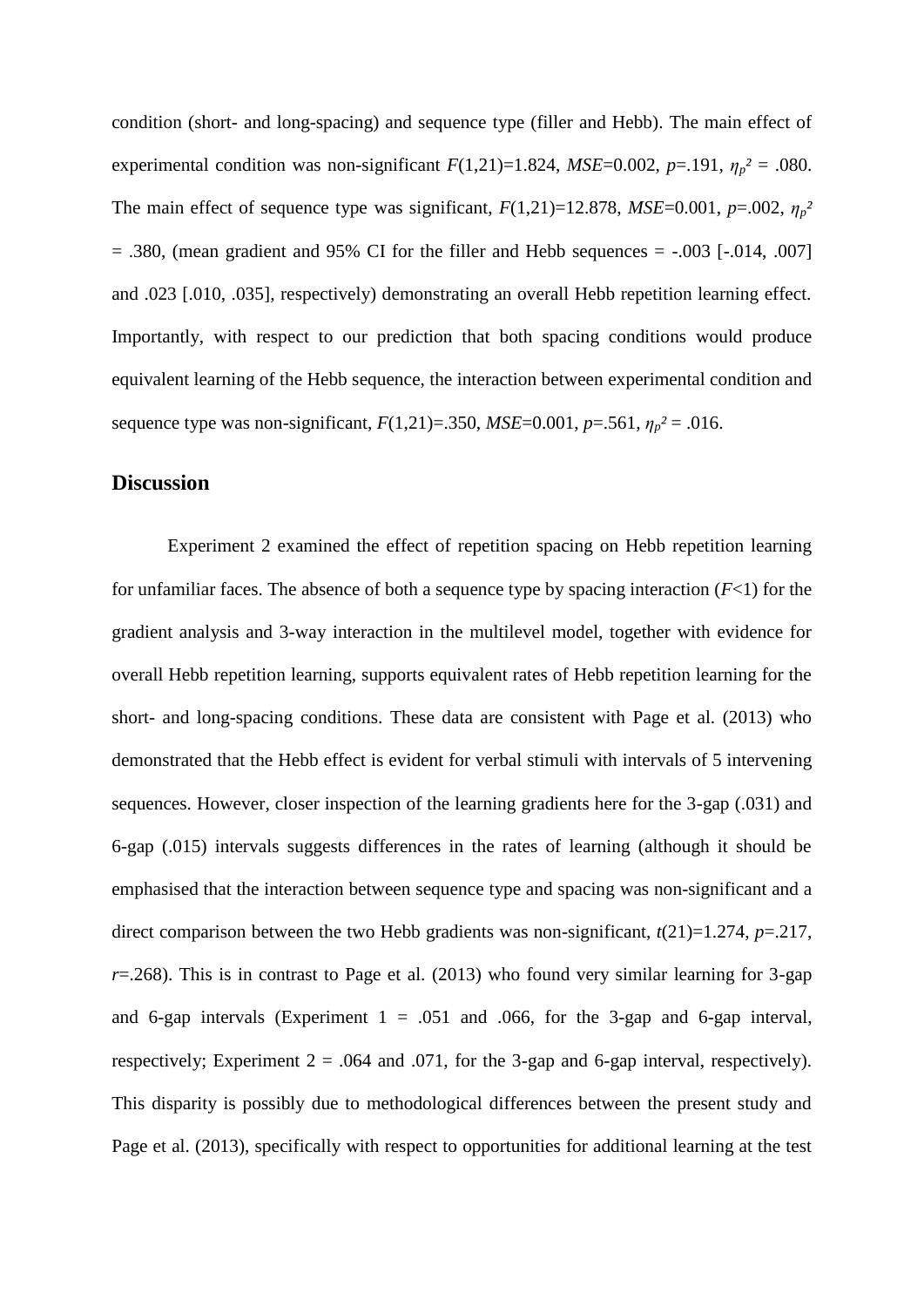condition (short- and long-spacing) and sequence type (filler and Hebb). The main effect of experimental condition was non-significant $F(1,21)=1.824$, $MSE=0.002$, $p=.191$, $\eta_p^2 = .080$. The main effect of sequence type was significant, $F(1,21)=12.878$, $MSE=0.001$, $p=.002$, $\eta_p^2 = .380$, (mean gradient and 95% CI for the filler and Hebb sequences = -.003 [-.014, .007] and .023 [.010, .035], respectively) demonstrating an overall Hebb repetition learning effect. Importantly, with respect to our prediction that both spacing conditions would produce equivalent learning of the Hebb sequence, the interaction between experimental condition and sequence type was non-significant, $F(1,21)=.350$, $MSE=0.001$, $p=.561$, $\eta_p^2 = .016$.

## Discussion

Experiment 2 examined the effect of repetition spacing on Hebb repetition learning for unfamiliar faces. The absence of both a sequence type by spacing interaction ($F<1$) for the gradient analysis and 3-way interaction in the multilevel model, together with evidence for overall Hebb repetition learning, supports equivalent rates of Hebb repetition learning for the short- and long-spacing conditions. These data are consistent with Page et al. (2013) who demonstrated that the Hebb effect is evident for verbal stimuli with intervals of 5 intervening sequences. However, closer inspection of the learning gradients here for the 3-gap (.031) and 6-gap (.015) intervals suggests differences in the rates of learning (although it should be emphasised that the interaction between sequence type and spacing was non-significant and a direct comparison between the two Hebb gradients was non-significant, $t(21)=1.274$, $p=.217$, $r=.268$). This is in contrast to Page et al. (2013) who found very similar learning for 3-gap and 6-gap intervals (Experiment 1 = .051 and .066, for the 3-gap and 6-gap interval, respectively; Experiment 2 = .064 and .071, for the 3-gap and 6-gap interval, respectively). This disparity is possibly due to methodological differences between the present study and Page et al. (2013), specifically with respect to opportunities for additional learning at the test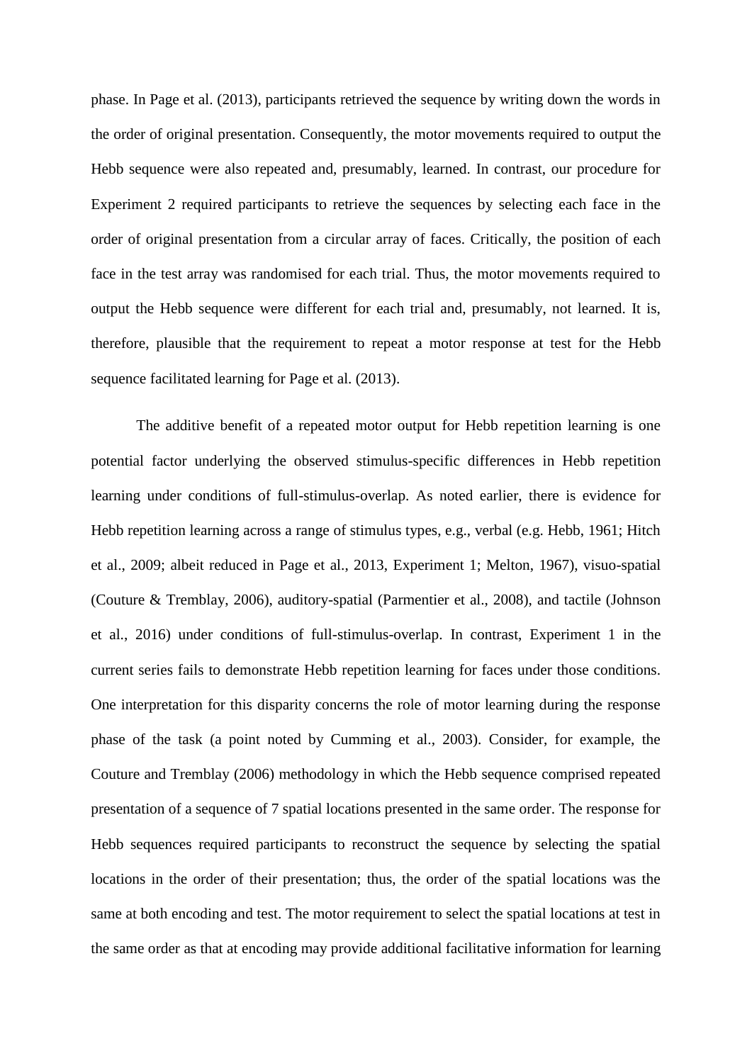phase. In Page et al. (2013), participants retrieved the sequence by writing down the words in the order of original presentation. Consequently, the motor movements required to output the Hebb sequence were also repeated and, presumably, learned. In contrast, our procedure for Experiment 2 required participants to retrieve the sequences by selecting each face in the order of original presentation from a circular array of faces. Critically, the position of each face in the test array was randomised for each trial. Thus, the motor movements required to output the Hebb sequence were different for each trial and, presumably, not learned. It is, therefore, plausible that the requirement to repeat a motor response at test for the Hebb sequence facilitated learning for Page et al. (2013).

The additive benefit of a repeated motor output for Hebb repetition learning is one potential factor underlying the observed stimulus-specific differences in Hebb repetition learning under conditions of full-stimulus-overlap. As noted earlier, there is evidence for Hebb repetition learning across a range of stimulus types, e.g., verbal (e.g. Hebb, 1961; Hitch et al., 2009; albeit reduced in Page et al., 2013, Experiment 1; Melton, 1967), visuo-spatial (Couture & Tremblay, 2006), auditory-spatial (Parmentier et al., 2008), and tactile (Johnson et al., 2016) under conditions of full-stimulus-overlap. In contrast, Experiment 1 in the current series fails to demonstrate Hebb repetition learning for faces under those conditions. One interpretation for this disparity concerns the role of motor learning during the response phase of the task (a point noted by Cumming et al., 2003). Consider, for example, the Couture and Tremblay (2006) methodology in which the Hebb sequence comprised repeated presentation of a sequence of 7 spatial locations presented in the same order. The response for Hebb sequences required participants to reconstruct the sequence by selecting the spatial locations in the order of their presentation; thus, the order of the spatial locations was the same at both encoding and test. The motor requirement to select the spatial locations at test in the same order as that at encoding may provide additional facilitative information for learning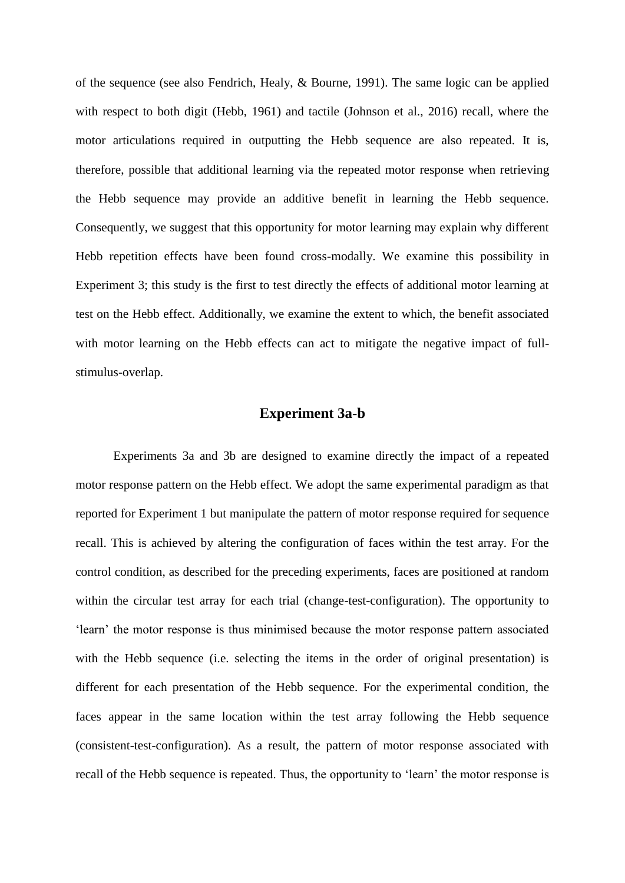of the sequence (see also Fendrich, Healy, & Bourne, 1991). The same logic can be applied with respect to both digit (Hebb, 1961) and tactile (Johnson et al., 2016) recall, where the motor articulations required in outputting the Hebb sequence are also repeated. It is, therefore, possible that additional learning via the repeated motor response when retrieving the Hebb sequence may provide an additive benefit in learning the Hebb sequence. Consequently, we suggest that this opportunity for motor learning may explain why different Hebb repetition effects have been found cross-modally. We examine this possibility in Experiment 3; this study is the first to test directly the effects of additional motor learning at test on the Hebb effect. Additionally, we examine the extent to which, the benefit associated with motor learning on the Hebb effects can act to mitigate the negative impact of full-stimulus-overlap.

## Experiment 3a-b

Experiments 3a and 3b are designed to examine directly the impact of a repeated motor response pattern on the Hebb effect. We adopt the same experimental paradigm as that reported for Experiment 1 but manipulate the pattern of motor response required for sequence recall. This is achieved by altering the configuration of faces within the test array. For the control condition, as described for the preceding experiments, faces are positioned at random within the circular test array for each trial (change-test-configuration). The opportunity to 'learn' the motor response is thus minimised because the motor response pattern associated with the Hebb sequence (i.e. selecting the items in the order of original presentation) is different for each presentation of the Hebb sequence. For the experimental condition, the faces appear in the same location within the test array following the Hebb sequence (consistent-test-configuration). As a result, the pattern of motor response associated with recall of the Hebb sequence is repeated. Thus, the opportunity to 'learn' the motor response is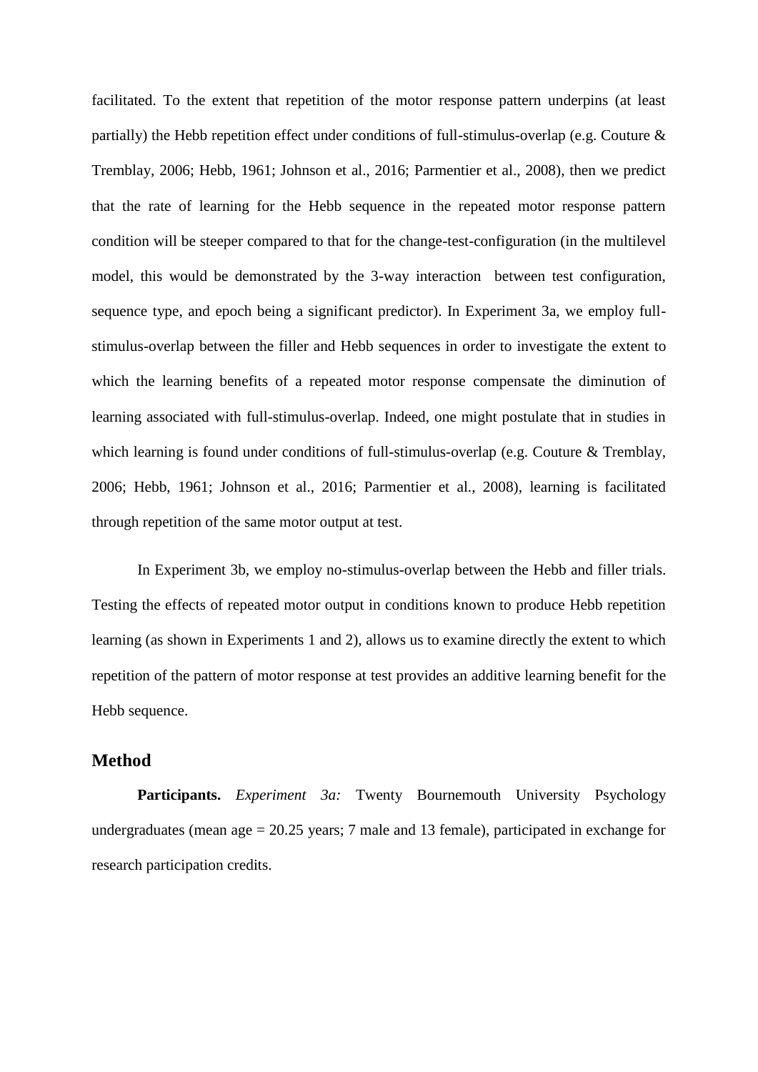facilitated. To the extent that repetition of the motor response pattern underpins (at least partially) the Hebb repetition effect under conditions of full-stimulus-overlap (e.g. Couture & Tremblay, 2006; Hebb, 1961; Johnson et al., 2016; Parmentier et al., 2008), then we predict that the rate of learning for the Hebb sequence in the repeated motor response pattern condition will be steeper compared to that for the change-test-configuration (in the multilevel model, this would be demonstrated by the 3-way interaction between test configuration, sequence type, and epoch being a significant predictor). In Experiment 3a, we employ full-stimulus-overlap between the filler and Hebb sequences in order to investigate the extent to which the learning benefits of a repeated motor response compensate the diminution of learning associated with full-stimulus-overlap. Indeed, one might postulate that in studies in which learning is found under conditions of full-stimulus-overlap (e.g. Couture & Tremblay, 2006; Hebb, 1961; Johnson et al., 2016; Parmentier et al., 2008), learning is facilitated through repetition of the same motor output at test.

In Experiment 3b, we employ no-stimulus-overlap between the Hebb and filler trials. Testing the effects of repeated motor output in conditions known to produce Hebb repetition learning (as shown in Experiments 1 and 2), allows us to examine directly the extent to which repetition of the pattern of motor response at test provides an additive learning benefit for the Hebb sequence.

## Method

**Participants.** *Experiment 3a:* Twenty Bournemouth University Psychology undergraduates (mean age = 20.25 years; 7 male and 13 female), participated in exchange for research participation credits.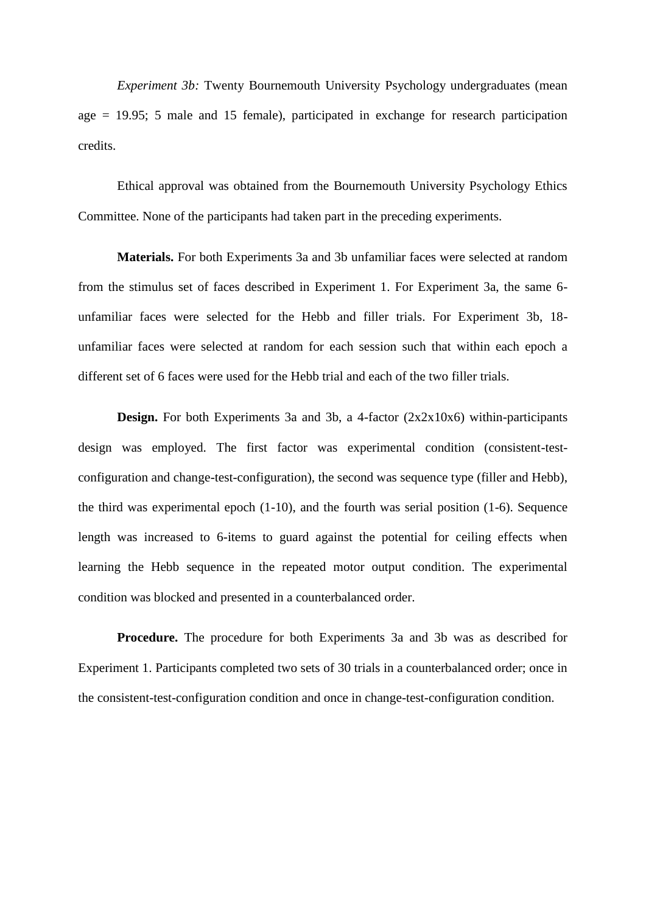*Experiment 3b:* Twenty Bournemouth University Psychology undergraduates (mean age = 19.95; 5 male and 15 female), participated in exchange for research participation credits.

Ethical approval was obtained from the Bournemouth University Psychology Ethics Committee. None of the participants had taken part in the preceding experiments.

**Materials.** For both Experiments 3a and 3b unfamiliar faces were selected at random from the stimulus set of faces described in Experiment 1. For Experiment 3a, the same 6-unfamiliar faces were selected for the Hebb and filler trials. For Experiment 3b, 18-unfamiliar faces were selected at random for each session such that within each epoch a different set of 6 faces were used for the Hebb trial and each of the two filler trials.

**Design.** For both Experiments 3a and 3b, a 4-factor (2x2x10x6) within-participants design was employed. The first factor was experimental condition (consistent-test-configuration and change-test-configuration), the second was sequence type (filler and Hebb), the third was experimental epoch (1-10), and the fourth was serial position (1-6). Sequence length was increased to 6-items to guard against the potential for ceiling effects when learning the Hebb sequence in the repeated motor output condition. The experimental condition was blocked and presented in a counterbalanced order.

**Procedure.** The procedure for both Experiments 3a and 3b was as described for Experiment 1. Participants completed two sets of 30 trials in a counterbalanced order; once in the consistent-test-configuration condition and once in change-test-configuration condition.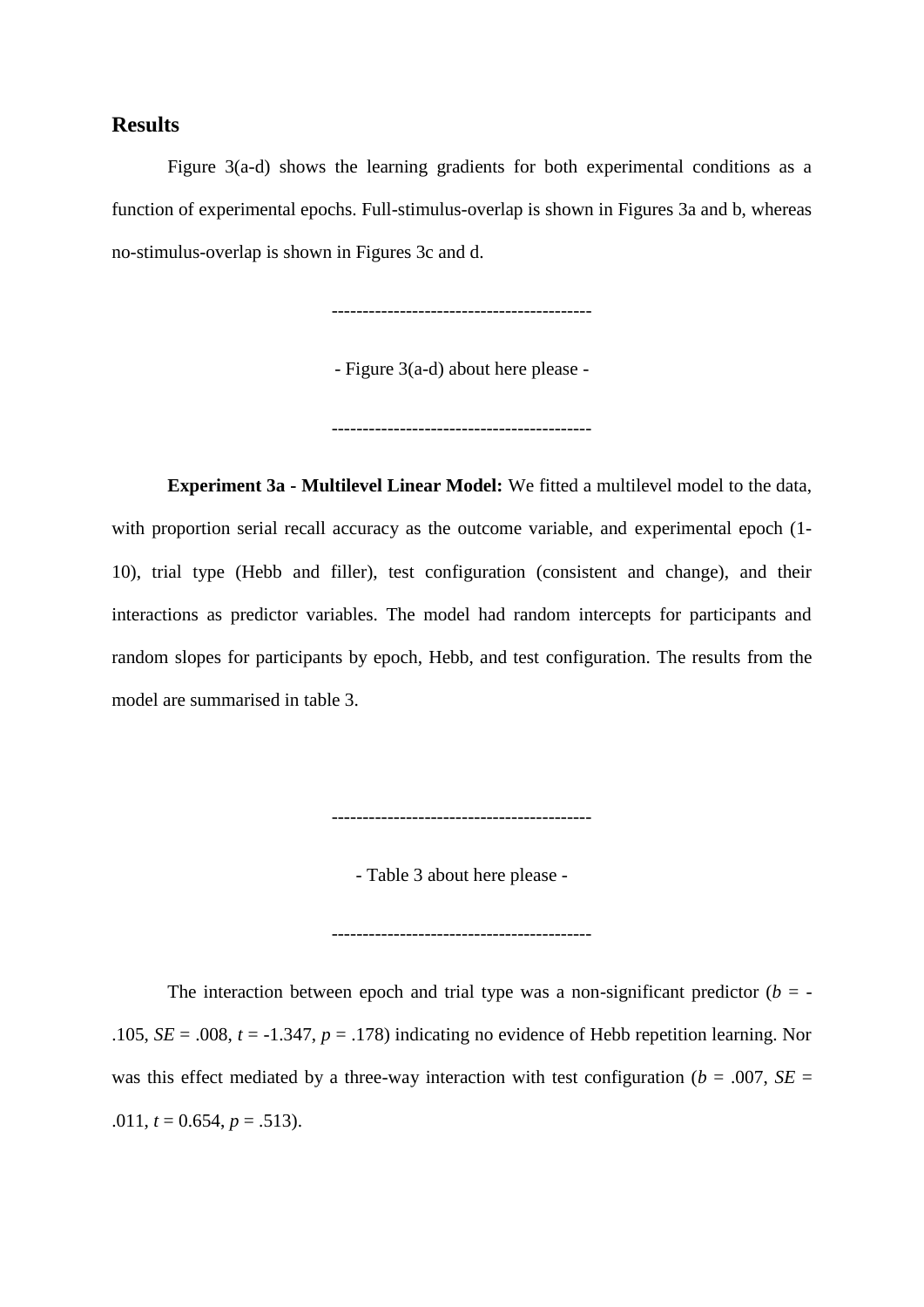## Results

Figure 3(a-d) shows the learning gradients for both experimental conditions as a function of experimental epochs. Full-stimulus-overlap is shown in Figures 3a and b, whereas no-stimulus-overlap is shown in Figures 3c and d.

-----------------------------------------

- Figure 3(a-d) about here please -

-----------------------------------------

**Experiment 3a - Multilevel Linear Model:** We fitted a multilevel model to the data, with proportion serial recall accuracy as the outcome variable, and experimental epoch (1-10), trial type (Hebb and filler), test configuration (consistent and change), and their interactions as predictor variables. The model had random intercepts for participants and random slopes for participants by epoch, Hebb, and test configuration. The results from the model are summarised in table 3.

-----------------------------------------

- Table 3 about here please -

-----------------------------------------

The interaction between epoch and trial type was a non-significant predictor ($b$ = -.105, $SE$ = .008, $t$ = -1.347, $p$ = .178) indicating no evidence of Hebb repetition learning. Nor was this effect mediated by a three-way interaction with test configuration ($b$ = .007, $SE$ = .011, $t$ = 0.654, $p$ = .513).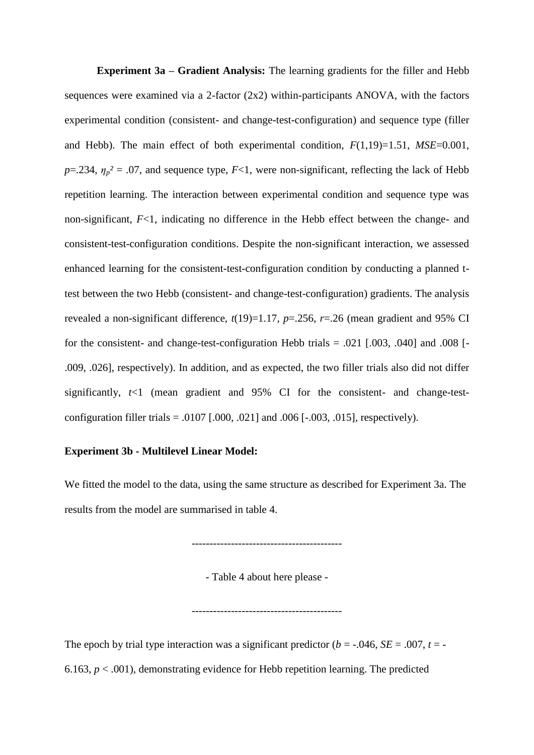**Experiment 3a – Gradient Analysis:** The learning gradients for the filler and Hebb sequences were examined via a 2-factor (2x2) within-participants ANOVA, with the factors experimental condition (consistent- and change-test-configuration) and sequence type (filler and Hebb). The main effect of both experimental condition, $F(1,19)=1.51$, $MSE=0.001$, $p=.234$, $\eta_p^2 = .07$, and sequence type, $F<1$, were non-significant, reflecting the lack of Hebb repetition learning. The interaction between experimental condition and sequence type was non-significant, $F<1$, indicating no difference in the Hebb effect between the change- and consistent-test-configuration conditions. Despite the non-significant interaction, we assessed enhanced learning for the consistent-test-configuration condition by conducting a planned t-test between the two Hebb (consistent- and change-test-configuration) gradients. The analysis revealed a non-significant difference, $t(19)=1.17$, $p=.256$, $r=.26$ (mean gradient and 95% CI for the consistent- and change-test-configuration Hebb trials = .021 [.003, .040] and .008 [-.009, .026], respectively). In addition, and as expected, the two filler trials also did not differ significantly, $t<1$ (mean gradient and 95% CI for the consistent- and change-test-configuration filler trials = .0107 [.000, .021] and .006 [-.003, .015], respectively).

**Experiment 3b - Multilevel Linear Model:**

We fitted the model to the data, using the same structure as described for Experiment 3a. The results from the model are summarised in table 4.

-----------------------------------------

- Table 4 about here please -

-----------------------------------------

The epoch by trial type interaction was a significant predictor ($b = -.046$, $SE = .007$, $t = -6.163$, $p < .001$), demonstrating evidence for Hebb repetition learning. The predicted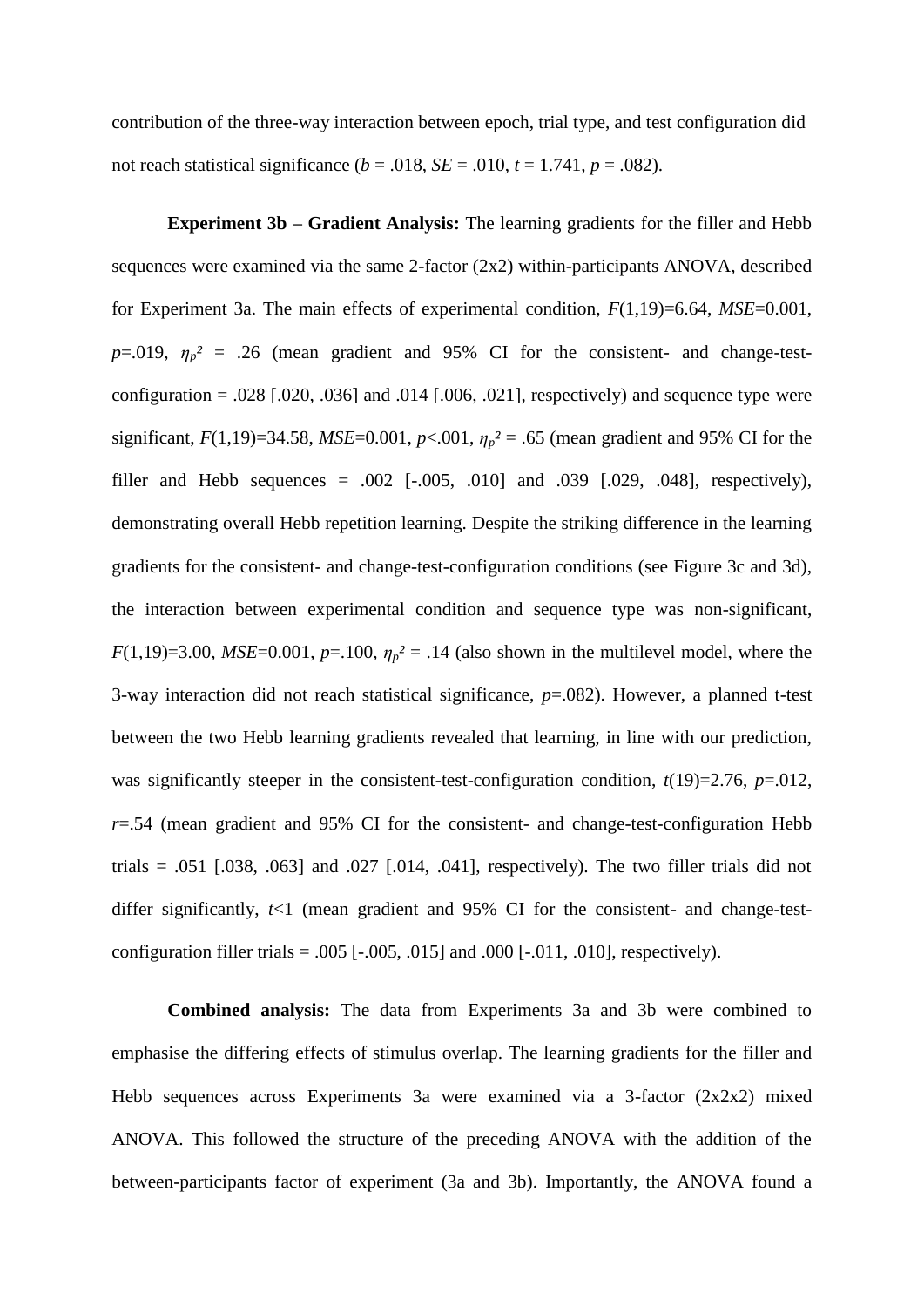contribution of the three-way interaction between epoch, trial type, and test configuration did not reach statistical significance ($b$ = .018, $SE$ = .010, $t$ = 1.741, $p$ = .082).

**Experiment 3b – Gradient Analysis:** The learning gradients for the filler and Hebb sequences were examined via the same 2-factor (2x2) within-participants ANOVA, described for Experiment 3a. The main effects of experimental condition, $F(1,19)=6.64$, $MSE=0.001$, $p=.019$, $\eta_p^2 = .26$ (mean gradient and 95% CI for the consistent- and change-test-configuration = .028 [.020, .036] and .014 [.006, .021], respectively) and sequence type were significant, $F(1,19)=34.58$, $MSE=0.001$, $p<.001$, $\eta_p^2 = .65$ (mean gradient and 95% CI for the filler and Hebb sequences = .002 [-.005, .010] and .039 [.029, .048], respectively), demonstrating overall Hebb repetition learning. Despite the striking difference in the learning gradients for the consistent- and change-test-configuration conditions (see Figure 3c and 3d), the interaction between experimental condition and sequence type was non-significant, $F(1,19)=3.00$, $MSE=0.001$, $p=.100$, $\eta_p^2 = .14$ (also shown in the multilevel model, where the 3-way interaction did not reach statistical significance, $p=.082$). However, a planned t-test between the two Hebb learning gradients revealed that learning, in line with our prediction, was significantly steeper in the consistent-test-configuration condition, $t(19)=2.76$, $p=.012$, $r=.54$ (mean gradient and 95% CI for the consistent- and change-test-configuration Hebb trials = .051 [.038, .063] and .027 [.014, .041], respectively). The two filler trials did not differ significantly, $t<1$ (mean gradient and 95% CI for the consistent- and change-test-configuration filler trials = .005 [-.005, .015] and .000 [-.011, .010], respectively).

**Combined analysis:** The data from Experiments 3a and 3b were combined to emphasise the differing effects of stimulus overlap. The learning gradients for the filler and Hebb sequences across Experiments 3a were examined via a 3-factor (2x2x2) mixed ANOVA. This followed the structure of the preceding ANOVA with the addition of the between-participants factor of experiment (3a and 3b). Importantly, the ANOVA found a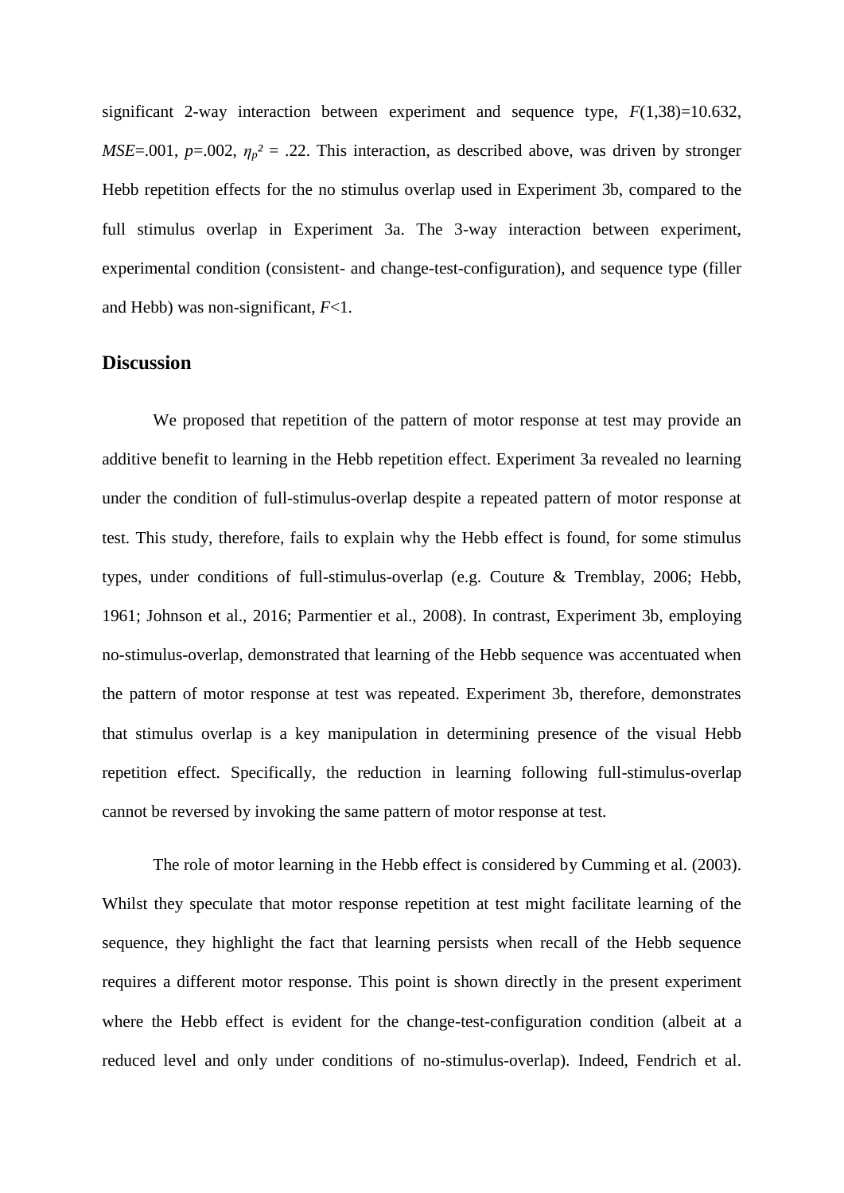significant 2-way interaction between experiment and sequence type, $F(1,38)=10.632$, $MSE=.001$, $p=.002$, $\eta_p^2 = .22$. This interaction, as described above, was driven by stronger Hebb repetition effects for the no stimulus overlap used in Experiment 3b, compared to the full stimulus overlap in Experiment 3a. The 3-way interaction between experiment, experimental condition (consistent- and change-test-configuration), and sequence type (filler and Hebb) was non-significant, $F<1$.

## Discussion

We proposed that repetition of the pattern of motor response at test may provide an additive benefit to learning in the Hebb repetition effect. Experiment 3a revealed no learning under the condition of full-stimulus-overlap despite a repeated pattern of motor response at test. This study, therefore, fails to explain why the Hebb effect is found, for some stimulus types, under conditions of full-stimulus-overlap (e.g. Couture & Tremblay, 2006; Hebb, 1961; Johnson et al., 2016; Parmentier et al., 2008). In contrast, Experiment 3b, employing no-stimulus-overlap, demonstrated that learning of the Hebb sequence was accentuated when the pattern of motor response at test was repeated. Experiment 3b, therefore, demonstrates that stimulus overlap is a key manipulation in determining presence of the visual Hebb repetition effect. Specifically, the reduction in learning following full-stimulus-overlap cannot be reversed by invoking the same pattern of motor response at test.

The role of motor learning in the Hebb effect is considered by Cumming et al. (2003). Whilst they speculate that motor response repetition at test might facilitate learning of the sequence, they highlight the fact that learning persists when recall of the Hebb sequence requires a different motor response. This point is shown directly in the present experiment where the Hebb effect is evident for the change-test-configuration condition (albeit at a reduced level and only under conditions of no-stimulus-overlap). Indeed, Fendrich et al.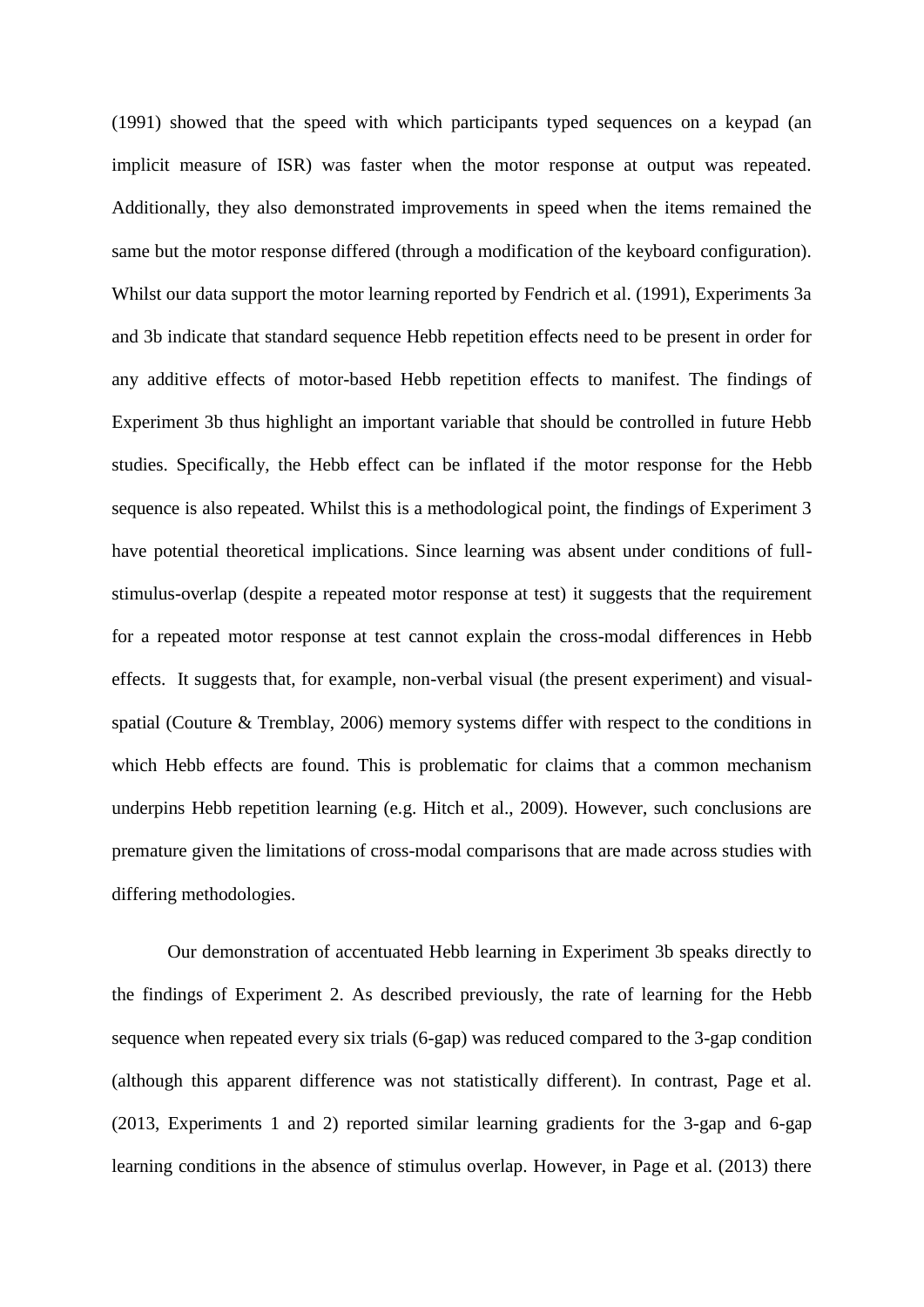(1991) showed that the speed with which participants typed sequences on a keypad (an implicit measure of ISR) was faster when the motor response at output was repeated. Additionally, they also demonstrated improvements in speed when the items remained the same but the motor response differed (through a modification of the keyboard configuration). Whilst our data support the motor learning reported by Fendrich et al. (1991), Experiments 3a and 3b indicate that standard sequence Hebb repetition effects need to be present in order for any additive effects of motor-based Hebb repetition effects to manifest. The findings of Experiment 3b thus highlight an important variable that should be controlled in future Hebb studies. Specifically, the Hebb effect can be inflated if the motor response for the Hebb sequence is also repeated. Whilst this is a methodological point, the findings of Experiment 3 have potential theoretical implications. Since learning was absent under conditions of full-stimulus-overlap (despite a repeated motor response at test) it suggests that the requirement for a repeated motor response at test cannot explain the cross-modal differences in Hebb effects. It suggests that, for example, non-verbal visual (the present experiment) and visual-spatial (Couture & Tremblay, 2006) memory systems differ with respect to the conditions in which Hebb effects are found. This is problematic for claims that a common mechanism underpins Hebb repetition learning (e.g. Hitch et al., 2009). However, such conclusions are premature given the limitations of cross-modal comparisons that are made across studies with differing methodologies.

Our demonstration of accentuated Hebb learning in Experiment 3b speaks directly to the findings of Experiment 2. As described previously, the rate of learning for the Hebb sequence when repeated every six trials (6-gap) was reduced compared to the 3-gap condition (although this apparent difference was not statistically different). In contrast, Page et al. (2013, Experiments 1 and 2) reported similar learning gradients for the 3-gap and 6-gap learning conditions in the absence of stimulus overlap. However, in Page et al. (2013) there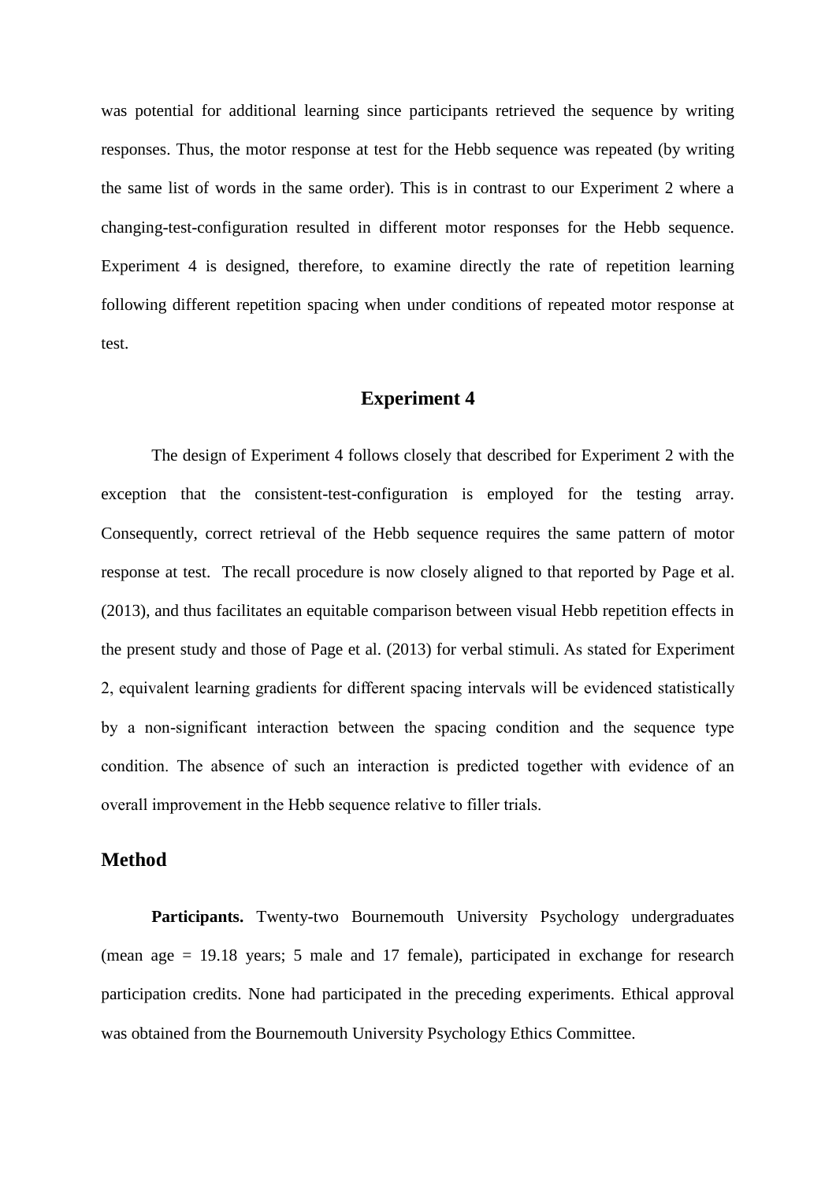was potential for additional learning since participants retrieved the sequence by writing responses. Thus, the motor response at test for the Hebb sequence was repeated (by writing the same list of words in the same order). This is in contrast to our Experiment 2 where a changing-test-configuration resulted in different motor responses for the Hebb sequence. Experiment 4 is designed, therefore, to examine directly the rate of repetition learning following different repetition spacing when under conditions of repeated motor response at test.

## Experiment 4

The design of Experiment 4 follows closely that described for Experiment 2 with the exception that the consistent-test-configuration is employed for the testing array. Consequently, correct retrieval of the Hebb sequence requires the same pattern of motor response at test. The recall procedure is now closely aligned to that reported by Page et al. (2013), and thus facilitates an equitable comparison between visual Hebb repetition effects in the present study and those of Page et al. (2013) for verbal stimuli. As stated for Experiment 2, equivalent learning gradients for different spacing intervals will be evidenced statistically by a non-significant interaction between the spacing condition and the sequence type condition. The absence of such an interaction is predicted together with evidence of an overall improvement in the Hebb sequence relative to filler trials.

### Method

**Participants.** Twenty-two Bournemouth University Psychology undergraduates (mean age = 19.18 years; 5 male and 17 female), participated in exchange for research participation credits. None had participated in the preceding experiments. Ethical approval was obtained from the Bournemouth University Psychology Ethics Committee.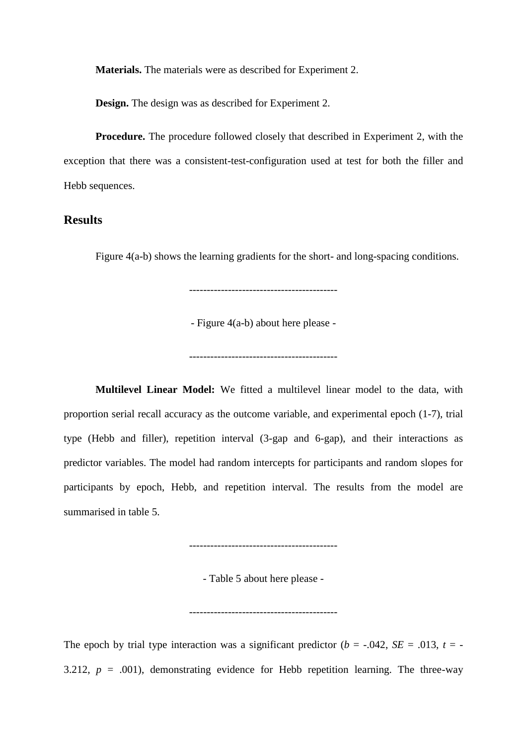**Materials.** The materials were as described for Experiment 2.

**Design.** The design was as described for Experiment 2.

**Procedure.** The procedure followed closely that described in Experiment 2, with the exception that there was a consistent-test-configuration used at test for both the filler and Hebb sequences.

## Results

Figure 4(a-b) shows the learning gradients for the short- and long-spacing conditions.

------------------------------------------

- Figure 4(a-b) about here please -

------------------------------------------

**Multilevel Linear Model:** We fitted a multilevel linear model to the data, with proportion serial recall accuracy as the outcome variable, and experimental epoch (1-7), trial type (Hebb and filler), repetition interval (3-gap and 6-gap), and their interactions as predictor variables. The model had random intercepts for participants and random slopes for participants by epoch, Hebb, and repetition interval. The results from the model are summarised in table 5.

------------------------------------------

- Table 5 about here please -

------------------------------------------

The epoch by trial type interaction was a significant predictor ($b$ = -.042, $SE$ = .013, $t$ = -3.212, $p$ = .001), demonstrating evidence for Hebb repetition learning. The three-way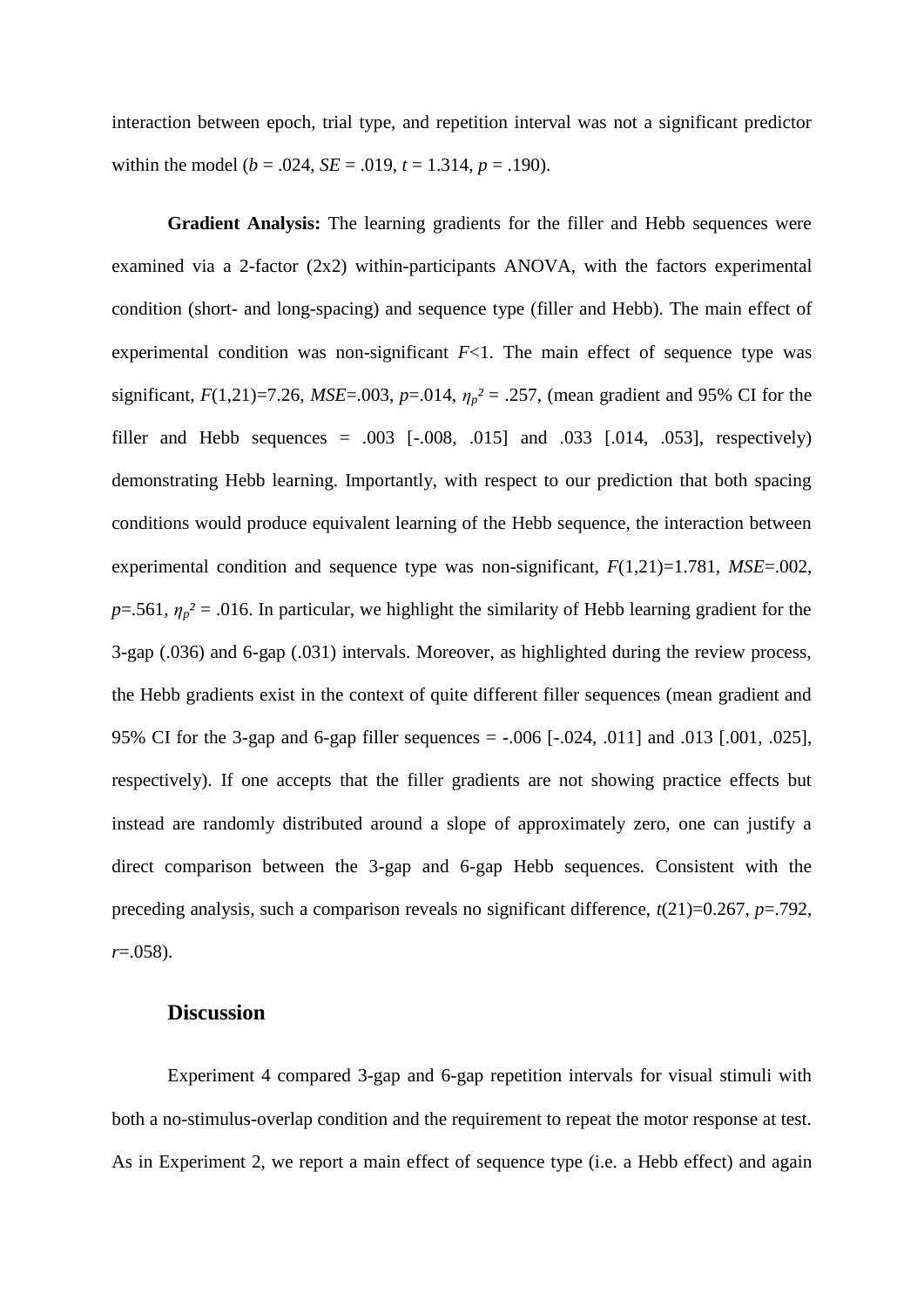interaction between epoch, trial type, and repetition interval was not a significant predictor within the model ($b$ = .024, $SE$ = .019, $t$ = 1.314, $p$ = .190).

**Gradient Analysis:** The learning gradients for the filler and Hebb sequences were examined via a 2-factor (2x2) within-participants ANOVA, with the factors experimental condition (short- and long-spacing) and sequence type (filler and Hebb). The main effect of experimental condition was non-significant $F$<1. The main effect of sequence type was significant, $F(1,21)$=7.26, $MSE$=.003, $p$=.014, $\eta_p^2$ = .257, (mean gradient and 95% CI for the filler and Hebb sequences = .003 [-.008, .015] and .033 [.014, .053], respectively) demonstrating Hebb learning. Importantly, with respect to our prediction that both spacing conditions would produce equivalent learning of the Hebb sequence, the interaction between experimental condition and sequence type was non-significant, $F(1,21)$=1.781, $MSE$=.002, $p$=.561, $\eta_p^2$ = .016. In particular, we highlight the similarity of Hebb learning gradient for the 3-gap (.036) and 6-gap (.031) intervals. Moreover, as highlighted during the review process, the Hebb gradients exist in the context of quite different filler sequences (mean gradient and 95% CI for the 3-gap and 6-gap filler sequences = -.006 [-.024, .011] and .013 [.001, .025], respectively). If one accepts that the filler gradients are not showing practice effects but instead are randomly distributed around a slope of approximately zero, one can justify a direct comparison between the 3-gap and 6-gap Hebb sequences. Consistent with the preceding analysis, such a comparison reveals no significant difference, $t(21)$=0.267, $p$=.792, $r$=.058).

## Discussion

Experiment 4 compared 3-gap and 6-gap repetition intervals for visual stimuli with both a no-stimulus-overlap condition and the requirement to repeat the motor response at test. As in Experiment 2, we report a main effect of sequence type (i.e. a Hebb effect) and again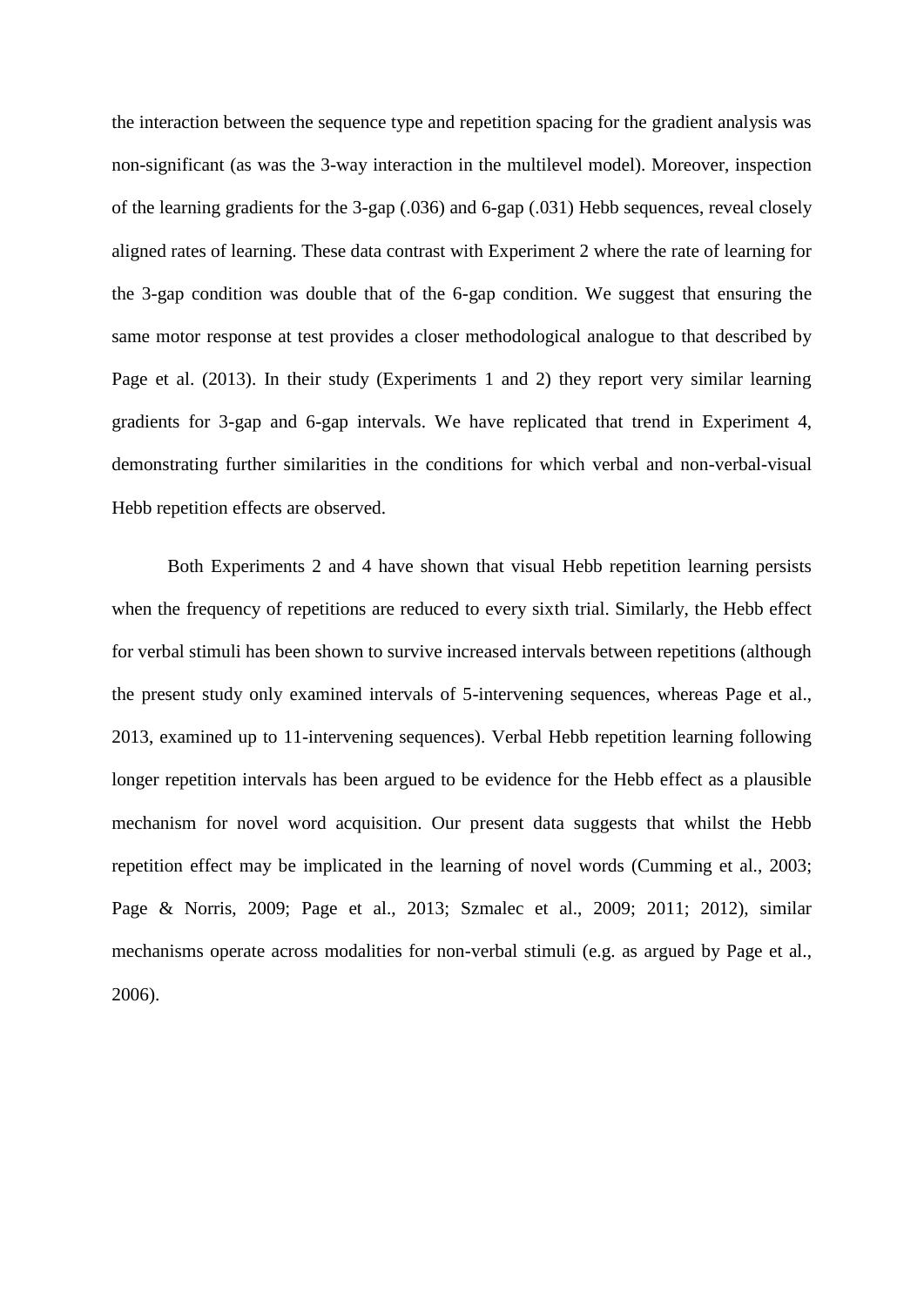the interaction between the sequence type and repetition spacing for the gradient analysis was non-significant (as was the 3-way interaction in the multilevel model). Moreover, inspection of the learning gradients for the 3-gap (.036) and 6-gap (.031) Hebb sequences, reveal closely aligned rates of learning. These data contrast with Experiment 2 where the rate of learning for the 3-gap condition was double that of the 6-gap condition. We suggest that ensuring the same motor response at test provides a closer methodological analogue to that described by Page et al. (2013). In their study (Experiments 1 and 2) they report very similar learning gradients for 3-gap and 6-gap intervals. We have replicated that trend in Experiment 4, demonstrating further similarities in the conditions for which verbal and non-verbal-visual Hebb repetition effects are observed.

Both Experiments 2 and 4 have shown that visual Hebb repetition learning persists when the frequency of repetitions are reduced to every sixth trial. Similarly, the Hebb effect for verbal stimuli has been shown to survive increased intervals between repetitions (although the present study only examined intervals of 5-intervening sequences, whereas Page et al., 2013, examined up to 11-intervening sequences). Verbal Hebb repetition learning following longer repetition intervals has been argued to be evidence for the Hebb effect as a plausible mechanism for novel word acquisition. Our present data suggests that whilst the Hebb repetition effect may be implicated in the learning of novel words (Cumming et al., 2003; Page & Norris, 2009; Page et al., 2013; Szmalec et al., 2009; 2011; 2012), similar mechanisms operate across modalities for non-verbal stimuli (e.g. as argued by Page et al., 2006).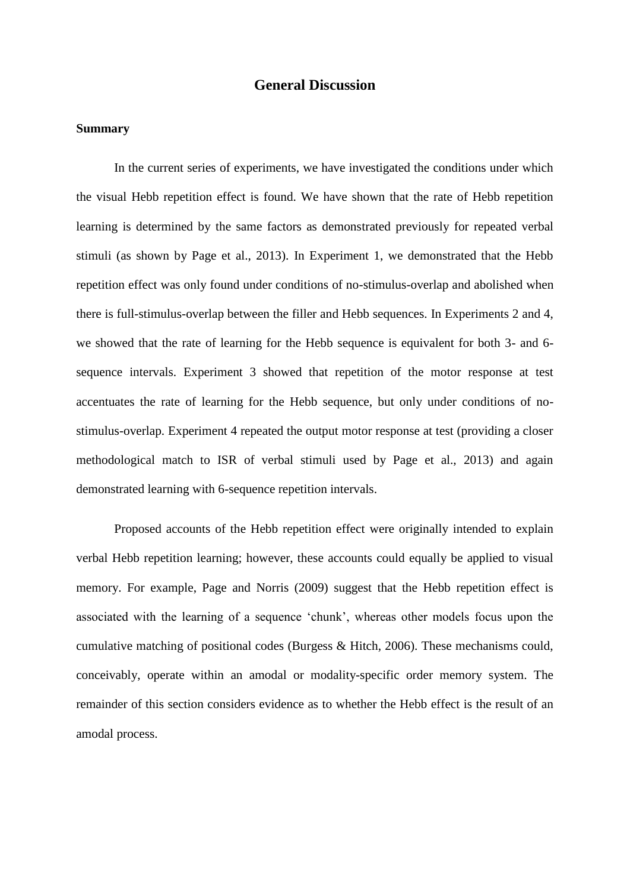## General Discussion

### Summary

In the current series of experiments, we have investigated the conditions under which the visual Hebb repetition effect is found. We have shown that the rate of Hebb repetition learning is determined by the same factors as demonstrated previously for repeated verbal stimuli (as shown by Page et al., 2013). In Experiment 1, we demonstrated that the Hebb repetition effect was only found under conditions of no-stimulus-overlap and abolished when there is full-stimulus-overlap between the filler and Hebb sequences. In Experiments 2 and 4, we showed that the rate of learning for the Hebb sequence is equivalent for both 3- and 6-sequence intervals. Experiment 3 showed that repetition of the motor response at test accentuates the rate of learning for the Hebb sequence, but only under conditions of no-stimulus-overlap. Experiment 4 repeated the output motor response at test (providing a closer methodological match to ISR of verbal stimuli used by Page et al., 2013) and again demonstrated learning with 6-sequence repetition intervals.

Proposed accounts of the Hebb repetition effect were originally intended to explain verbal Hebb repetition learning; however, these accounts could equally be applied to visual memory. For example, Page and Norris (2009) suggest that the Hebb repetition effect is associated with the learning of a sequence 'chunk', whereas other models focus upon the cumulative matching of positional codes (Burgess & Hitch, 2006). These mechanisms could, conceivably, operate within an amodal or modality-specific order memory system. The remainder of this section considers evidence as to whether the Hebb effect is the result of an amodal process.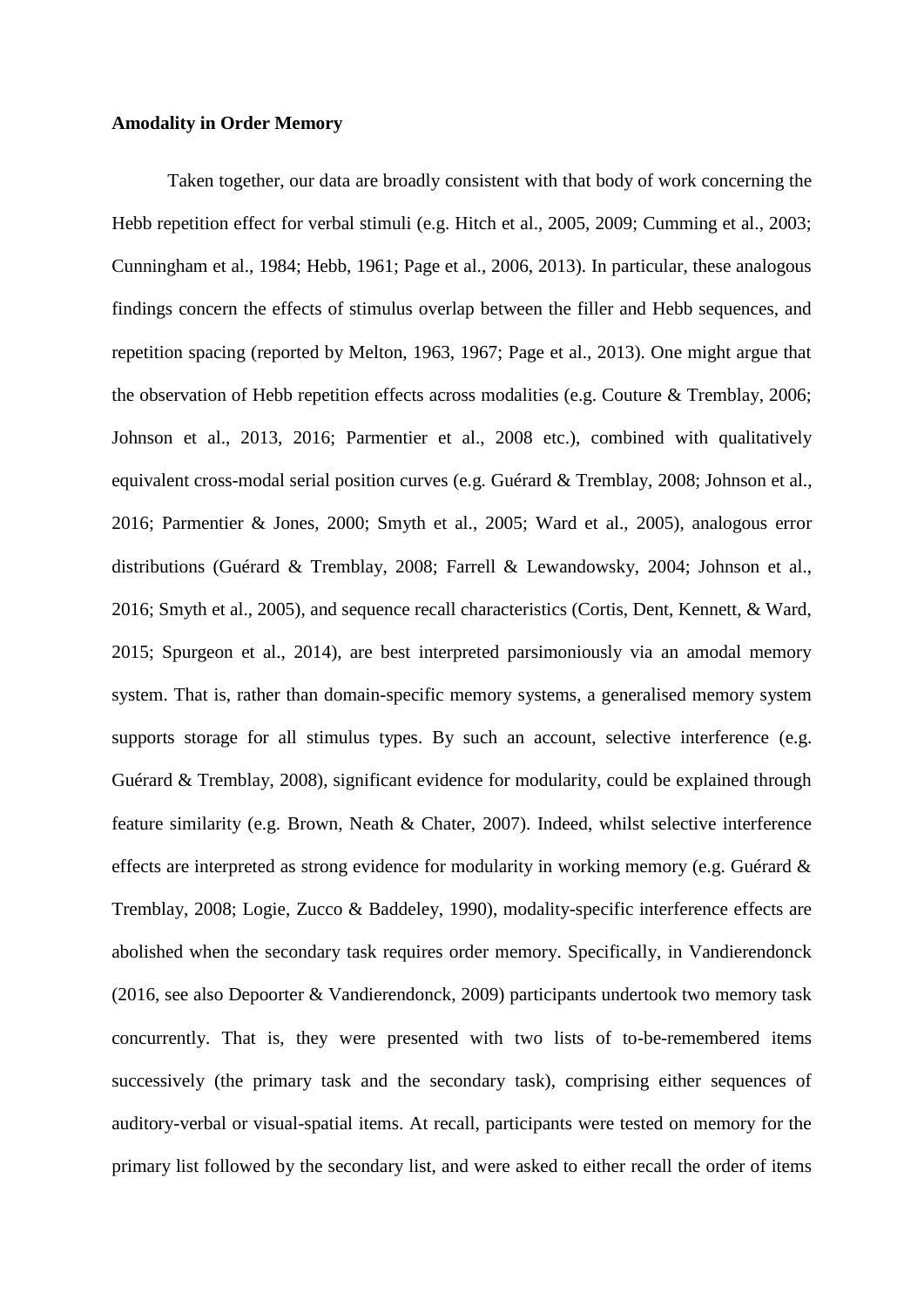**Amodality in Order Memory**

Taken together, our data are broadly consistent with that body of work concerning the Hebb repetition effect for verbal stimuli (e.g. Hitch et al., 2005, 2009; Cumming et al., 2003; Cunningham et al., 1984; Hebb, 1961; Page et al., 2006, 2013). In particular, these analogous findings concern the effects of stimulus overlap between the filler and Hebb sequences, and repetition spacing (reported by Melton, 1963, 1967; Page et al., 2013). One might argue that the observation of Hebb repetition effects across modalities (e.g. Couture & Tremblay, 2006; Johnson et al., 2013, 2016; Parmentier et al., 2008 etc.), combined with qualitatively equivalent cross-modal serial position curves (e.g. Guérard & Tremblay, 2008; Johnson et al., 2016; Parmentier & Jones, 2000; Smyth et al., 2005; Ward et al., 2005), analogous error distributions (Guérard & Tremblay, 2008; Farrell & Lewandowsky, 2004; Johnson et al., 2016; Smyth et al., 2005), and sequence recall characteristics (Cortis, Dent, Kennett, & Ward, 2015; Spurgeon et al., 2014), are best interpreted parsimoniously via an amodal memory system. That is, rather than domain-specific memory systems, a generalised memory system supports storage for all stimulus types. By such an account, selective interference (e.g. Guérard & Tremblay, 2008), significant evidence for modularity, could be explained through feature similarity (e.g. Brown, Neath & Chater, 2007). Indeed, whilst selective interference effects are interpreted as strong evidence for modularity in working memory (e.g. Guérard & Tremblay, 2008; Logie, Zucco & Baddeley, 1990), modality-specific interference effects are abolished when the secondary task requires order memory. Specifically, in Vandierendonck (2016, see also Depoorter & Vandierendonck, 2009) participants undertook two memory task concurrently. That is, they were presented with two lists of to-be-remembered items successively (the primary task and the secondary task), comprising either sequences of auditory-verbal or visual-spatial items. At recall, participants were tested on memory for the primary list followed by the secondary list, and were asked to either recall the order of items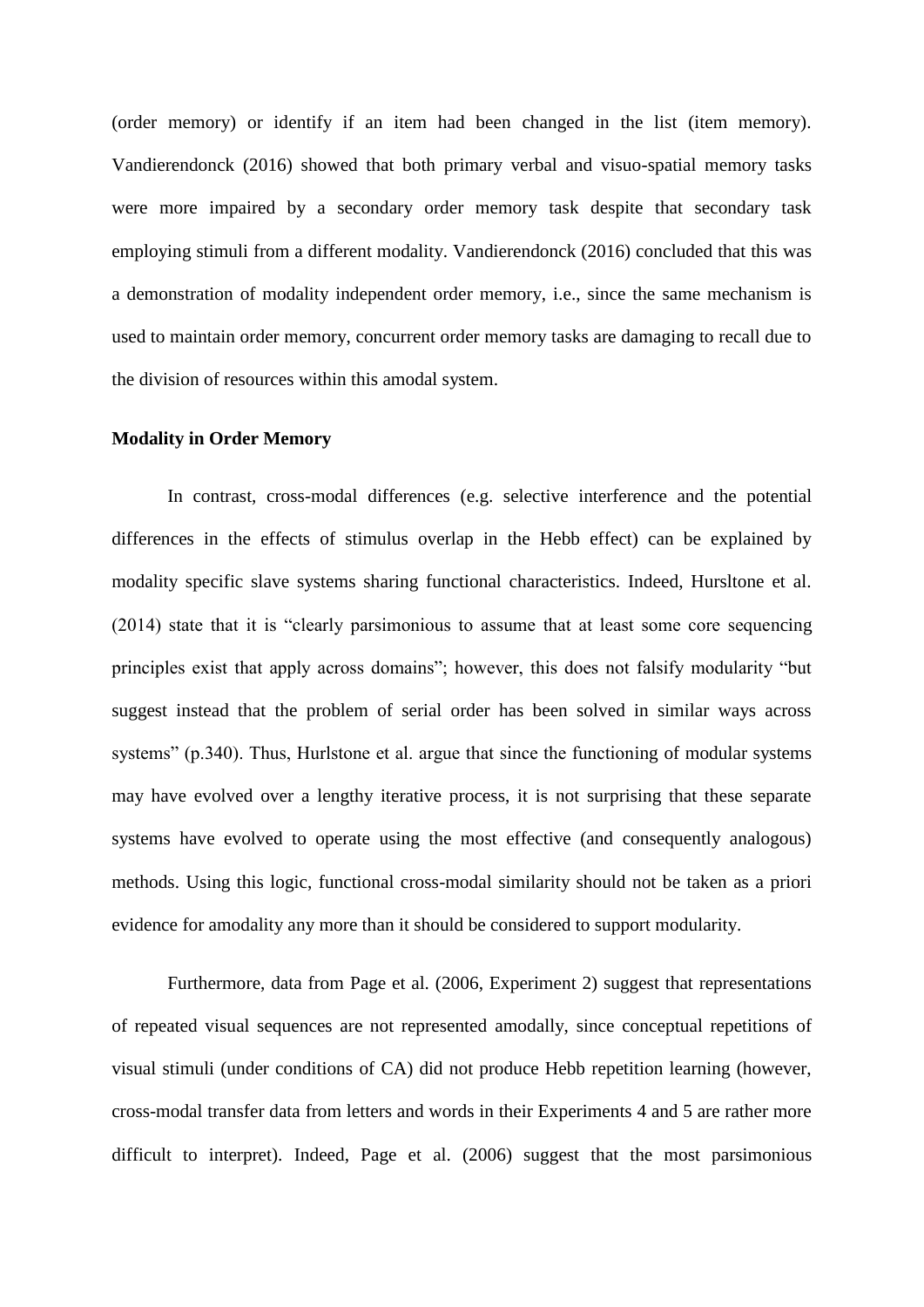(order memory) or identify if an item had been changed in the list (item memory). Vandierendonck (2016) showed that both primary verbal and visuo-spatial memory tasks were more impaired by a secondary order memory task despite that secondary task employing stimuli from a different modality. Vandierendonck (2016) concluded that this was a demonstration of modality independent order memory, i.e., since the same mechanism is used to maintain order memory, concurrent order memory tasks are damaging to recall due to the division of resources within this amodal system.

**Modality in Order Memory**

In contrast, cross-modal differences (e.g. selective interference and the potential differences in the effects of stimulus overlap in the Hebb effect) can be explained by modality specific slave systems sharing functional characteristics. Indeed, Hursltone et al. (2014) state that it is "clearly parsimonious to assume that at least some core sequencing principles exist that apply across domains"; however, this does not falsify modularity "but suggest instead that the problem of serial order has been solved in similar ways across systems" (p.340). Thus, Hurlstone et al. argue that since the functioning of modular systems may have evolved over a lengthy iterative process, it is not surprising that these separate systems have evolved to operate using the most effective (and consequently analogous) methods. Using this logic, functional cross-modal similarity should not be taken as a priori evidence for amodality any more than it should be considered to support modularity.

Furthermore, data from Page et al. (2006, Experiment 2) suggest that representations of repeated visual sequences are not represented amodally, since conceptual repetitions of visual stimuli (under conditions of CA) did not produce Hebb repetition learning (however, cross-modal transfer data from letters and words in their Experiments 4 and 5 are rather more difficult to interpret). Indeed, Page et al. (2006) suggest that the most parsimonious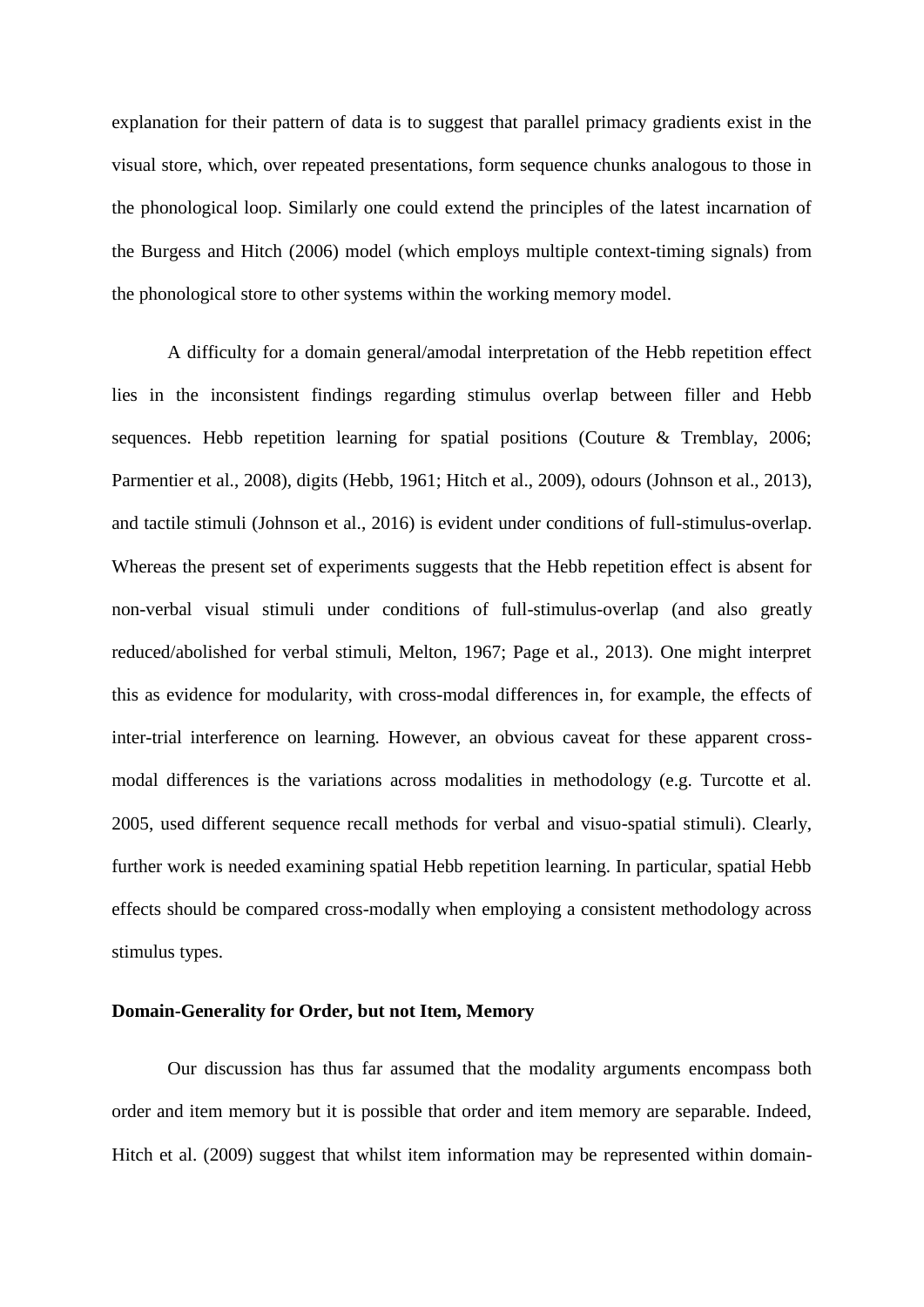explanation for their pattern of data is to suggest that parallel primacy gradients exist in the visual store, which, over repeated presentations, form sequence chunks analogous to those in the phonological loop. Similarly one could extend the principles of the latest incarnation of the Burgess and Hitch (2006) model (which employs multiple context-timing signals) from the phonological store to other systems within the working memory model.

A difficulty for a domain general/amodal interpretation of the Hebb repetition effect lies in the inconsistent findings regarding stimulus overlap between filler and Hebb sequences. Hebb repetition learning for spatial positions (Couture & Tremblay, 2006; Parmentier et al., 2008), digits (Hebb, 1961; Hitch et al., 2009), odours (Johnson et al., 2013), and tactile stimuli (Johnson et al., 2016) is evident under conditions of full-stimulus-overlap. Whereas the present set of experiments suggests that the Hebb repetition effect is absent for non-verbal visual stimuli under conditions of full-stimulus-overlap (and also greatly reduced/abolished for verbal stimuli, Melton, 1967; Page et al., 2013). One might interpret this as evidence for modularity, with cross-modal differences in, for example, the effects of inter-trial interference on learning. However, an obvious caveat for these apparent cross-modal differences is the variations across modalities in methodology (e.g. Turcotte et al. 2005, used different sequence recall methods for verbal and visuo-spatial stimuli). Clearly, further work is needed examining spatial Hebb repetition learning. In particular, spatial Hebb effects should be compared cross-modally when employing a consistent methodology across stimulus types.

**Domain-Generality for Order, but not Item, Memory**

Our discussion has thus far assumed that the modality arguments encompass both order and item memory but it is possible that order and item memory are separable. Indeed, Hitch et al. (2009) suggest that whilst item information may be represented within domain-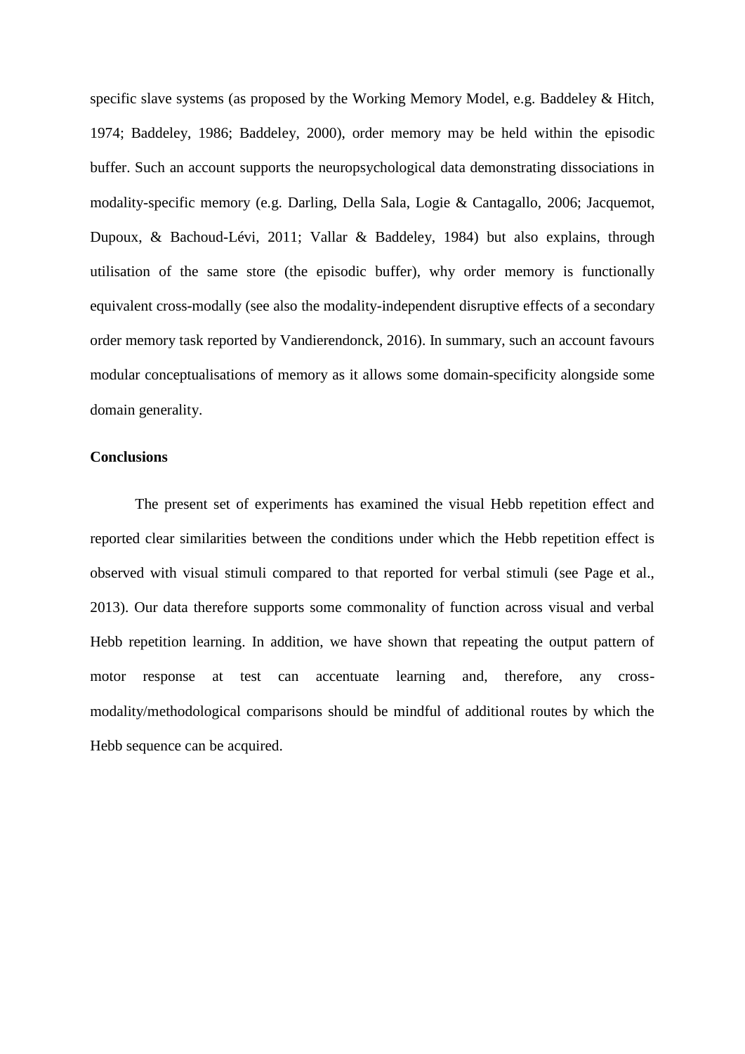specific slave systems (as proposed by the Working Memory Model, e.g. Baddeley & Hitch, 1974; Baddeley, 1986; Baddeley, 2000), order memory may be held within the episodic buffer. Such an account supports the neuropsychological data demonstrating dissociations in modality-specific memory (e.g. Darling, Della Sala, Logie & Cantagallo, 2006; Jacquemot, Dupoux, & Bachoud-Lévi, 2011; Vallar & Baddeley, 1984) but also explains, through utilisation of the same store (the episodic buffer), why order memory is functionally equivalent cross-modally (see also the modality-independent disruptive effects of a secondary order memory task reported by Vandierendonck, 2016). In summary, such an account favours modular conceptualisations of memory as it allows some domain-specificity alongside some domain generality.

**Conclusions**

The present set of experiments has examined the visual Hebb repetition effect and reported clear similarities between the conditions under which the Hebb repetition effect is observed with visual stimuli compared to that reported for verbal stimuli (see Page et al., 2013). Our data therefore supports some commonality of function across visual and verbal Hebb repetition learning. In addition, we have shown that repeating the output pattern of motor response at test can accentuate learning and, therefore, any cross-modality/methodological comparisons should be mindful of additional routes by which the Hebb sequence can be acquired.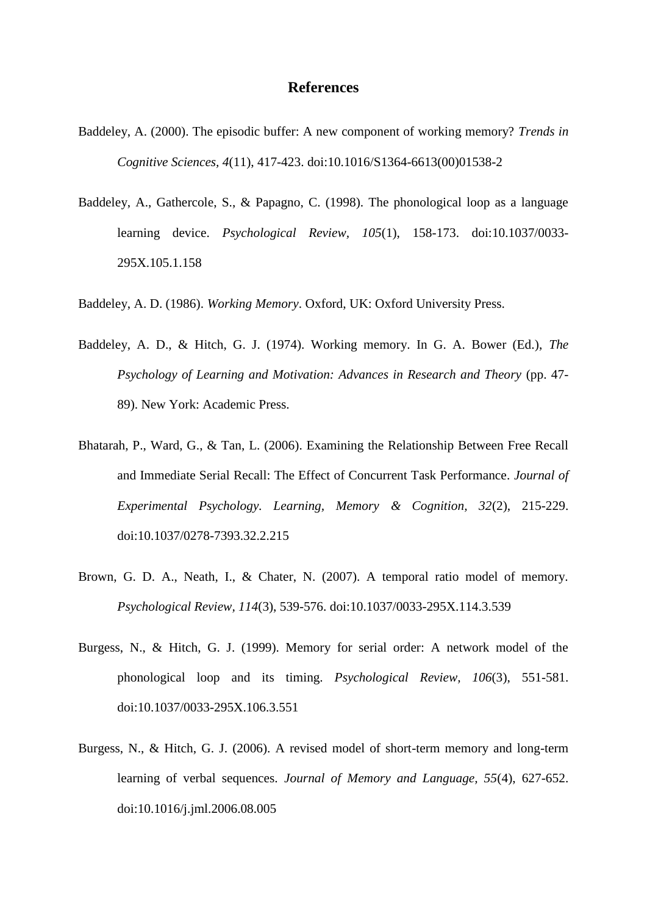# References

Baddeley, A. (2000). The episodic buffer: A new component of working memory? *Trends in Cognitive Sciences, 4*(11), 417-423. doi:10.1016/S1364-6613(00)01538-2

Baddeley, A., Gathercole, S., & Papagno, C. (1998). The phonological loop as a language learning device. *Psychological Review, 105*(1), 158-173. doi:10.1037/0033-295X.105.1.158

Baddeley, A. D. (1986). *Working Memory*. Oxford, UK: Oxford University Press.

Baddeley, A. D., & Hitch, G. J. (1974). Working memory. In G. A. Bower (Ed.), *The Psychology of Learning and Motivation: Advances in Research and Theory* (pp. 47-89). New York: Academic Press.

Bhatarah, P., Ward, G., & Tan, L. (2006). Examining the Relationship Between Free Recall and Immediate Serial Recall: The Effect of Concurrent Task Performance. *Journal of Experimental Psychology. Learning, Memory & Cognition, 32*(2), 215-229. doi:10.1037/0278-7393.32.2.215

Brown, G. D. A., Neath, I., & Chater, N. (2007). A temporal ratio model of memory. *Psychological Review, 114*(3), 539-576. doi:10.1037/0033-295X.114.3.539

Burgess, N., & Hitch, G. J. (1999). Memory for serial order: A network model of the phonological loop and its timing. *Psychological Review, 106*(3), 551-581. doi:10.1037/0033-295X.106.3.551

Burgess, N., & Hitch, G. J. (2006). A revised model of short-term memory and long-term learning of verbal sequences. *Journal of Memory and Language, 55*(4), 627-652. doi:10.1016/j.jml.2006.08.005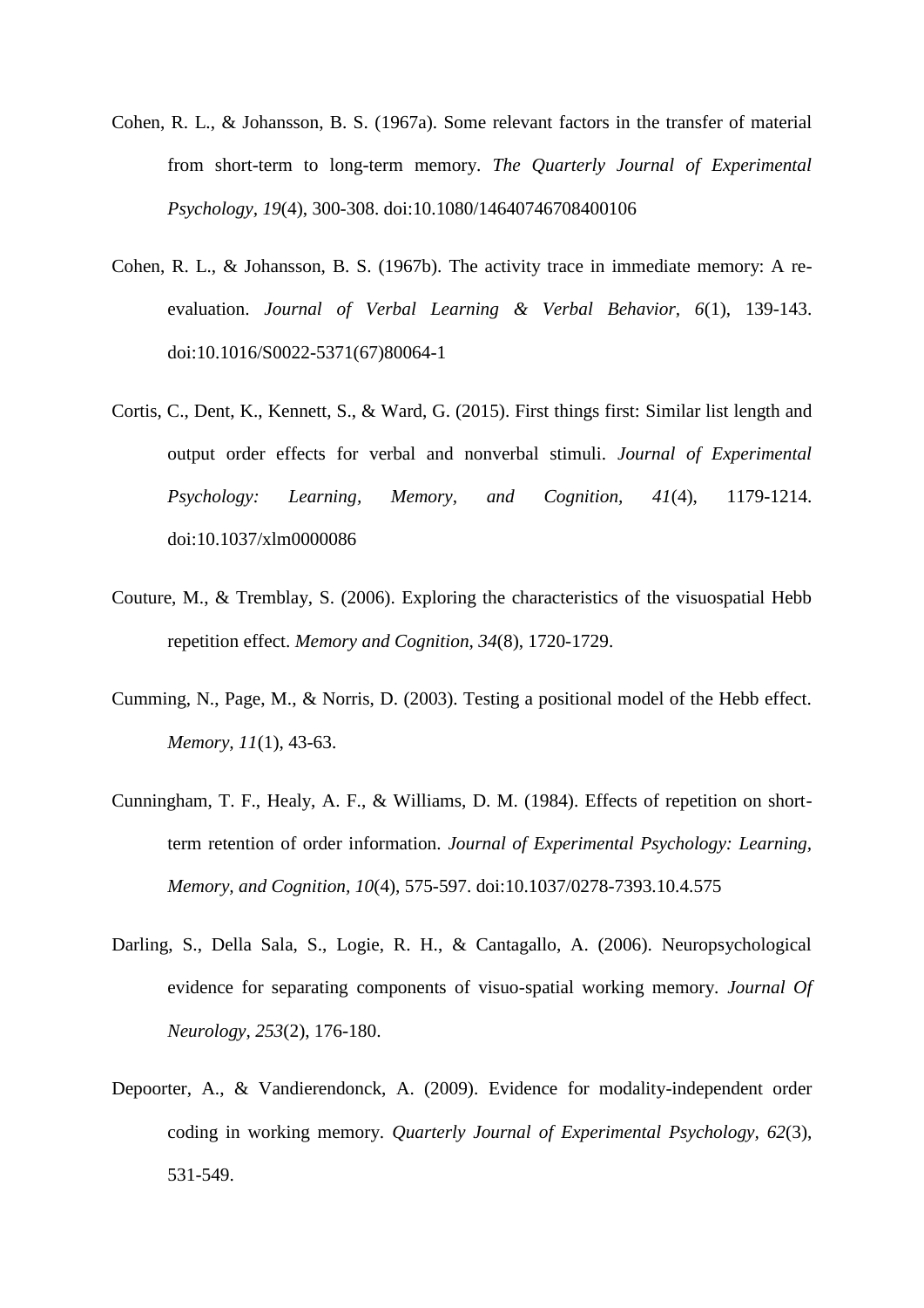Cohen, R. L., & Johansson, B. S. (1967a). Some relevant factors in the transfer of material from short-term to long-term memory. *The Quarterly Journal of Experimental Psychology*, *19*(4), 300-308. doi:10.1080/14640746708400106

Cohen, R. L., & Johansson, B. S. (1967b). The activity trace in immediate memory: A re-evaluation. *Journal of Verbal Learning & Verbal Behavior*, *6*(1), 139-143. doi:10.1016/S0022-5371(67)80064-1

Cortis, C., Dent, K., Kennett, S., & Ward, G. (2015). First things first: Similar list length and output order effects for verbal and nonverbal stimuli. *Journal of Experimental Psychology: Learning, Memory, and Cognition, 41*(4), 1179-1214. doi:10.1037/xlm0000086

Couture, M., & Tremblay, S. (2006). Exploring the characteristics of the visuospatial Hebb repetition effect. *Memory and Cognition, 34*(8), 1720-1729.

Cumming, N., Page, M., & Norris, D. (2003). Testing a positional model of the Hebb effect. *Memory*, *11*(1), 43-63.

Cunningham, T. F., Healy, A. F., & Williams, D. M. (1984). Effects of repetition on short-term retention of order information. *Journal of Experimental Psychology: Learning, Memory, and Cognition*, *10*(4), 575-597. doi:10.1037/0278-7393.10.4.575

Darling, S., Della Sala, S., Logie, R. H., & Cantagallo, A. (2006). Neuropsychological evidence for separating components of visuo-spatial working memory. *Journal Of Neurology*, *253*(2), 176-180.

Depoorter, A., & Vandierendonck, A. (2009). Evidence for modality-independent order coding in working memory. *Quarterly Journal of Experimental Psychology*, *62*(3), 531-549.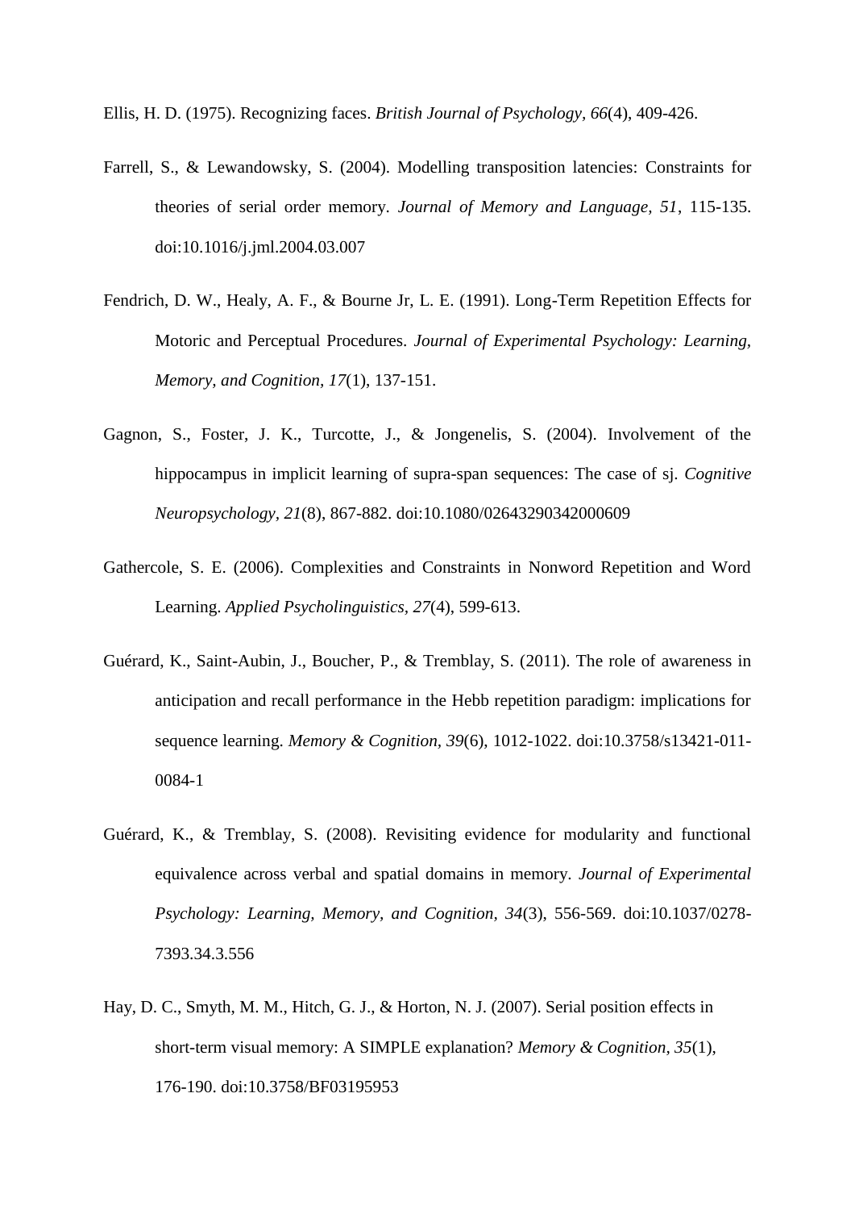Ellis, H. D. (1975). Recognizing faces. *British Journal of Psychology, 66*(4), 409-426.

Farrell, S., & Lewandowsky, S. (2004). Modelling transposition latencies: Constraints for theories of serial order memory. *Journal of Memory and Language, 51*, 115-135. doi:10.1016/j.jml.2004.03.007

Fendrich, D. W., Healy, A. F., & Bourne Jr, L. E. (1991). Long-Term Repetition Effects for Motoric and Perceptual Procedures. *Journal of Experimental Psychology: Learning, Memory, and Cognition, 17*(1), 137-151.

Gagnon, S., Foster, J. K., Turcotte, J., & Jongenelis, S. (2004). Involvement of the hippocampus in implicit learning of supra-span sequences: The case of sj. *Cognitive Neuropsychology, 21*(8), 867-882. doi:10.1080/02643290342000609

Gathercole, S. E. (2006). Complexities and Constraints in Nonword Repetition and Word Learning. *Applied Psycholinguistics, 27*(4), 599-613.

Guérard, K., Saint-Aubin, J., Boucher, P., & Tremblay, S. (2011). The role of awareness in anticipation and recall performance in the Hebb repetition paradigm: implications for sequence learning. *Memory & Cognition, 39*(6), 1012-1022. doi:10.3758/s13421-011-0084-1

Guérard, K., & Tremblay, S. (2008). Revisiting evidence for modularity and functional equivalence across verbal and spatial domains in memory. *Journal of Experimental Psychology: Learning, Memory, and Cognition, 34*(3), 556-569. doi:10.1037/0278-7393.34.3.556

Hay, D. C., Smyth, M. M., Hitch, G. J., & Horton, N. J. (2007). Serial position effects in short-term visual memory: A SIMPLE explanation? *Memory & Cognition, 35*(1), 176-190. doi:10.3758/BF03195953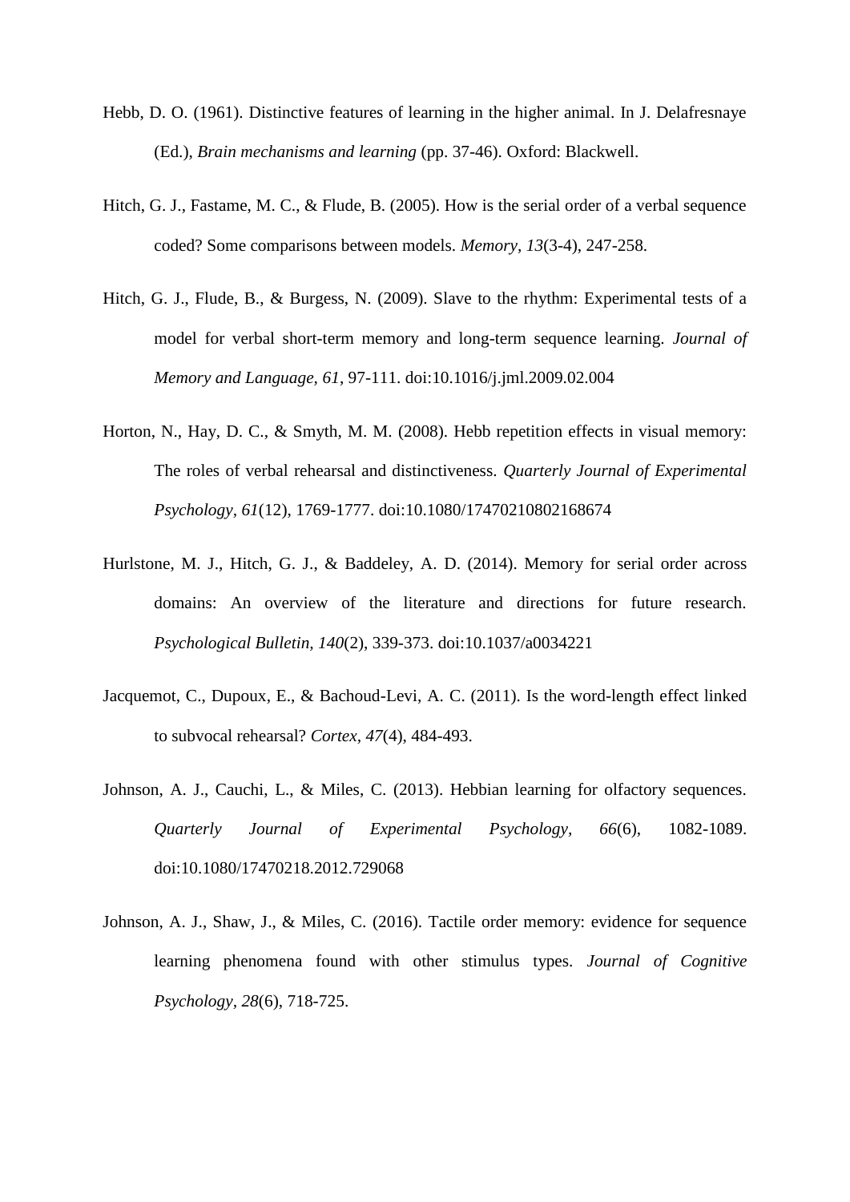Hebb, D. O. (1961). Distinctive features of learning in the higher animal. In J. Delafresnaye (Ed.), *Brain mechanisms and learning* (pp. 37-46). Oxford: Blackwell.

Hitch, G. J., Fastame, M. C., & Flude, B. (2005). How is the serial order of a verbal sequence coded? Some comparisons between models. *Memory, 13*(3-4), 247-258.

Hitch, G. J., Flude, B., & Burgess, N. (2009). Slave to the rhythm: Experimental tests of a model for verbal short-term memory and long-term sequence learning. *Journal of Memory and Language, 61*, 97-111. doi:10.1016/j.jml.2009.02.004

Horton, N., Hay, D. C., & Smyth, M. M. (2008). Hebb repetition effects in visual memory: The roles of verbal rehearsal and distinctiveness. *Quarterly Journal of Experimental Psychology, 61*(12), 1769-1777. doi:10.1080/17470210802168674

Hurlstone, M. J., Hitch, G. J., & Baddeley, A. D. (2014). Memory for serial order across domains: An overview of the literature and directions for future research. *Psychological Bulletin, 140*(2), 339-373. doi:10.1037/a0034221

Jacquemot, C., Dupoux, E., & Bachoud-Levi, A. C. (2011). Is the word-length effect linked to subvocal rehearsal? *Cortex, 47*(4), 484-493.

Johnson, A. J., Cauchi, L., & Miles, C. (2013). Hebbian learning for olfactory sequences. *Quarterly Journal of Experimental Psychology, 66*(6), 1082-1089. doi:10.1080/17470218.2012.729068

Johnson, A. J., Shaw, J., & Miles, C. (2016). Tactile order memory: evidence for sequence learning phenomena found with other stimulus types. *Journal of Cognitive Psychology, 28*(6), 718-725.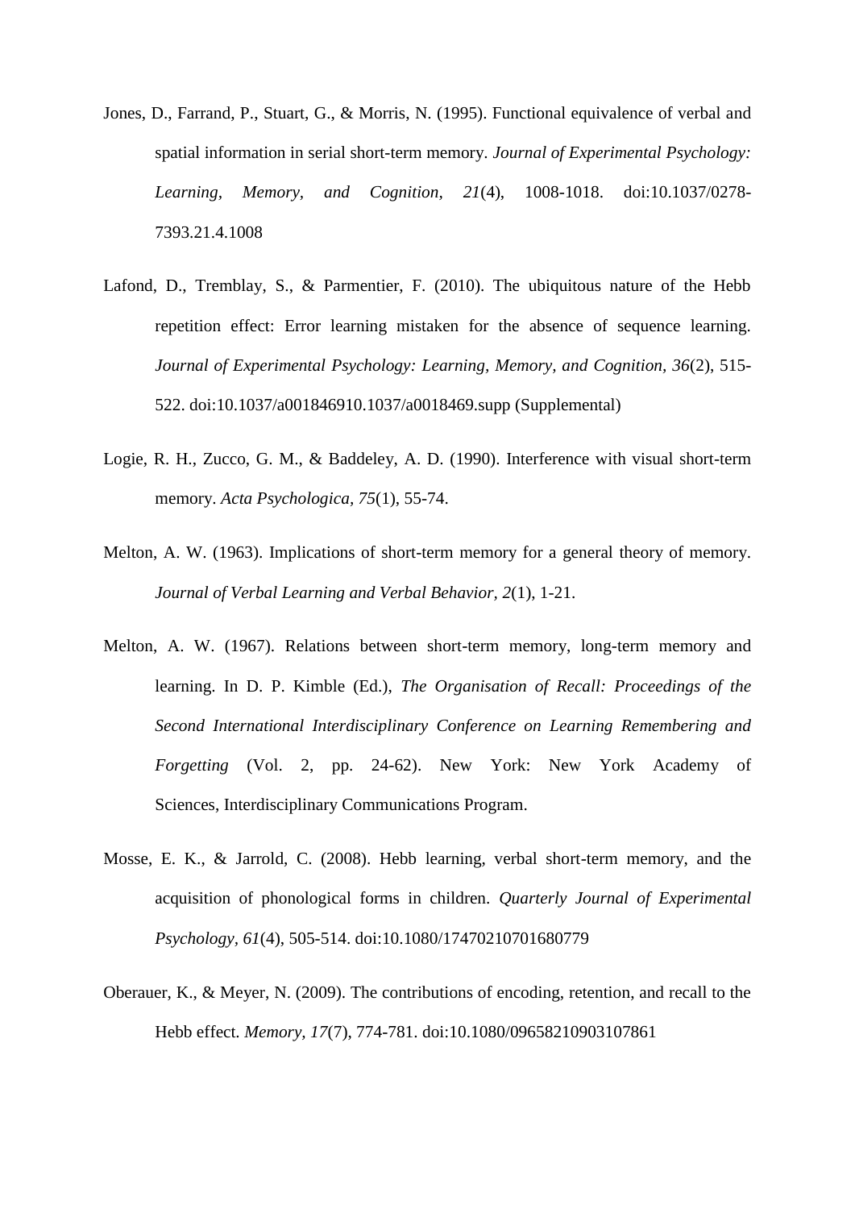Jones, D., Farrand, P., Stuart, G., & Morris, N. (1995). Functional equivalence of verbal and spatial information in serial short-term memory. *Journal of Experimental Psychology: Learning, Memory, and Cognition, 21*(4), 1008-1018. doi:10.1037/0278-7393.21.4.1008

Lafond, D., Tremblay, S., & Parmentier, F. (2010). The ubiquitous nature of the Hebb repetition effect: Error learning mistaken for the absence of sequence learning. *Journal of Experimental Psychology: Learning, Memory, and Cognition, 36*(2), 515-522. doi:10.1037/a001846910.1037/a0018469.supp (Supplemental)

Logie, R. H., Zucco, G. M., & Baddeley, A. D. (1990). Interference with visual short-term memory. *Acta Psychologica, 75*(1), 55-74.

Melton, A. W. (1963). Implications of short-term memory for a general theory of memory. *Journal of Verbal Learning and Verbal Behavior, 2*(1), 1-21.

Melton, A. W. (1967). Relations between short-term memory, long-term memory and learning. In D. P. Kimble (Ed.), *The Organisation of Recall: Proceedings of the Second International Interdisciplinary Conference on Learning Remembering and Forgetting* (Vol. 2, pp. 24-62). New York: New York Academy of Sciences, Interdisciplinary Communications Program.

Mosse, E. K., & Jarrold, C. (2008). Hebb learning, verbal short-term memory, and the acquisition of phonological forms in children. *Quarterly Journal of Experimental Psychology, 61*(4), 505-514. doi:10.1080/17470210701680779

Oberauer, K., & Meyer, N. (2009). The contributions of encoding, retention, and recall to the Hebb effect. *Memory, 17*(7), 774-781. doi:10.1080/09658210903107861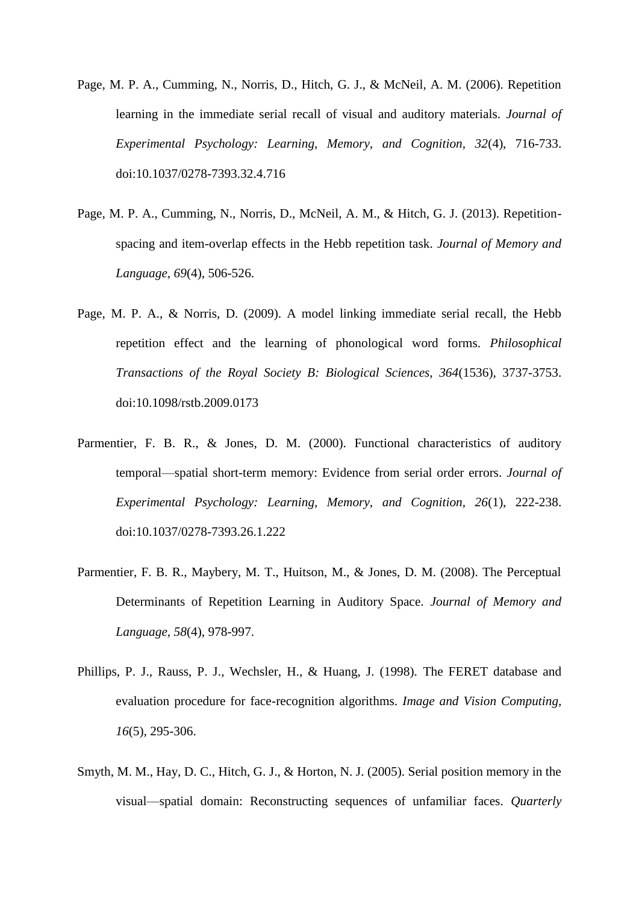Page, M. P. A., Cumming, N., Norris, D., Hitch, G. J., & McNeil, A. M. (2006). Repetition learning in the immediate serial recall of visual and auditory materials. *Journal of Experimental Psychology: Learning, Memory, and Cognition, 32*(4), 716-733. doi:10.1037/0278-7393.32.4.716

Page, M. P. A., Cumming, N., Norris, D., McNeil, A. M., & Hitch, G. J. (2013). Repetition-spacing and item-overlap effects in the Hebb repetition task. *Journal of Memory and Language, 69*(4), 506-526.

Page, M. P. A., & Norris, D. (2009). A model linking immediate serial recall, the Hebb repetition effect and the learning of phonological word forms. *Philosophical Transactions of the Royal Society B: Biological Sciences, 364*(1536), 3737-3753. doi:10.1098/rstb.2009.0173

Parmentier, F. B. R., & Jones, D. M. (2000). Functional characteristics of auditory temporal—spatial short-term memory: Evidence from serial order errors. *Journal of Experimental Psychology: Learning, Memory, and Cognition, 26*(1), 222-238. doi:10.1037/0278-7393.26.1.222

Parmentier, F. B. R., Maybery, M. T., Huitson, M., & Jones, D. M. (2008). The Perceptual Determinants of Repetition Learning in Auditory Space. *Journal of Memory and Language, 58*(4), 978-997.

Phillips, P. J., Rauss, P. J., Wechsler, H., & Huang, J. (1998). The FERET database and evaluation procedure for face-recognition algorithms. *Image and Vision Computing, 16*(5), 295-306.

Smyth, M. M., Hay, D. C., Hitch, G. J., & Horton, N. J. (2005). Serial position memory in the visual—spatial domain: Reconstructing sequences of unfamiliar faces. *Quarterly*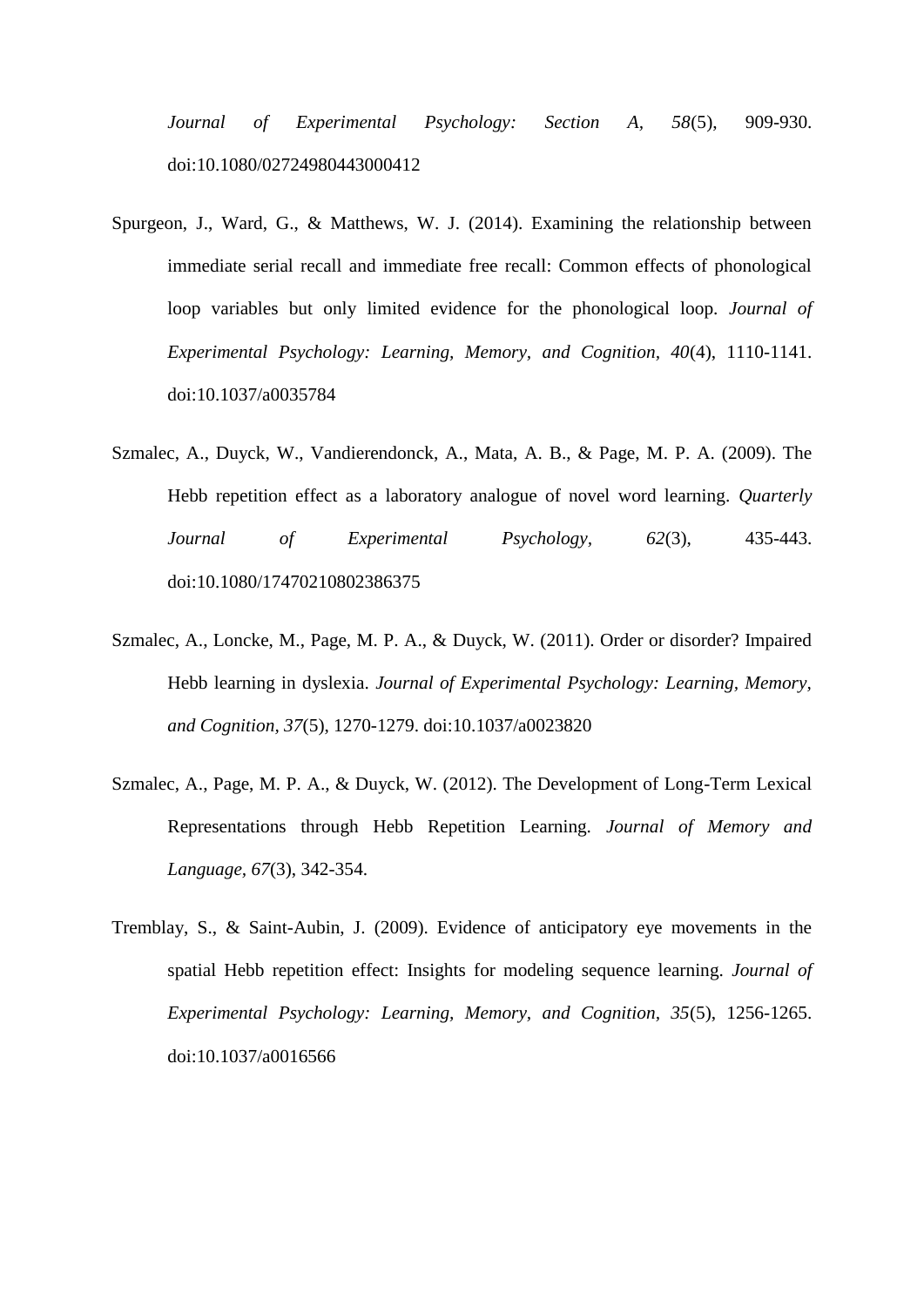*Journal of Experimental Psychology: Section A, 58*(5), 909-930. doi:10.1080/02724980443000412

Spurgeon, J., Ward, G., & Matthews, W. J. (2014). Examining the relationship between immediate serial recall and immediate free recall: Common effects of phonological loop variables but only limited evidence for the phonological loop. *Journal of Experimental Psychology: Learning, Memory, and Cognition, 40*(4), 1110-1141. doi:10.1037/a0035784

Szmalec, A., Duyck, W., Vandierendonck, A., Mata, A. B., & Page, M. P. A. (2009). The Hebb repetition effect as a laboratory analogue of novel word learning. *Quarterly Journal of Experimental Psychology, 62*(3), 435-443. doi:10.1080/17470210802386375

Szmalec, A., Loncke, M., Page, M. P. A., & Duyck, W. (2011). Order or disorder? Impaired Hebb learning in dyslexia. *Journal of Experimental Psychology: Learning, Memory, and Cognition, 37*(5), 1270-1279. doi:10.1037/a0023820

Szmalec, A., Page, M. P. A., & Duyck, W. (2012). The Development of Long-Term Lexical Representations through Hebb Repetition Learning. *Journal of Memory and Language, 67*(3), 342-354.

Tremblay, S., & Saint-Aubin, J. (2009). Evidence of anticipatory eye movements in the spatial Hebb repetition effect: Insights for modeling sequence learning. *Journal of Experimental Psychology: Learning, Memory, and Cognition, 35*(5), 1256-1265. doi:10.1037/a0016566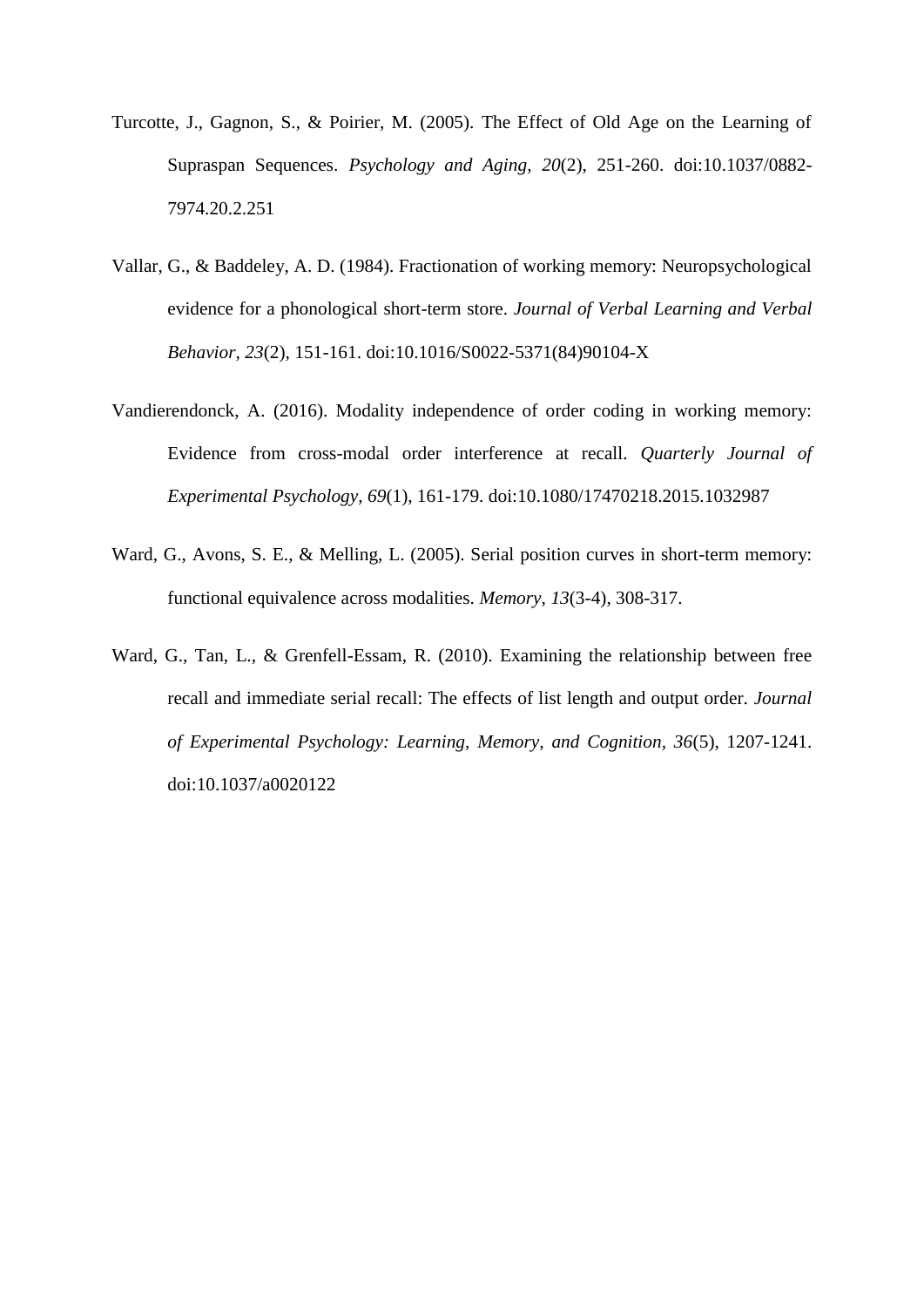Turcotte, J., Gagnon, S., & Poirier, M. (2005). The Effect of Old Age on the Learning of Supraspan Sequences. *Psychology and Aging, 20*(2), 251-260. doi:10.1037/0882-7974.20.2.251

Vallar, G., & Baddeley, A. D. (1984). Fractionation of working memory: Neuropsychological evidence for a phonological short-term store. *Journal of Verbal Learning and Verbal Behavior, 23*(2), 151-161. doi:10.1016/S0022-5371(84)90104-X

Vandierendonck, A. (2016). Modality independence of order coding in working memory: Evidence from cross-modal order interference at recall. *Quarterly Journal of Experimental Psychology, 69*(1), 161-179. doi:10.1080/17470218.2015.1032987

Ward, G., Avons, S. E., & Melling, L. (2005). Serial position curves in short-term memory: functional equivalence across modalities. *Memory, 13*(3-4), 308-317.

Ward, G., Tan, L., & Grenfell-Essam, R. (2010). Examining the relationship between free recall and immediate serial recall: The effects of list length and output order. *Journal of Experimental Psychology: Learning, Memory, and Cognition*, *36*(5), 1207-1241. doi:10.1037/a0020122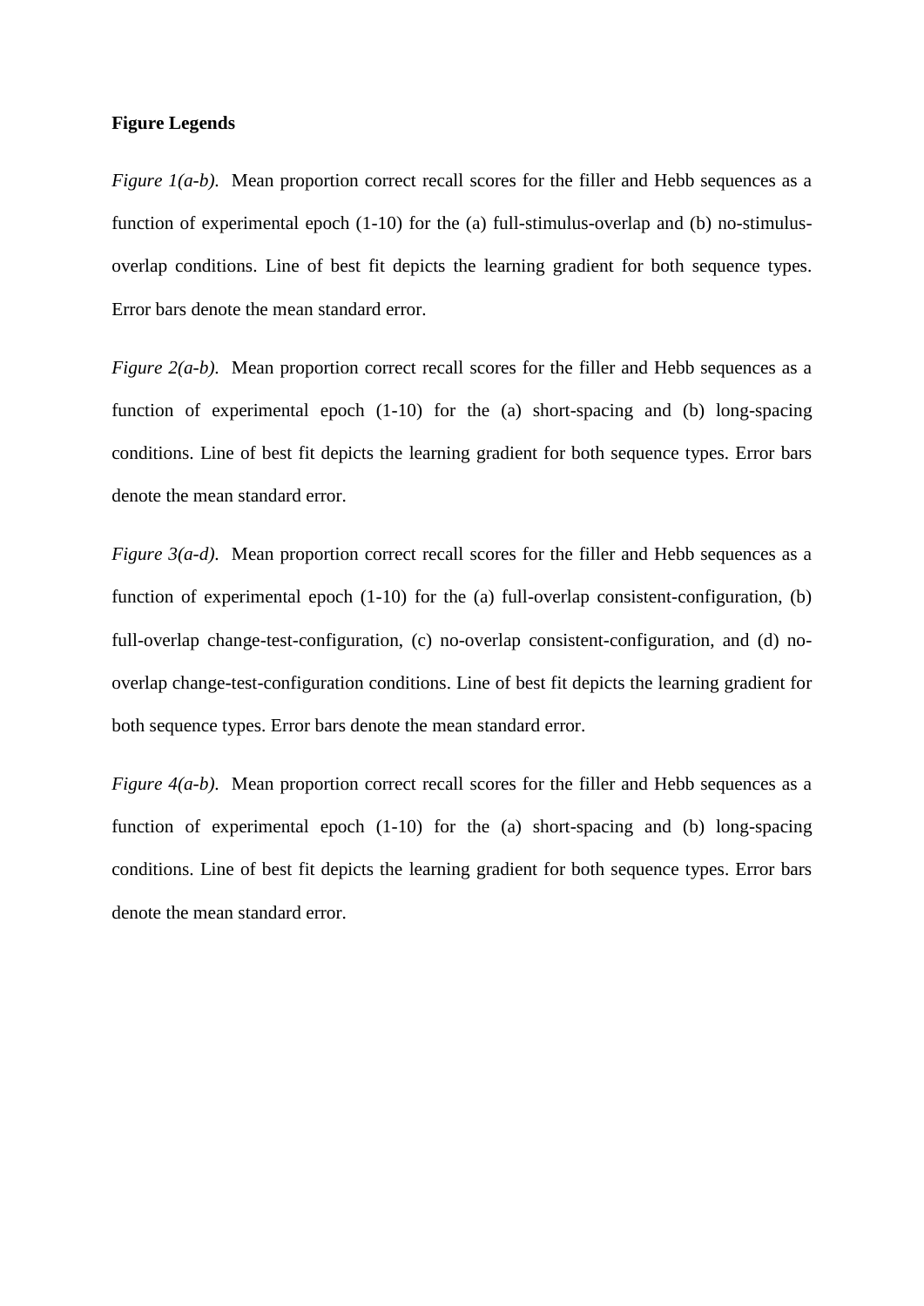**Figure Legends**

*Figure 1(a-b).* Mean proportion correct recall scores for the filler and Hebb sequences as a function of experimental epoch (1-10) for the (a) full-stimulus-overlap and (b) no-stimulus-overlap conditions. Line of best fit depicts the learning gradient for both sequence types. Error bars denote the mean standard error.

*Figure 2(a-b).* Mean proportion correct recall scores for the filler and Hebb sequences as a function of experimental epoch (1-10) for the (a) short-spacing and (b) long-spacing conditions. Line of best fit depicts the learning gradient for both sequence types. Error bars denote the mean standard error.

*Figure 3(a-d).* Mean proportion correct recall scores for the filler and Hebb sequences as a function of experimental epoch (1-10) for the (a) full-overlap consistent-configuration, (b) full-overlap change-test-configuration, (c) no-overlap consistent-configuration, and (d) no-overlap change-test-configuration conditions. Line of best fit depicts the learning gradient for both sequence types. Error bars denote the mean standard error.

*Figure 4(a-b).* Mean proportion correct recall scores for the filler and Hebb sequences as a function of experimental epoch (1-10) for the (a) short-spacing and (b) long-spacing conditions. Line of best fit depicts the learning gradient for both sequence types. Error bars denote the mean standard error.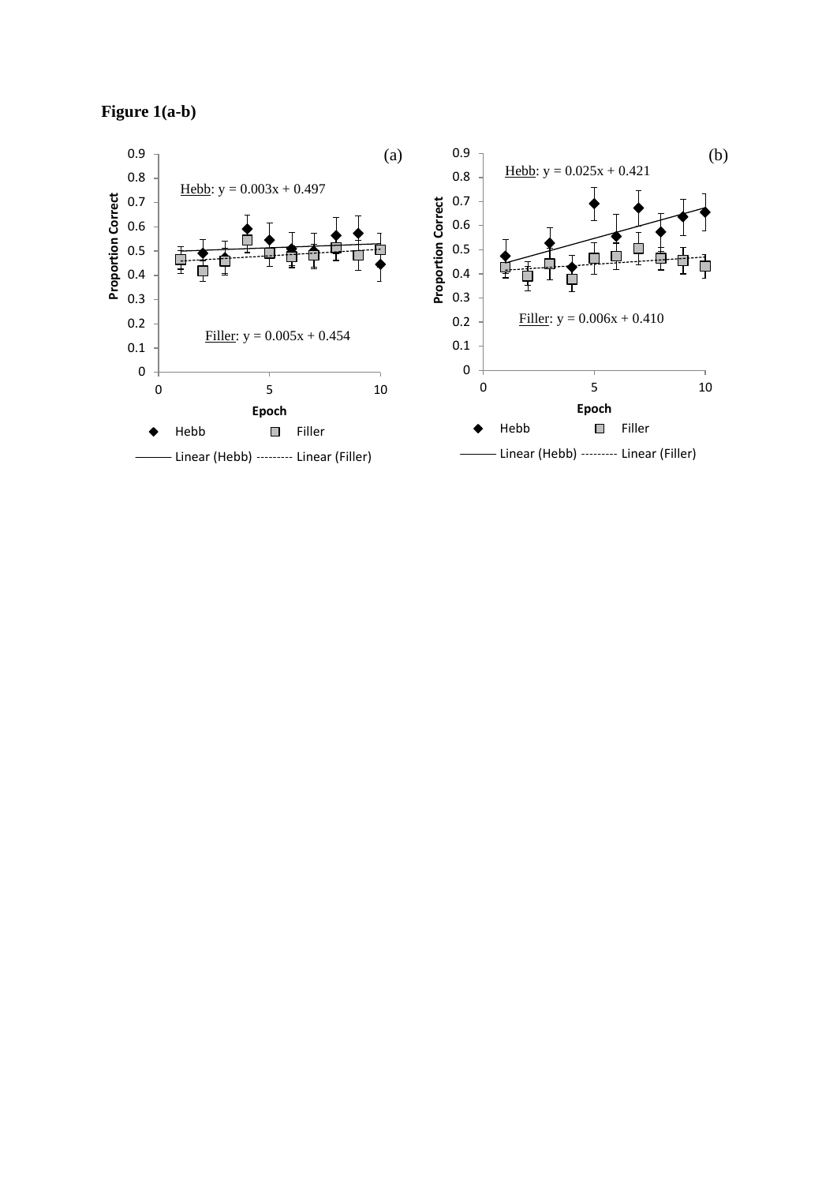**Figure 1(a-b)**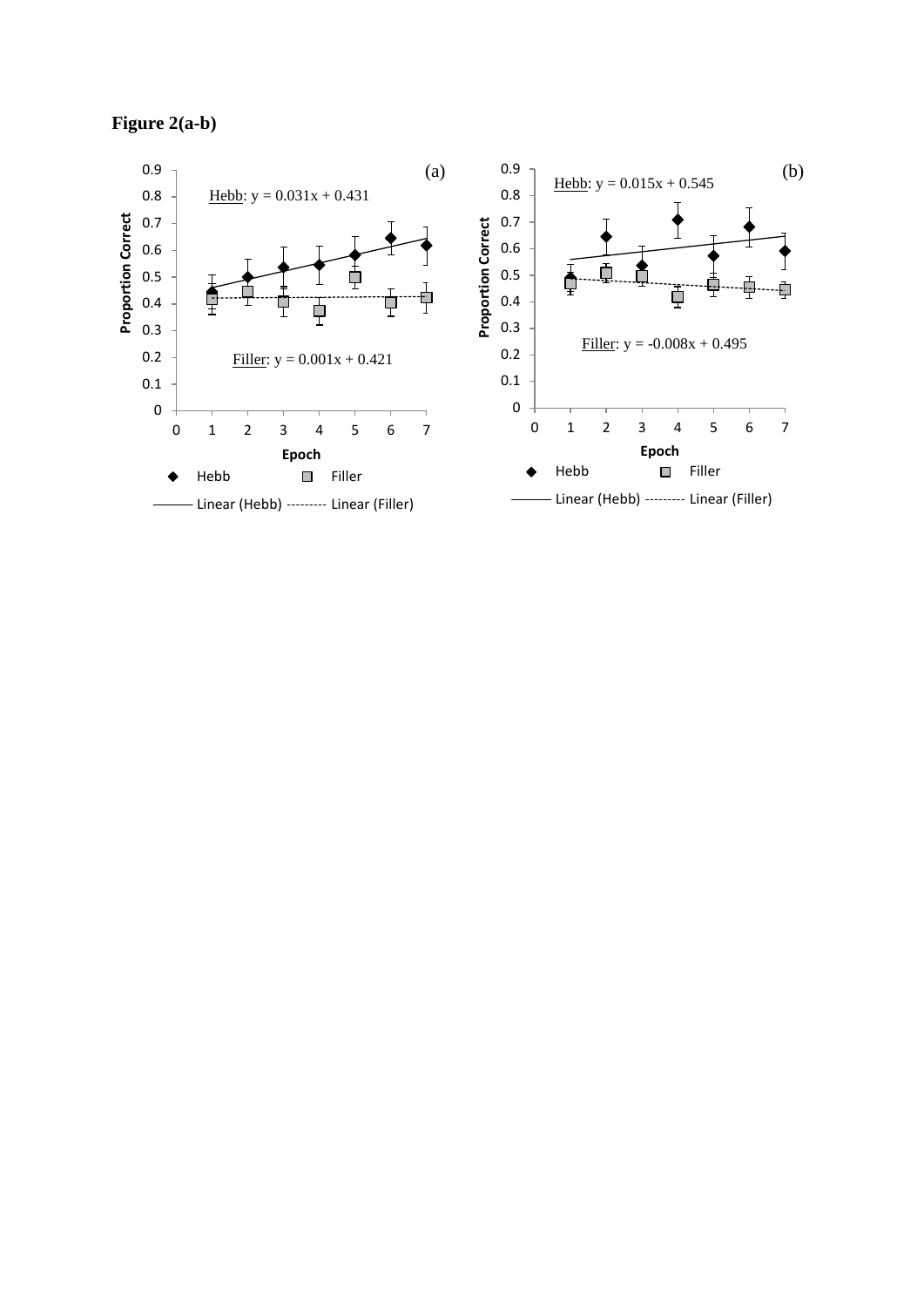**Figure 2(a-b)**

(a)

Hebb: y = 0.031x + 0.431

Filler: y = 0.001x + 0.421

(b)

Hebb: y = 0.015x + 0.545

Filler: y = -0.008x + 0.495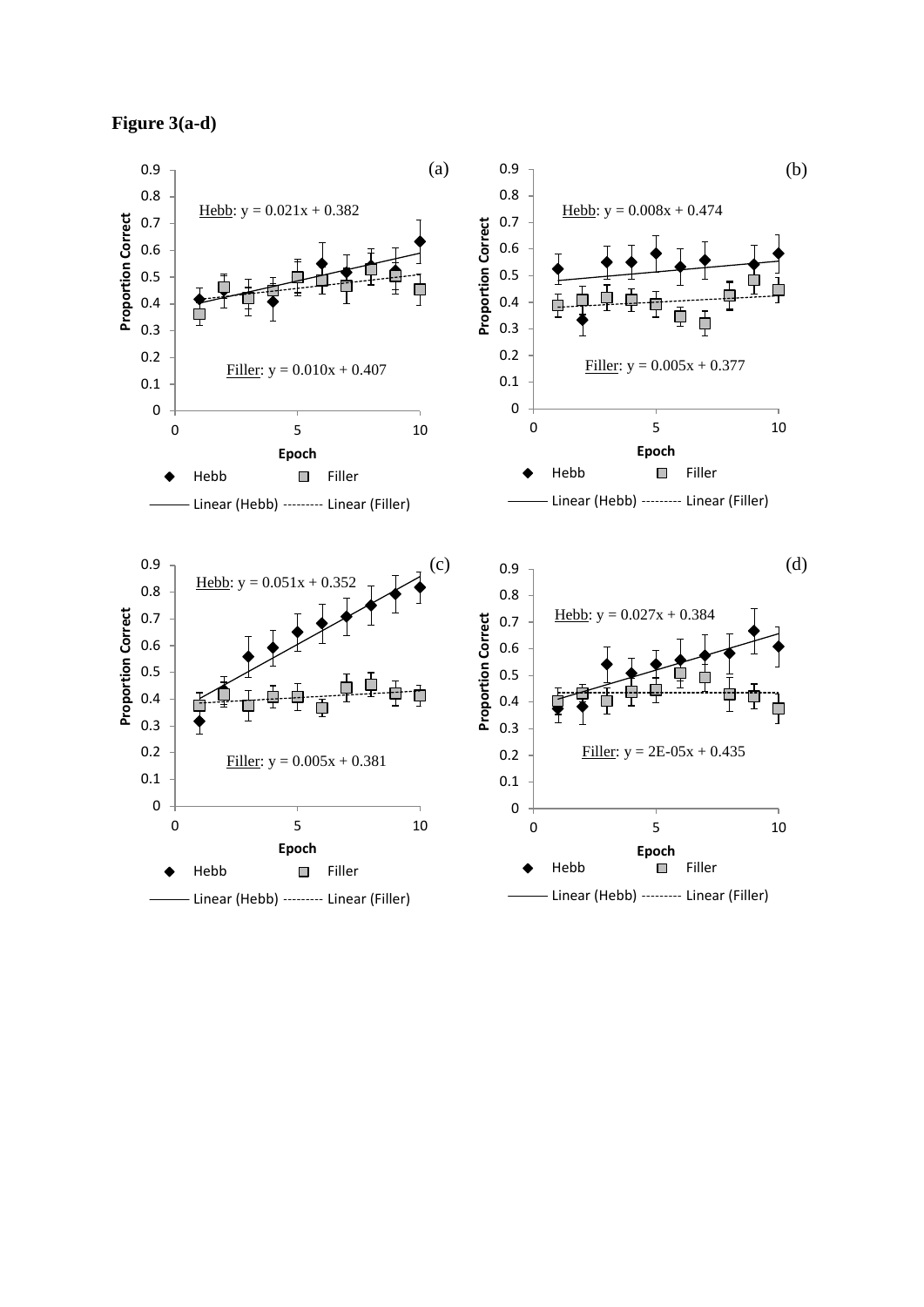**Figure 3(a-d)**

(a)

Hebb: y = 0.021x + 0.382

Filler: y = 0.010x + 0.407

(b)

Hebb: y = 0.008x + 0.474

Filler: y = 0.005x + 0.377

(c)

Hebb: y = 0.051x + 0.352

Filler: y = 0.005x + 0.381

(d)

Hebb: y = 0.027x + 0.384

Filler: y = 2E-05x + 0.435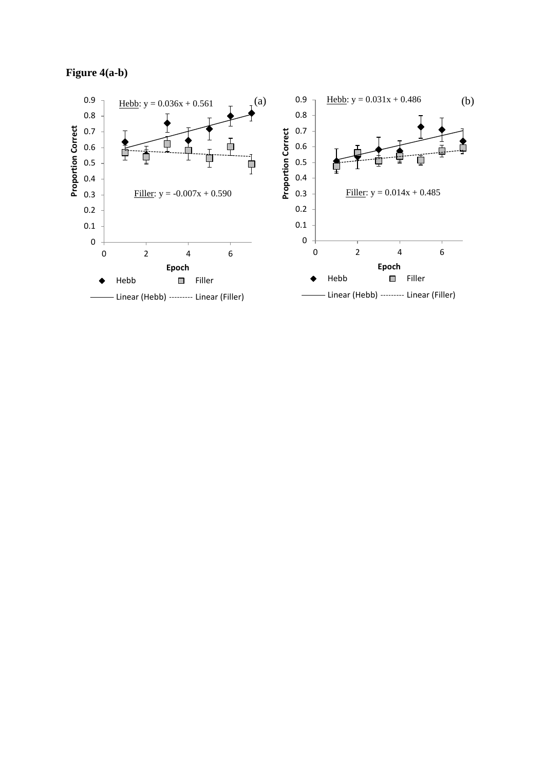**Figure 4(a-b)**

(a)

Hebb: y = 0.036x + 0.561

Filler: y = -0.007x + 0.590

(b)

Hebb: y = 0.031x + 0.486

Filler: y = 0.014x + 0.485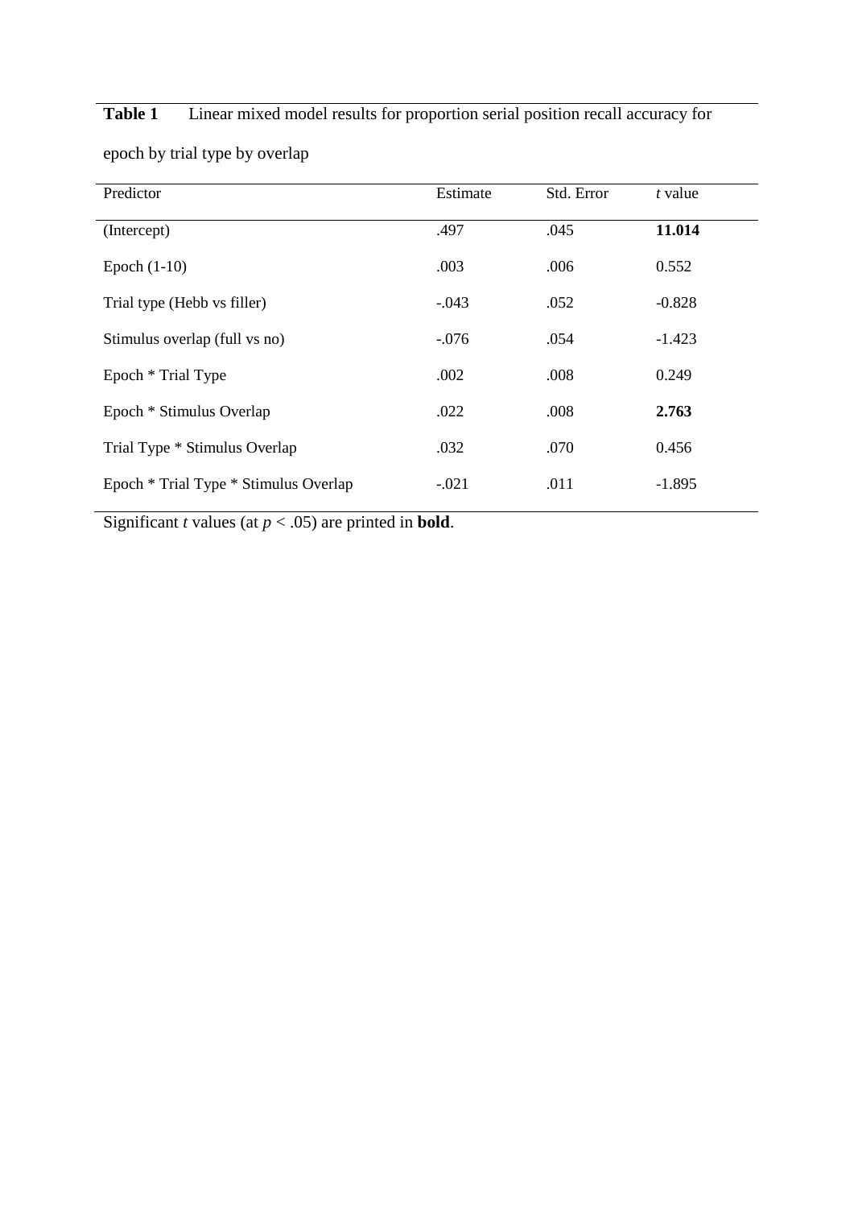**Table 1** Linear mixed model results for proportion serial position recall accuracy for epoch by trial type by overlap

| Predictor | Estimate | Std. Error | *t* value |
|---|---|---|---|
| (Intercept) | .497 | .045 | **11.014** |
| Epoch (1-10) | .003 | .006 | 0.552 |
| Trial type (Hebb vs filler) | -.043 | .052 | -0.828 |
| Stimulus overlap (full vs no) | -.076 | .054 | -1.423 |
| Epoch * Trial Type | .002 | .008 | 0.249 |
| Epoch * Stimulus Overlap | .022 | .008 | **2.763** |
| Trial Type * Stimulus Overlap | .032 | .070 | 0.456 |
| Epoch * Trial Type * Stimulus Overlap | -.021 | .011 | -1.895 |

Significant *t* values (at $p < .05$) are printed in **bold**.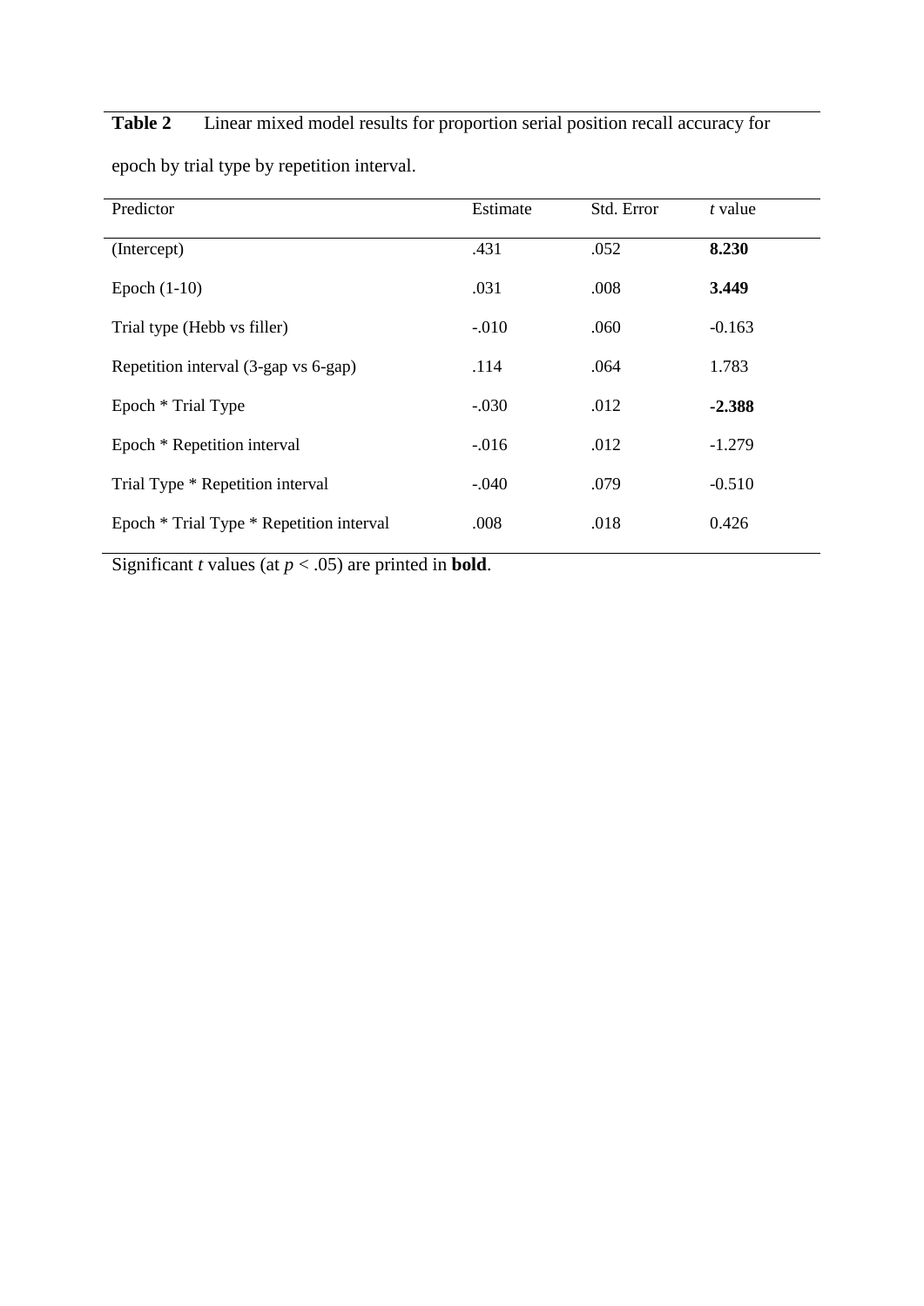**Table 2** Linear mixed model results for proportion serial position recall accuracy for epoch by trial type by repetition interval.

| Predictor | Estimate | Std. Error | *t* value |
|---|---|---|---|
| (Intercept) | .431 | .052 | **8.230** |
| Epoch (1-10) | .031 | .008 | **3.449** |
| Trial type (Hebb vs filler) | -.010 | .060 | -0.163 |
| Repetition interval (3-gap vs 6-gap) | .114 | .064 | 1.783 |
| Epoch * Trial Type | -.030 | .012 | **-2.388** |
| Epoch * Repetition interval | -.016 | .012 | -1.279 |
| Trial Type * Repetition interval | -.040 | .079 | -0.510 |
| Epoch * Trial Type * Repetition interval | .008 | .018 | 0.426 |

Significant *t* values (at $p < .05$) are printed in **bold**.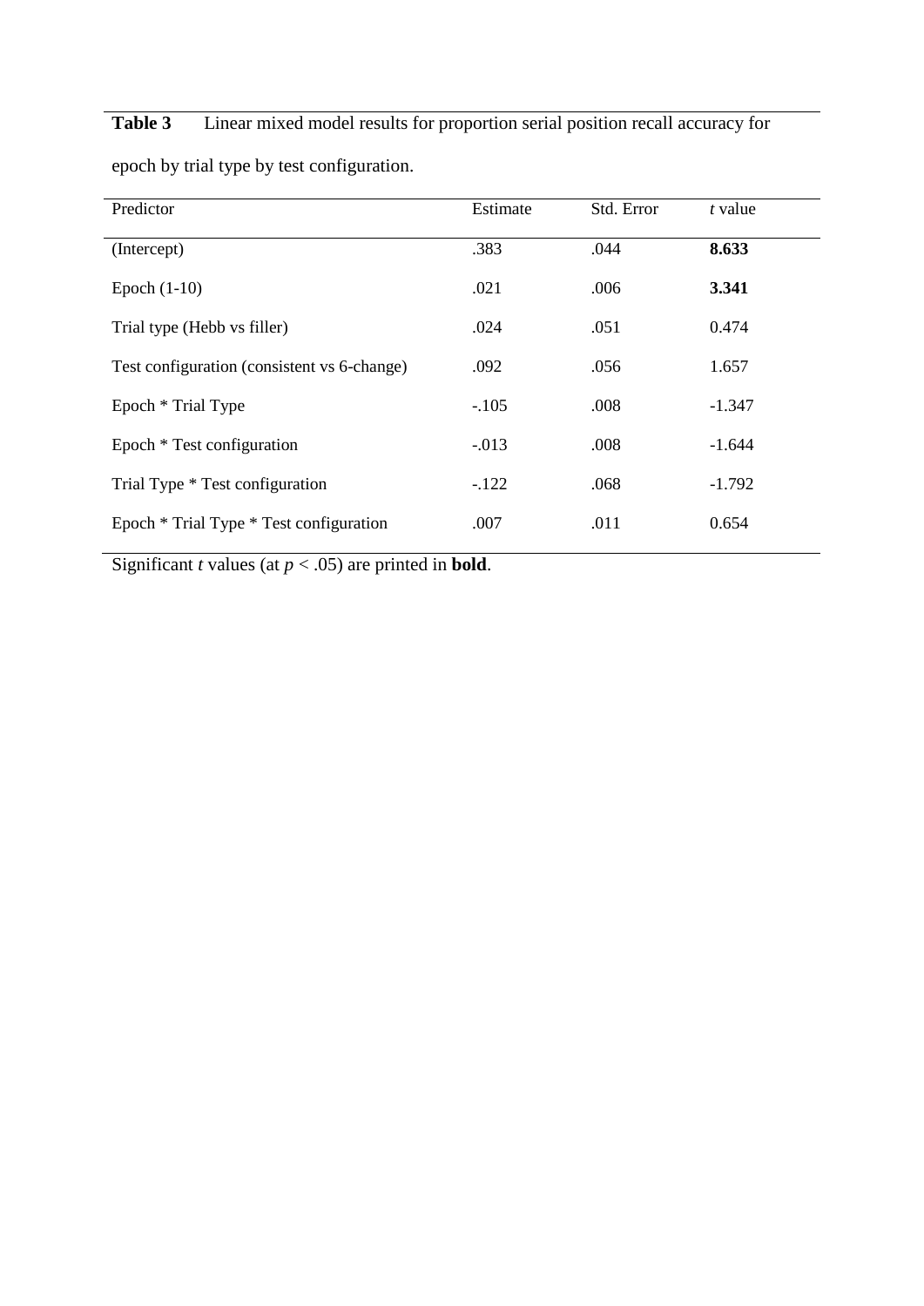**Table 3** Linear mixed model results for proportion serial position recall accuracy for epoch by trial type by test configuration.

| Predictor | Estimate | Std. Error | *t* value |
|---|---|---|---|
| (Intercept) | .383 | .044 | **8.633** |
| Epoch (1-10) | .021 | .006 | **3.341** |
| Trial type (Hebb vs filler) | .024 | .051 | 0.474 |
| Test configuration (consistent vs 6-change) | .092 | .056 | 1.657 |
| Epoch * Trial Type | -.105 | .008 | -1.347 |
| Epoch * Test configuration | -.013 | .008 | -1.644 |
| Trial Type * Test configuration | -.122 | .068 | -1.792 |
| Epoch * Trial Type * Test configuration | .007 | .011 | 0.654 |

Significant *t* values (at $p < .05$) are printed in **bold**.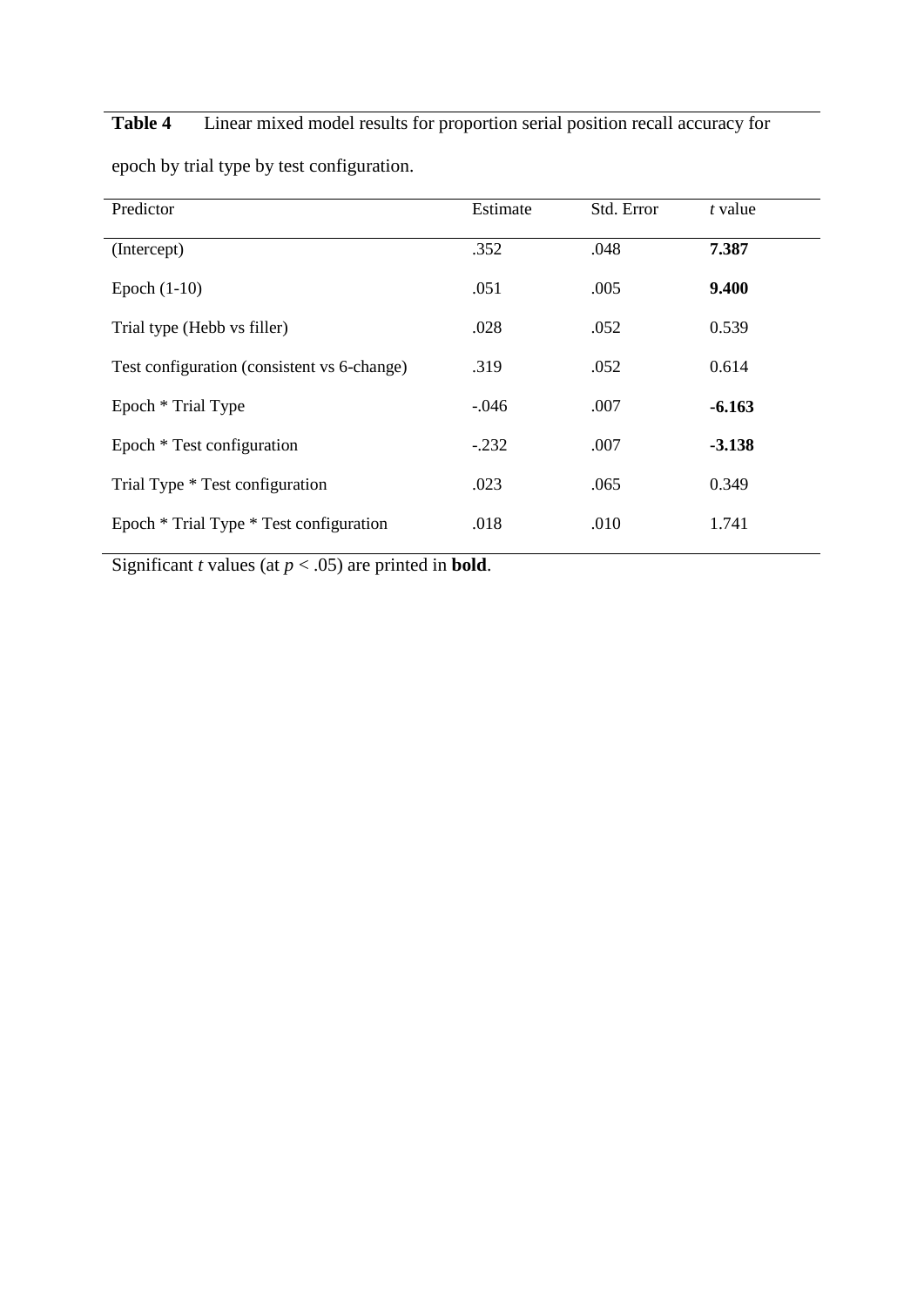**Table 4** Linear mixed model results for proportion serial position recall accuracy for epoch by trial type by test configuration.

| Predictor | Estimate | Std. Error | *t* value |
|---|---|---|---|
| (Intercept) | .352 | .048 | **7.387** |
| Epoch (1-10) | .051 | .005 | **9.400** |
| Trial type (Hebb vs filler) | .028 | .052 | 0.539 |
| Test configuration (consistent vs 6-change) | .319 | .052 | 0.614 |
| Epoch * Trial Type | -.046 | .007 | **-6.163** |
| Epoch * Test configuration | -.232 | .007 | **-3.138** |
| Trial Type * Test configuration | .023 | .065 | 0.349 |
| Epoch * Trial Type * Test configuration | .018 | .010 | 1.741 |

Significant *t* values (at $p < .05$) are printed in **bold**.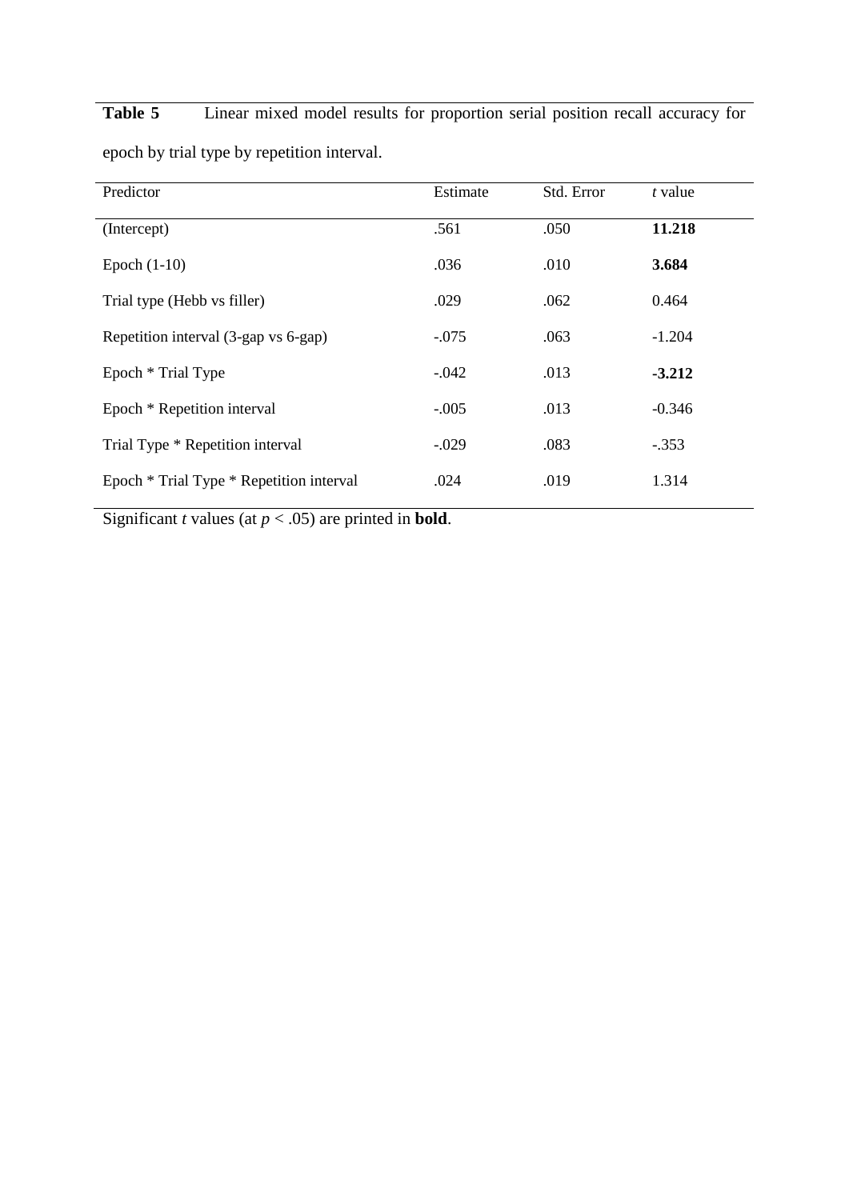**Table 5** Linear mixed model results for proportion serial position recall accuracy for epoch by trial type by repetition interval.

| Predictor | Estimate | Std. Error | *t* value |
|---|---|---|---|
| (Intercept) | .561 | .050 | **11.218** |
| Epoch (1-10) | .036 | .010 | **3.684** |
| Trial type (Hebb vs filler) | .029 | .062 | 0.464 |
| Repetition interval (3-gap vs 6-gap) | -.075 | .063 | -1.204 |
| Epoch * Trial Type | -.042 | .013 | **-3.212** |
| Epoch * Repetition interval | -.005 | .013 | -0.346 |
| Trial Type * Repetition interval | -.029 | .083 | -.353 |
| Epoch * Trial Type * Repetition interval | .024 | .019 | 1.314 |

Significant *t* values (at $p < .05$) are printed in **bold**.